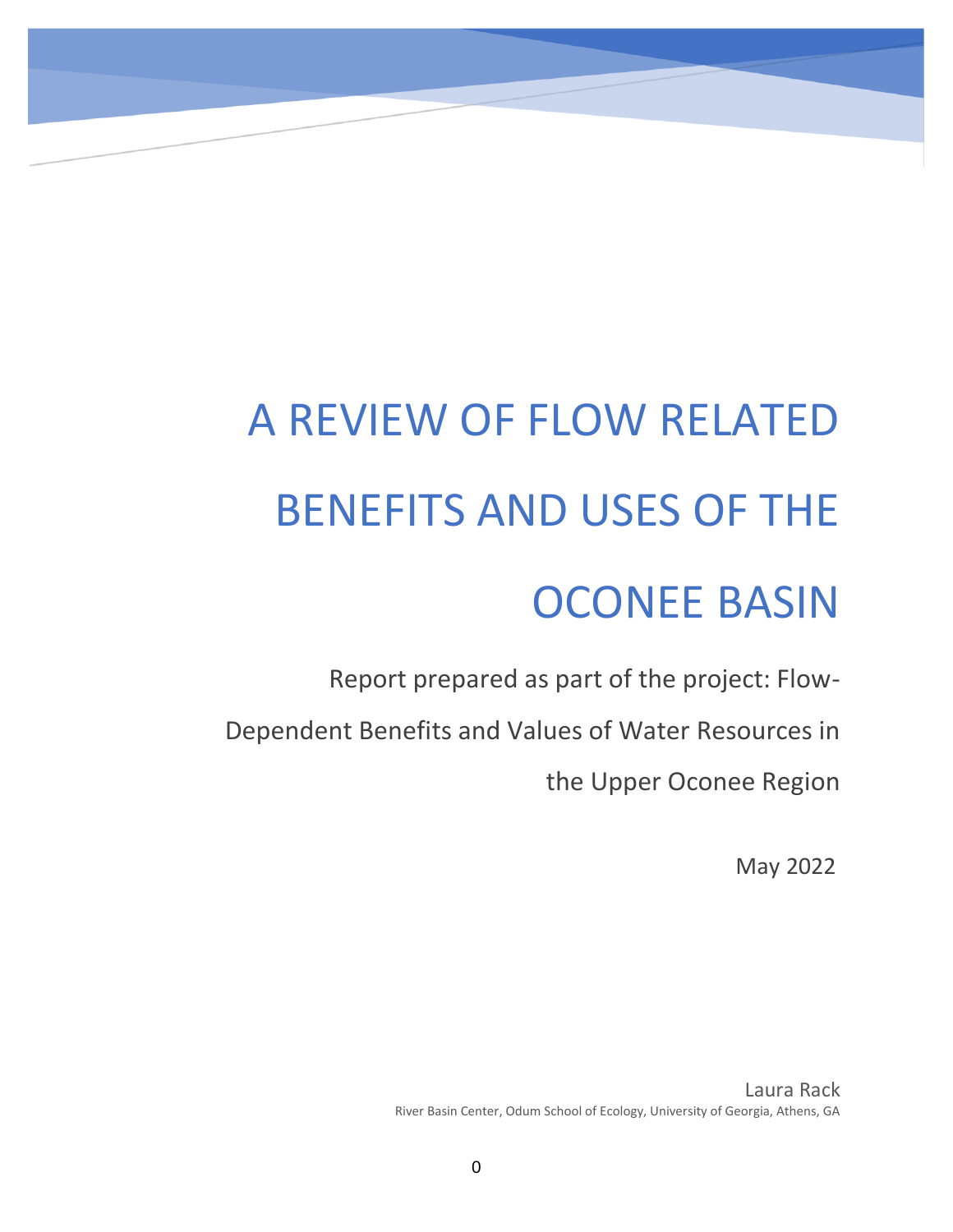# A REVIEW OF FLOW RELATED BENEFITS AND USES OF THE OCONEE BASIN

Report prepared as part of the project: Flow-Dependent Benefits and Values of Water Resources in the Upper Oconee Region

May 2022

Laura Rack

River Basin Center, Odum School of Ecology, University of Georgia, Athens, GA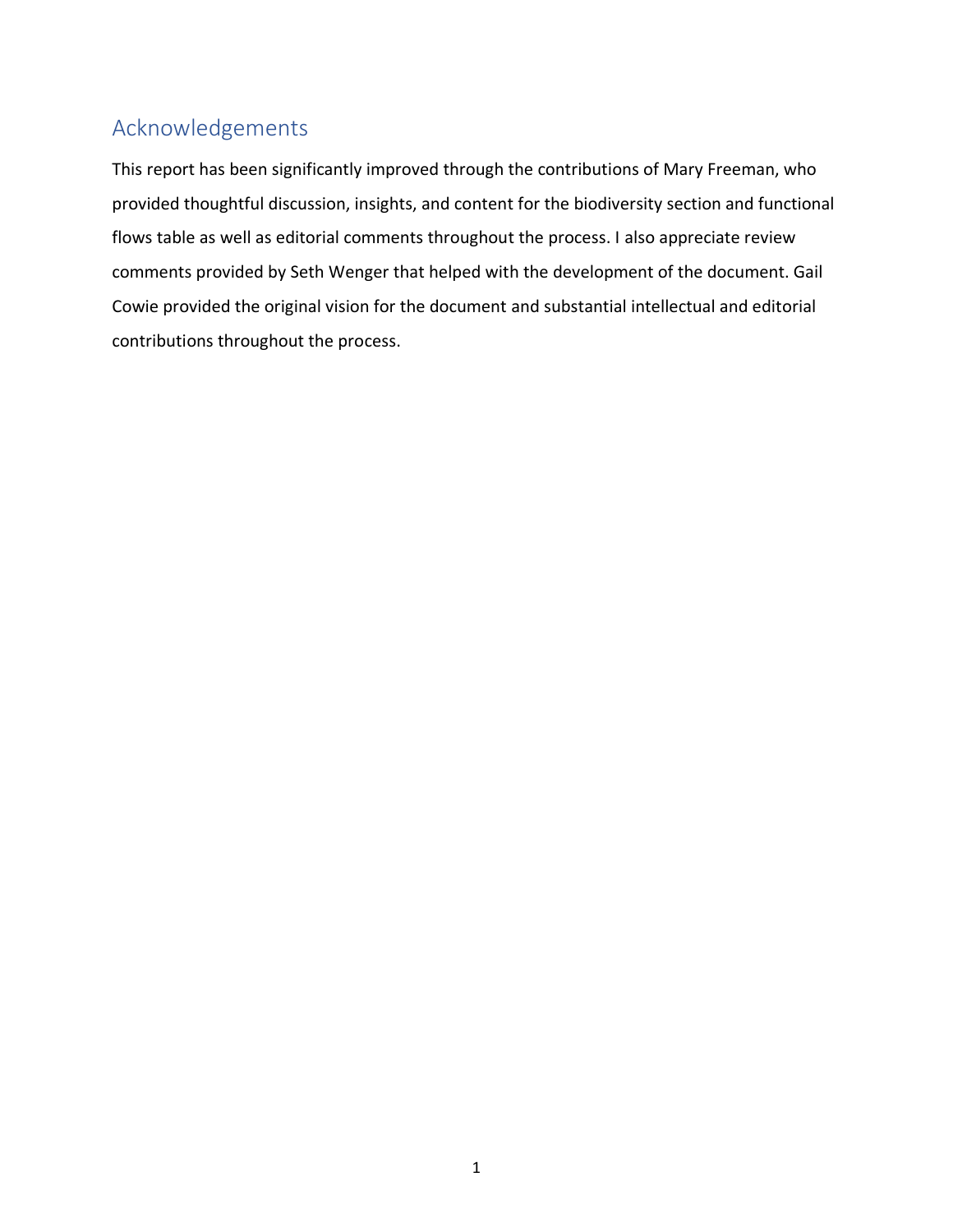## Acknowledgements

This report has been significantly improved through the contributions of Mary Freeman, who provided thoughtful discussion, insights, and content for the biodiversity section and functional flows table as well as editorial comments throughout the process. I also appreciate review comments provided by Seth Wenger that helped with the development of the document. Gail Cowie provided the original vision for the document and substantial intellectual and editorial contributions throughout the process.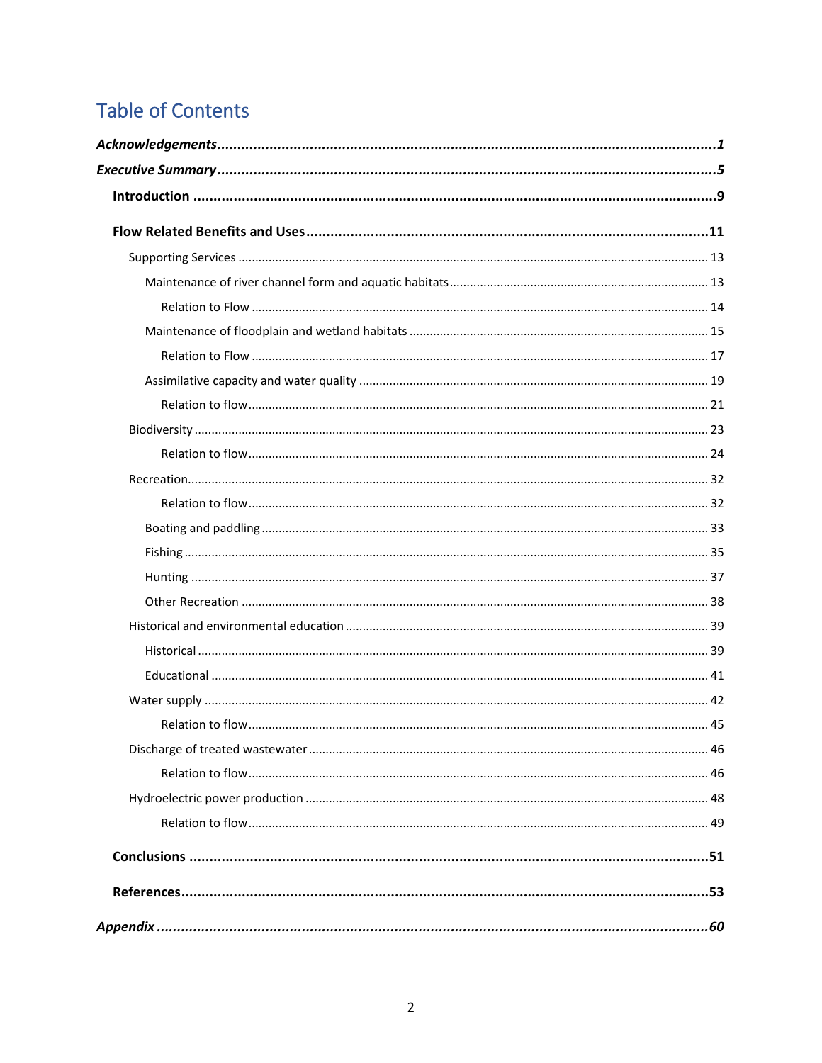# Table of Contents

***Acknowledgements*** ... ***1***

***Executive Summary*** ... ***5***

**Introduction** ... **9**

**Flow Related Benefits and Uses** ... **11**

- Supporting Services ... 13
  - Maintenance of river channel form and aquatic habitats ... 13
    - Relation to Flow ... 14
  - Maintenance of floodplain and wetland habitats ... 15
    - Relation to Flow ... 17
  - Assimilative capacity and water quality ... 19
    - Relation to flow ... 21
- Biodiversity ... 23
  - Relation to flow ... 24
- Recreation ... 32
  - Relation to flow ... 32
  - Boating and paddling ... 33
  - Fishing ... 35
  - Hunting ... 37
  - Other Recreation ... 38
- Historical and environmental education ... 39
  - Historical ... 39
  - Educational ... 41
- Water supply ... 42
  - Relation to flow ... 45
- Discharge of treated wastewater ... 46
  - Relation to flow ... 46
- Hydroelectric power production ... 48
  - Relation to flow ... 49

**Conclusions** ... **51**

**References** ... **53**

***Appendix*** ... ***60***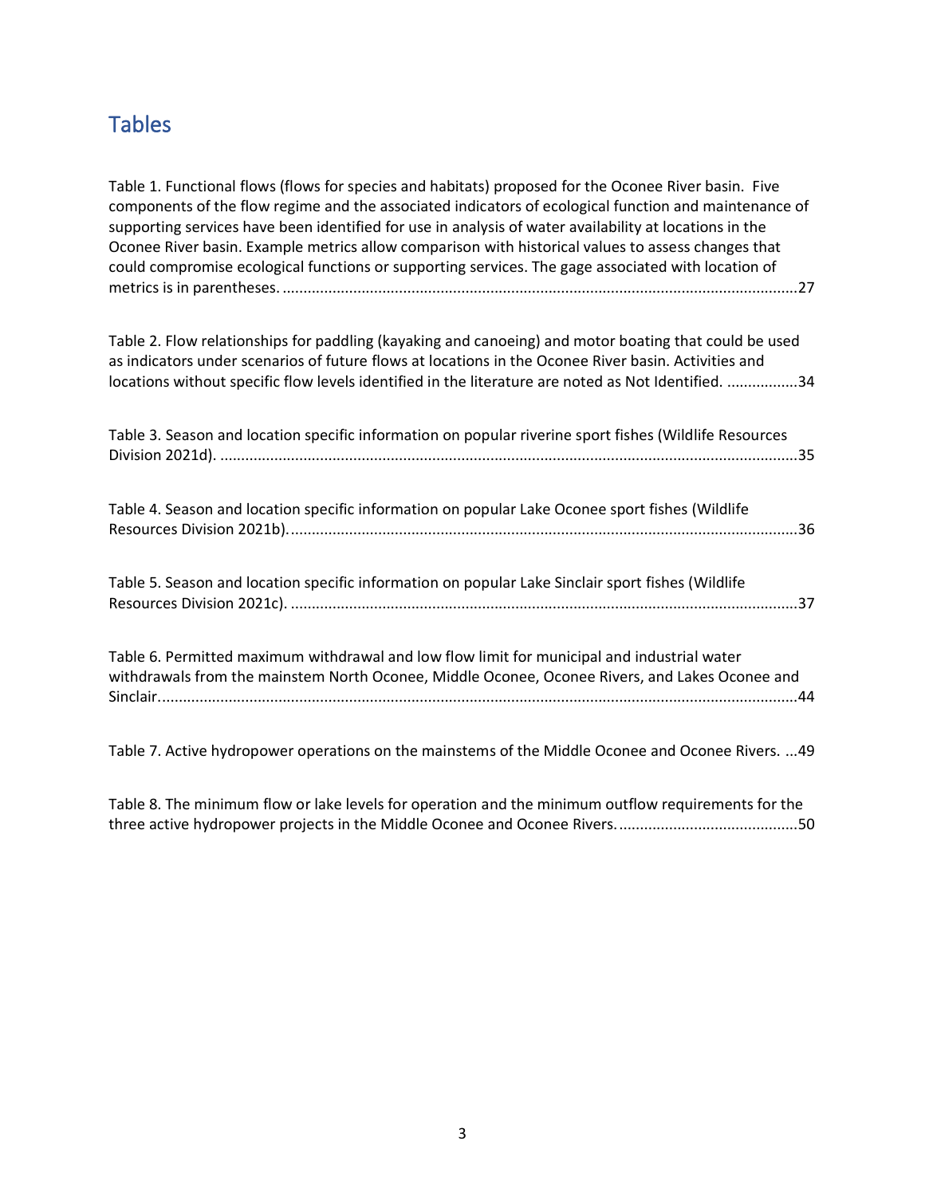## Tables

Table 1. Functional flows (flows for species and habitats) proposed for the Oconee River basin. Five components of the flow regime and the associated indicators of ecological function and maintenance of supporting services have been identified for use in analysis of water availability at locations in the Oconee River basin. Example metrics allow comparison with historical values to assess changes that could compromise ecological functions or supporting services. The gage associated with location of metrics is in parentheses. ..........27

Table 2. Flow relationships for paddling (kayaking and canoeing) and motor boating that could be used as indicators under scenarios of future flows at locations in the Oconee River basin. Activities and locations without specific flow levels identified in the literature are noted as Not Identified. ..........34

Table 3. Season and location specific information on popular riverine sport fishes (Wildlife Resources Division 2021d). ..........35

Table 4. Season and location specific information on popular Lake Oconee sport fishes (Wildlife Resources Division 2021b). ..........36

Table 5. Season and location specific information on popular Lake Sinclair sport fishes (Wildlife Resources Division 2021c). ..........37

Table 6. Permitted maximum withdrawal and low flow limit for municipal and industrial water withdrawals from the mainstem North Oconee, Middle Oconee, Oconee Rivers, and Lakes Oconee and Sinclair. ..........44

Table 7. Active hydropower operations on the mainstems of the Middle Oconee and Oconee Rivers. ...49

Table 8. The minimum flow or lake levels for operation and the minimum outflow requirements for the three active hydropower projects in the Middle Oconee and Oconee Rivers. ..........50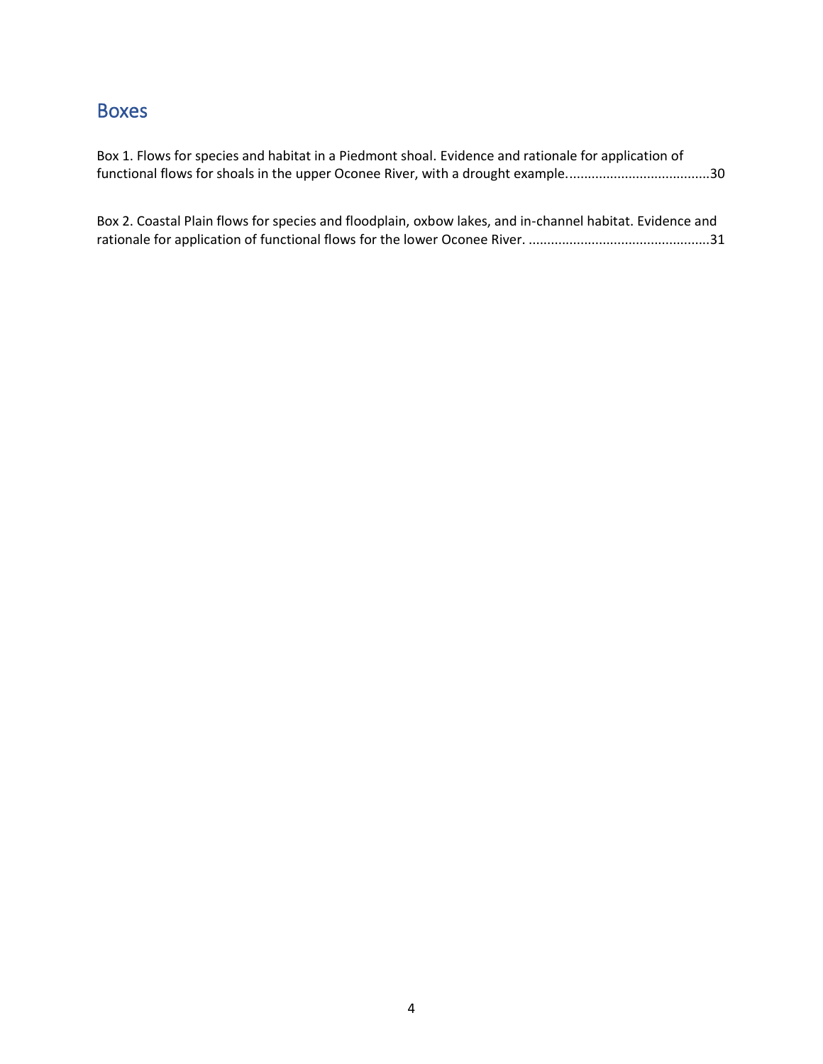## Boxes

Box 1. Flows for species and habitat in a Piedmont shoal. Evidence and rationale for application of functional flows for shoals in the upper Oconee River, with a drought example......................................30

Box 2. Coastal Plain flows for species and floodplain, oxbow lakes, and in-channel habitat. Evidence and rationale for application of functional flows for the lower Oconee River. ................................................31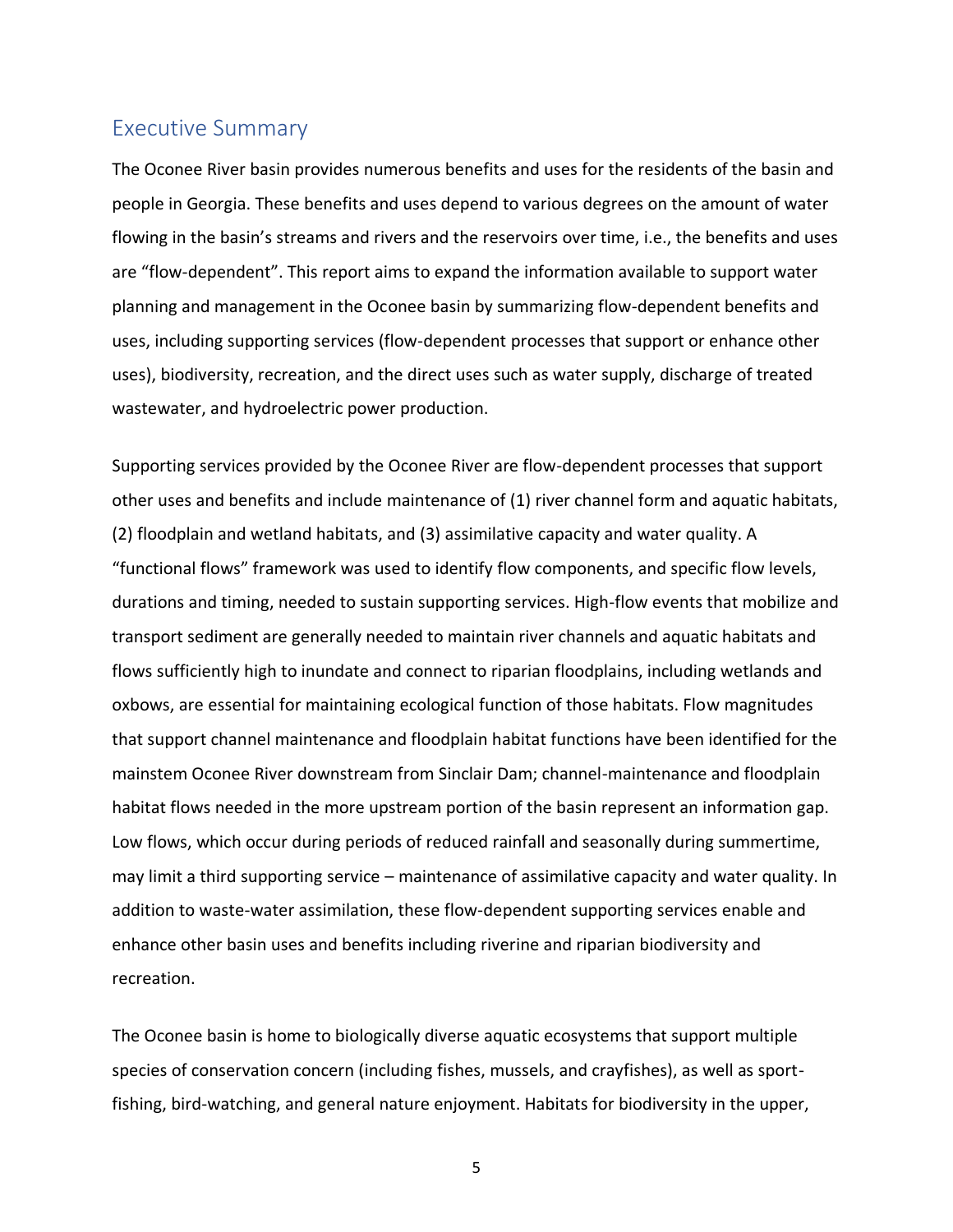## Executive Summary

The Oconee River basin provides numerous benefits and uses for the residents of the basin and people in Georgia. These benefits and uses depend to various degrees on the amount of water flowing in the basin's streams and rivers and the reservoirs over time, i.e., the benefits and uses are "flow-dependent". This report aims to expand the information available to support water planning and management in the Oconee basin by summarizing flow-dependent benefits and uses, including supporting services (flow-dependent processes that support or enhance other uses), biodiversity, recreation, and the direct uses such as water supply, discharge of treated wastewater, and hydroelectric power production.

Supporting services provided by the Oconee River are flow-dependent processes that support other uses and benefits and include maintenance of (1) river channel form and aquatic habitats, (2) floodplain and wetland habitats, and (3) assimilative capacity and water quality. A "functional flows" framework was used to identify flow components, and specific flow levels, durations and timing, needed to sustain supporting services. High-flow events that mobilize and transport sediment are generally needed to maintain river channels and aquatic habitats and flows sufficiently high to inundate and connect to riparian floodplains, including wetlands and oxbows, are essential for maintaining ecological function of those habitats. Flow magnitudes that support channel maintenance and floodplain habitat functions have been identified for the mainstem Oconee River downstream from Sinclair Dam; channel-maintenance and floodplain habitat flows needed in the more upstream portion of the basin represent an information gap. Low flows, which occur during periods of reduced rainfall and seasonally during summertime, may limit a third supporting service – maintenance of assimilative capacity and water quality. In addition to waste-water assimilation, these flow-dependent supporting services enable and enhance other basin uses and benefits including riverine and riparian biodiversity and recreation.

The Oconee basin is home to biologically diverse aquatic ecosystems that support multiple species of conservation concern (including fishes, mussels, and crayfishes), as well as sport-fishing, bird-watching, and general nature enjoyment. Habitats for biodiversity in the upper,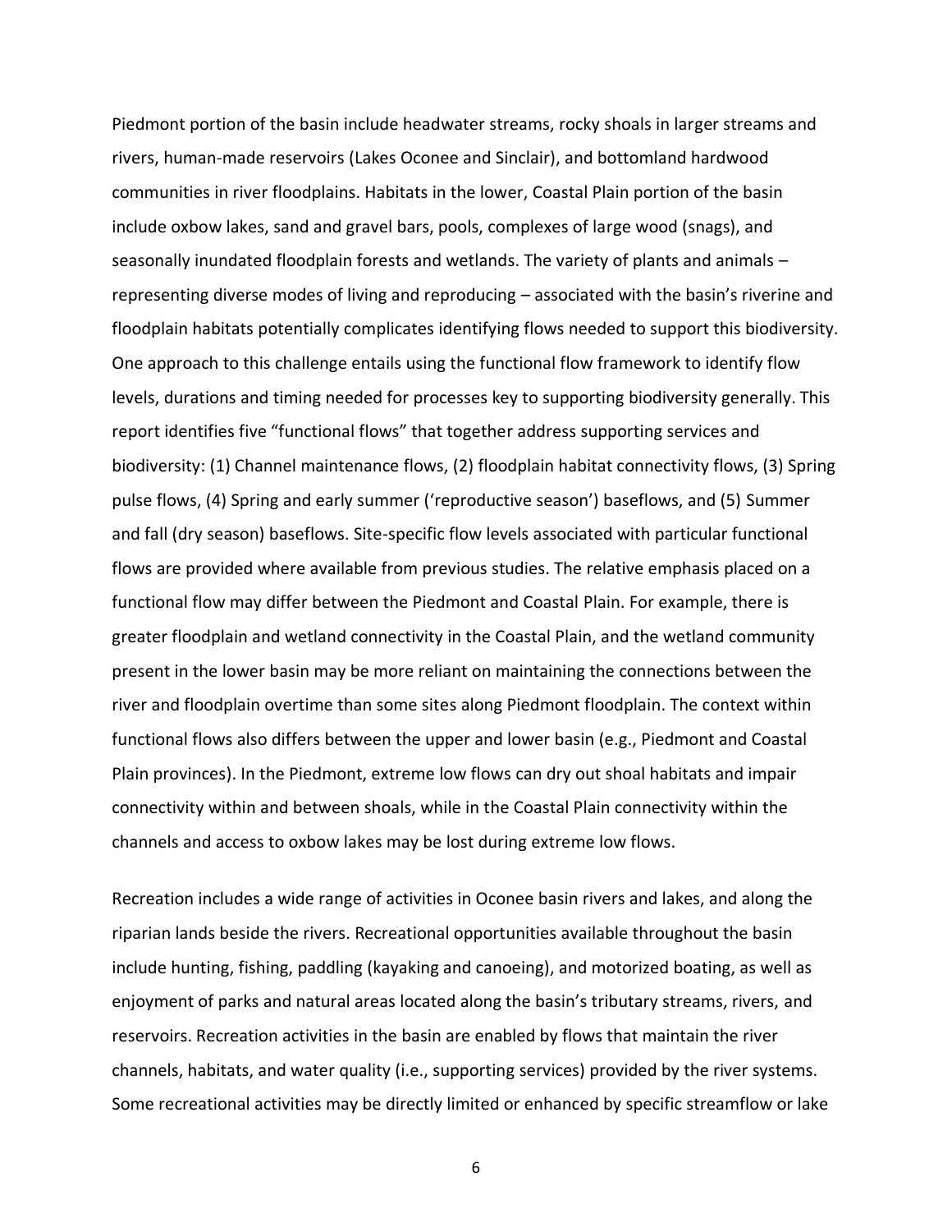Piedmont portion of the basin include headwater streams, rocky shoals in larger streams and rivers, human-made reservoirs (Lakes Oconee and Sinclair), and bottomland hardwood communities in river floodplains. Habitats in the lower, Coastal Plain portion of the basin include oxbow lakes, sand and gravel bars, pools, complexes of large wood (snags), and seasonally inundated floodplain forests and wetlands. The variety of plants and animals – representing diverse modes of living and reproducing – associated with the basin's riverine and floodplain habitats potentially complicates identifying flows needed to support this biodiversity. One approach to this challenge entails using the functional flow framework to identify flow levels, durations and timing needed for processes key to supporting biodiversity generally. This report identifies five "functional flows" that together address supporting services and biodiversity: (1) Channel maintenance flows, (2) floodplain habitat connectivity flows, (3) Spring pulse flows, (4) Spring and early summer ('reproductive season') baseflows, and (5) Summer and fall (dry season) baseflows. Site-specific flow levels associated with particular functional flows are provided where available from previous studies. The relative emphasis placed on a functional flow may differ between the Piedmont and Coastal Plain. For example, there is greater floodplain and wetland connectivity in the Coastal Plain, and the wetland community present in the lower basin may be more reliant on maintaining the connections between the river and floodplain overtime than some sites along Piedmont floodplain. The context within functional flows also differs between the upper and lower basin (e.g., Piedmont and Coastal Plain provinces). In the Piedmont, extreme low flows can dry out shoal habitats and impair connectivity within and between shoals, while in the Coastal Plain connectivity within the channels and access to oxbow lakes may be lost during extreme low flows.

Recreation includes a wide range of activities in Oconee basin rivers and lakes, and along the riparian lands beside the rivers. Recreational opportunities available throughout the basin include hunting, fishing, paddling (kayaking and canoeing), and motorized boating, as well as enjoyment of parks and natural areas located along the basin's tributary streams, rivers, and reservoirs. Recreation activities in the basin are enabled by flows that maintain the river channels, habitats, and water quality (i.e., supporting services) provided by the river systems. Some recreational activities may be directly limited or enhanced by specific streamflow or lake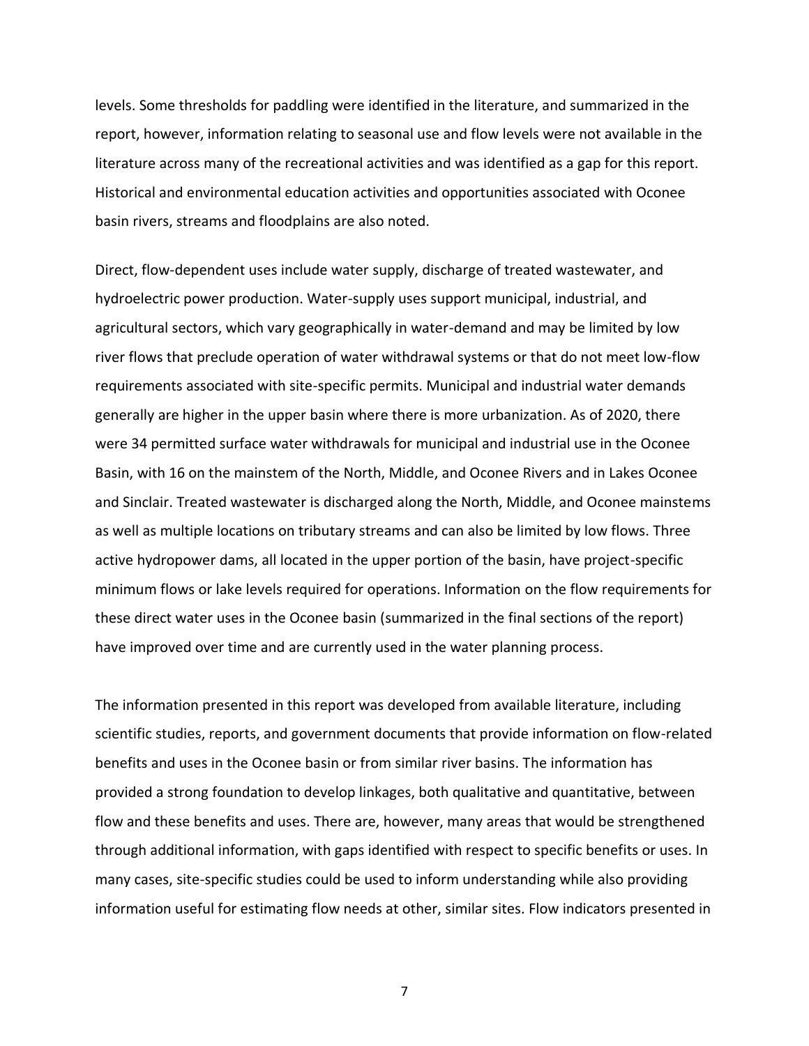levels. Some thresholds for paddling were identified in the literature, and summarized in the report, however, information relating to seasonal use and flow levels were not available in the literature across many of the recreational activities and was identified as a gap for this report. Historical and environmental education activities and opportunities associated with Oconee basin rivers, streams and floodplains are also noted.

Direct, flow-dependent uses include water supply, discharge of treated wastewater, and hydroelectric power production. Water-supply uses support municipal, industrial, and agricultural sectors, which vary geographically in water-demand and may be limited by low river flows that preclude operation of water withdrawal systems or that do not meet low-flow requirements associated with site-specific permits. Municipal and industrial water demands generally are higher in the upper basin where there is more urbanization. As of 2020, there were 34 permitted surface water withdrawals for municipal and industrial use in the Oconee Basin, with 16 on the mainstem of the North, Middle, and Oconee Rivers and in Lakes Oconee and Sinclair. Treated wastewater is discharged along the North, Middle, and Oconee mainstems as well as multiple locations on tributary streams and can also be limited by low flows. Three active hydropower dams, all located in the upper portion of the basin, have project-specific minimum flows or lake levels required for operations. Information on the flow requirements for these direct water uses in the Oconee basin (summarized in the final sections of the report) have improved over time and are currently used in the water planning process.

The information presented in this report was developed from available literature, including scientific studies, reports, and government documents that provide information on flow-related benefits and uses in the Oconee basin or from similar river basins. The information has provided a strong foundation to develop linkages, both qualitative and quantitative, between flow and these benefits and uses. There are, however, many areas that would be strengthened through additional information, with gaps identified with respect to specific benefits or uses. In many cases, site-specific studies could be used to inform understanding while also providing information useful for estimating flow needs at other, similar sites. Flow indicators presented in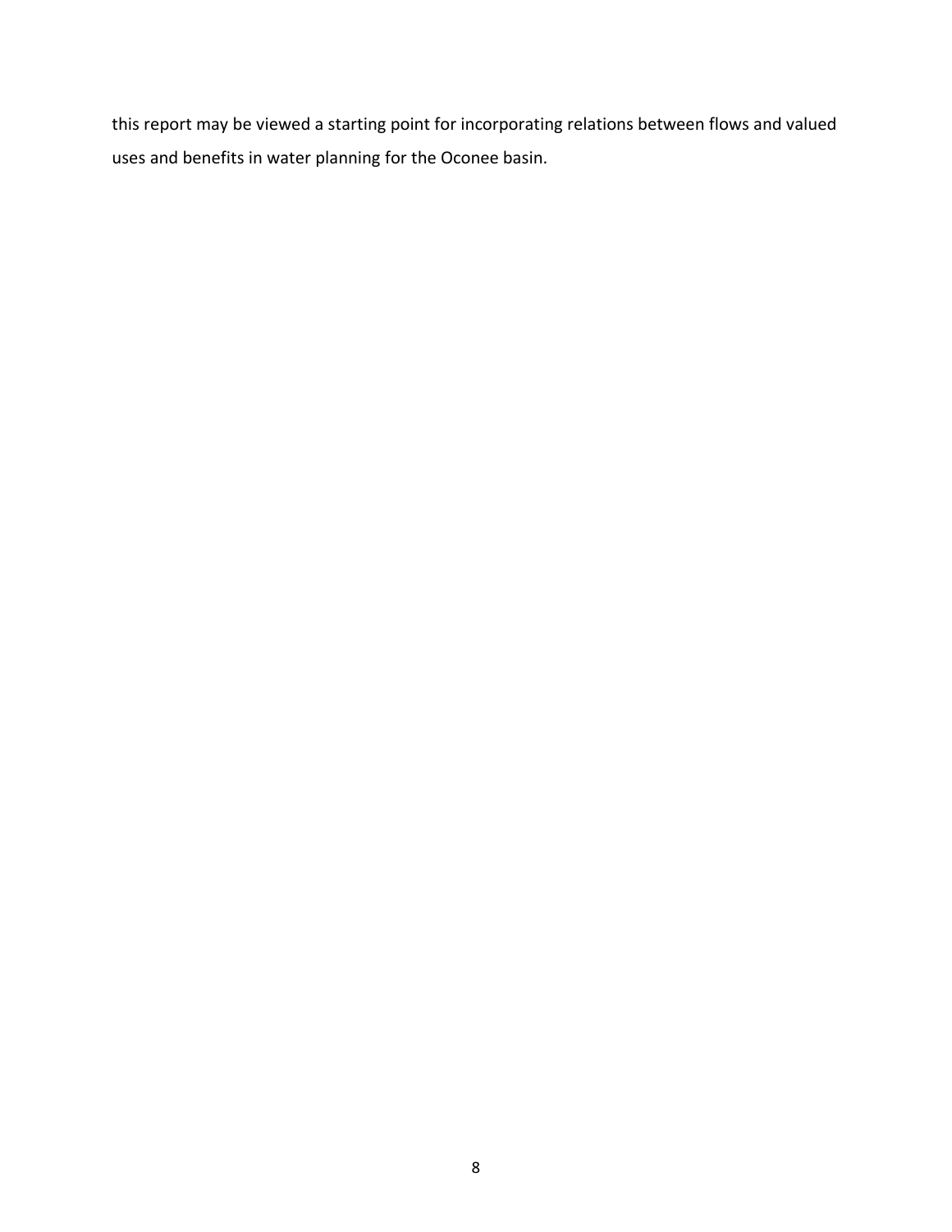this report may be viewed a starting point for incorporating relations between flows and valued uses and benefits in water planning for the Oconee basin.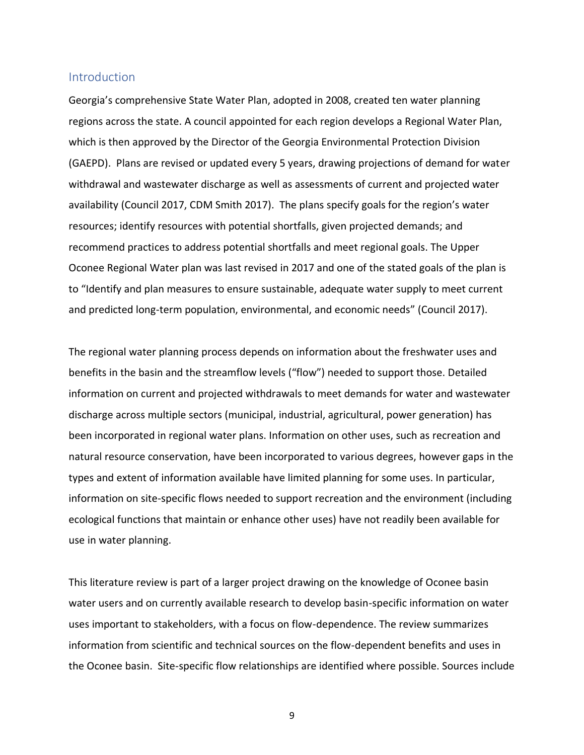## Introduction

Georgia's comprehensive State Water Plan, adopted in 2008, created ten water planning regions across the state. A council appointed for each region develops a Regional Water Plan, which is then approved by the Director of the Georgia Environmental Protection Division (GAEPD). Plans are revised or updated every 5 years, drawing projections of demand for water withdrawal and wastewater discharge as well as assessments of current and projected water availability (Council 2017, CDM Smith 2017). The plans specify goals for the region's water resources; identify resources with potential shortfalls, given projected demands; and recommend practices to address potential shortfalls and meet regional goals. The Upper Oconee Regional Water plan was last revised in 2017 and one of the stated goals of the plan is to "Identify and plan measures to ensure sustainable, adequate water supply to meet current and predicted long-term population, environmental, and economic needs" (Council 2017).

The regional water planning process depends on information about the freshwater uses and benefits in the basin and the streamflow levels ("flow") needed to support those. Detailed information on current and projected withdrawals to meet demands for water and wastewater discharge across multiple sectors (municipal, industrial, agricultural, power generation) has been incorporated in regional water plans. Information on other uses, such as recreation and natural resource conservation, have been incorporated to various degrees, however gaps in the types and extent of information available have limited planning for some uses. In particular, information on site-specific flows needed to support recreation and the environment (including ecological functions that maintain or enhance other uses) have not readily been available for use in water planning.

This literature review is part of a larger project drawing on the knowledge of Oconee basin water users and on currently available research to develop basin-specific information on water uses important to stakeholders, with a focus on flow-dependence. The review summarizes information from scientific and technical sources on the flow-dependent benefits and uses in the Oconee basin. Site-specific flow relationships are identified where possible. Sources include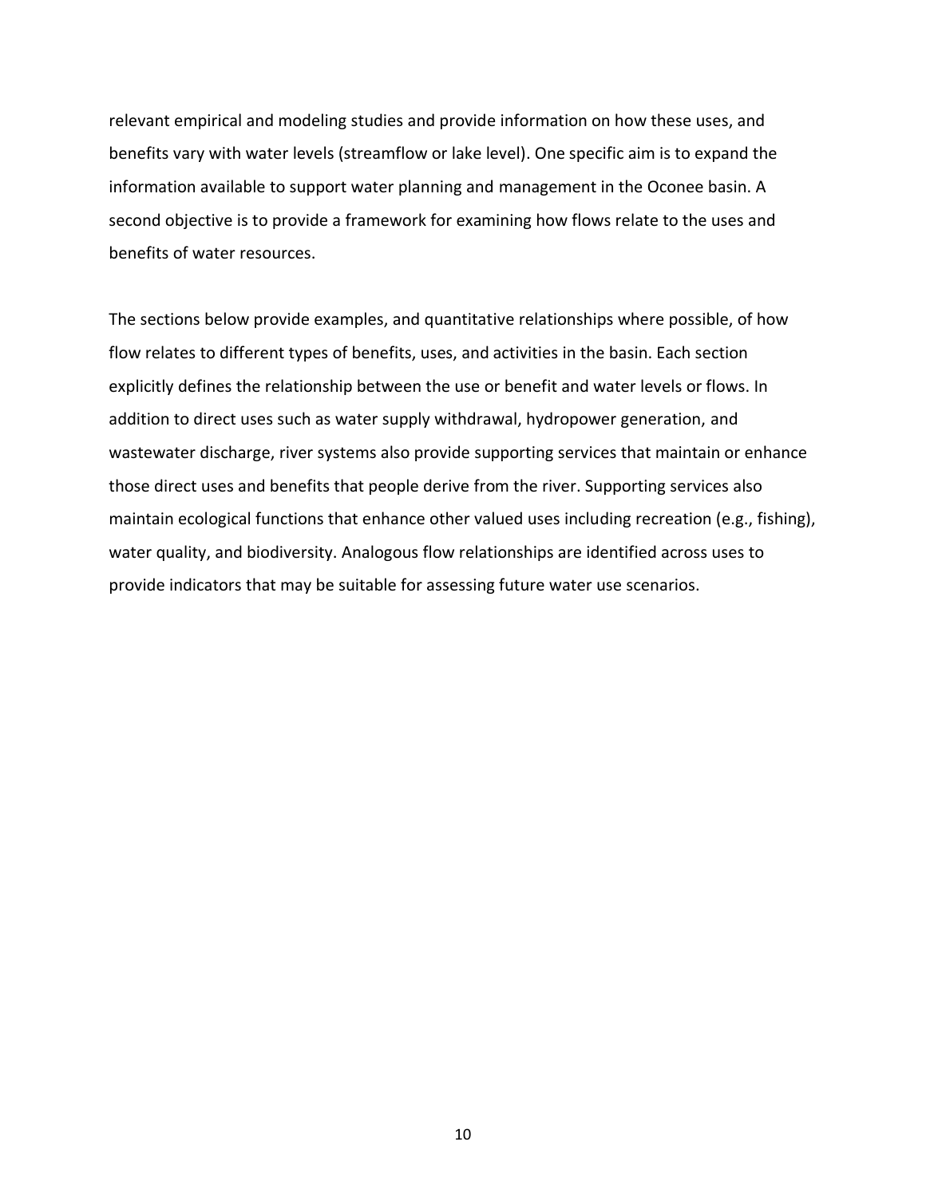relevant empirical and modeling studies and provide information on how these uses, and benefits vary with water levels (streamflow or lake level). One specific aim is to expand the information available to support water planning and management in the Oconee basin. A second objective is to provide a framework for examining how flows relate to the uses and benefits of water resources.

The sections below provide examples, and quantitative relationships where possible, of how flow relates to different types of benefits, uses, and activities in the basin. Each section explicitly defines the relationship between the use or benefit and water levels or flows. In addition to direct uses such as water supply withdrawal, hydropower generation, and wastewater discharge, river systems also provide supporting services that maintain or enhance those direct uses and benefits that people derive from the river. Supporting services also maintain ecological functions that enhance other valued uses including recreation (e.g., fishing), water quality, and biodiversity. Analogous flow relationships are identified across uses to provide indicators that may be suitable for assessing future water use scenarios.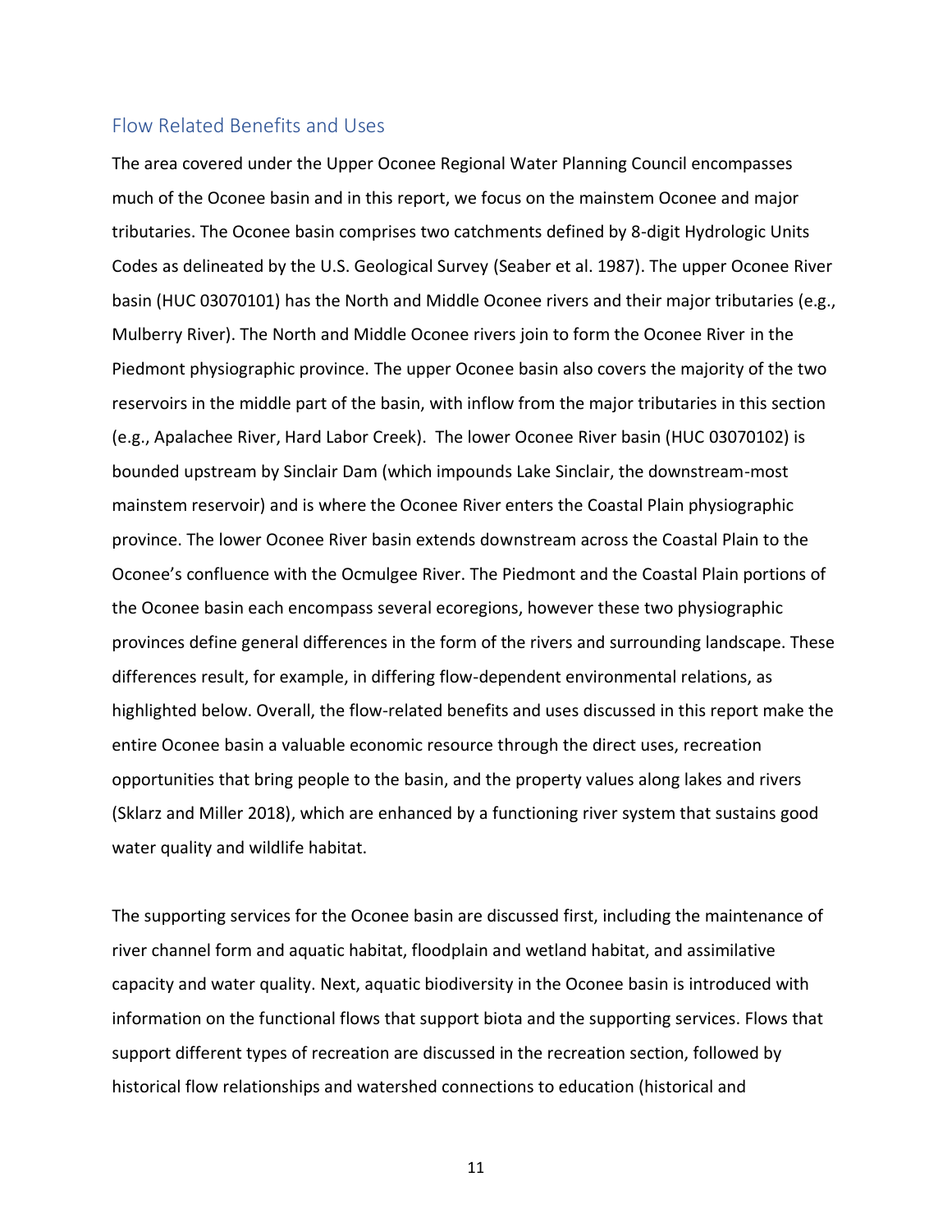## Flow Related Benefits and Uses

The area covered under the Upper Oconee Regional Water Planning Council encompasses much of the Oconee basin and in this report, we focus on the mainstem Oconee and major tributaries. The Oconee basin comprises two catchments defined by 8-digit Hydrologic Units Codes as delineated by the U.S. Geological Survey (Seaber et al. 1987). The upper Oconee River basin (HUC 03070101) has the North and Middle Oconee rivers and their major tributaries (e.g., Mulberry River). The North and Middle Oconee rivers join to form the Oconee River in the Piedmont physiographic province. The upper Oconee basin also covers the majority of the two reservoirs in the middle part of the basin, with inflow from the major tributaries in this section (e.g., Apalachee River, Hard Labor Creek). The lower Oconee River basin (HUC 03070102) is bounded upstream by Sinclair Dam (which impounds Lake Sinclair, the downstream-most mainstem reservoir) and is where the Oconee River enters the Coastal Plain physiographic province. The lower Oconee River basin extends downstream across the Coastal Plain to the Oconee's confluence with the Ocmulgee River. The Piedmont and the Coastal Plain portions of the Oconee basin each encompass several ecoregions, however these two physiographic provinces define general differences in the form of the rivers and surrounding landscape. These differences result, for example, in differing flow-dependent environmental relations, as highlighted below. Overall, the flow-related benefits and uses discussed in this report make the entire Oconee basin a valuable economic resource through the direct uses, recreation opportunities that bring people to the basin, and the property values along lakes and rivers (Sklarz and Miller 2018), which are enhanced by a functioning river system that sustains good water quality and wildlife habitat.

The supporting services for the Oconee basin are discussed first, including the maintenance of river channel form and aquatic habitat, floodplain and wetland habitat, and assimilative capacity and water quality. Next, aquatic biodiversity in the Oconee basin is introduced with information on the functional flows that support biota and the supporting services. Flows that support different types of recreation are discussed in the recreation section, followed by historical flow relationships and watershed connections to education (historical and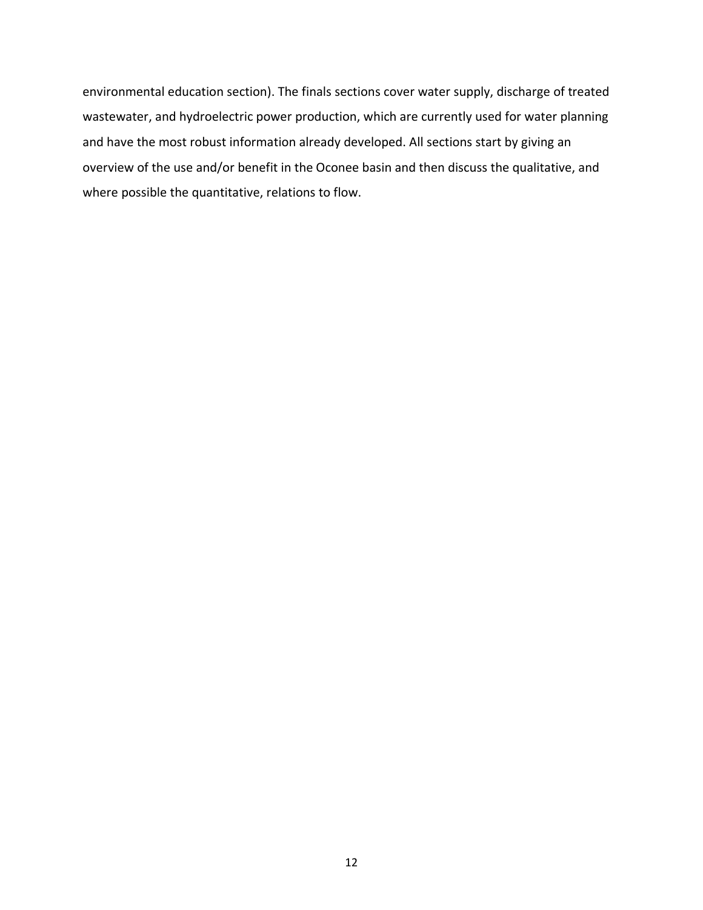environmental education section). The finals sections cover water supply, discharge of treated wastewater, and hydroelectric power production, which are currently used for water planning and have the most robust information already developed. All sections start by giving an overview of the use and/or benefit in the Oconee basin and then discuss the qualitative, and where possible the quantitative, relations to flow.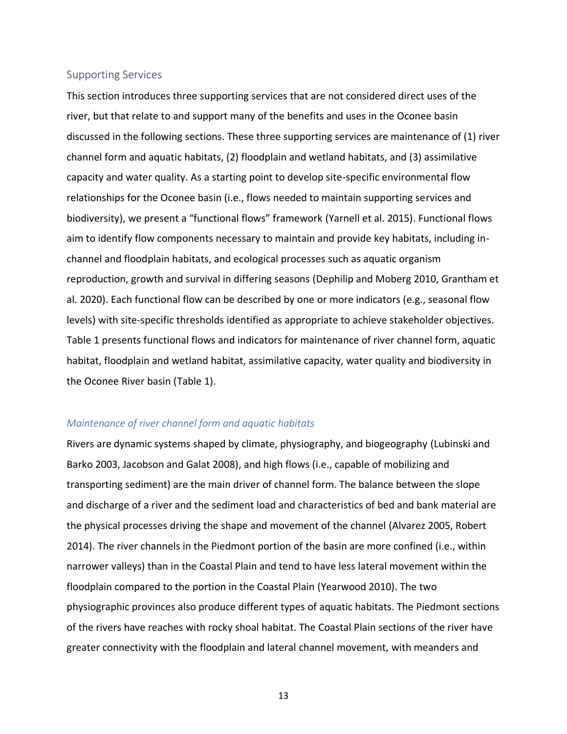## Supporting Services

This section introduces three supporting services that are not considered direct uses of the river, but that relate to and support many of the benefits and uses in the Oconee basin discussed in the following sections. These three supporting services are maintenance of (1) river channel form and aquatic habitats, (2) floodplain and wetland habitats, and (3) assimilative capacity and water quality. As a starting point to develop site-specific environmental flow relationships for the Oconee basin (i.e., flows needed to maintain supporting services and biodiversity), we present a "functional flows" framework (Yarnell et al. 2015). Functional flows aim to identify flow components necessary to maintain and provide key habitats, including in-channel and floodplain habitats, and ecological processes such as aquatic organism reproduction, growth and survival in differing seasons (Dephilip and Moberg 2010, Grantham et al. 2020). Each functional flow can be described by one or more indicators (e.g., seasonal flow levels) with site-specific thresholds identified as appropriate to achieve stakeholder objectives. Table 1 presents functional flows and indicators for maintenance of river channel form, aquatic habitat, floodplain and wetland habitat, assimilative capacity, water quality and biodiversity in the Oconee River basin (Table 1).

### *Maintenance of river channel form and aquatic habitats*

Rivers are dynamic systems shaped by climate, physiography, and biogeography (Lubinski and Barko 2003, Jacobson and Galat 2008), and high flows (i.e., capable of mobilizing and transporting sediment) are the main driver of channel form. The balance between the slope and discharge of a river and the sediment load and characteristics of bed and bank material are the physical processes driving the shape and movement of the channel (Alvarez 2005, Robert 2014). The river channels in the Piedmont portion of the basin are more confined (i.e., within narrower valleys) than in the Coastal Plain and tend to have less lateral movement within the floodplain compared to the portion in the Coastal Plain (Yearwood 2010). The two physiographic provinces also produce different types of aquatic habitats. The Piedmont sections of the rivers have reaches with rocky shoal habitat. The Coastal Plain sections of the river have greater connectivity with the floodplain and lateral channel movement, with meanders and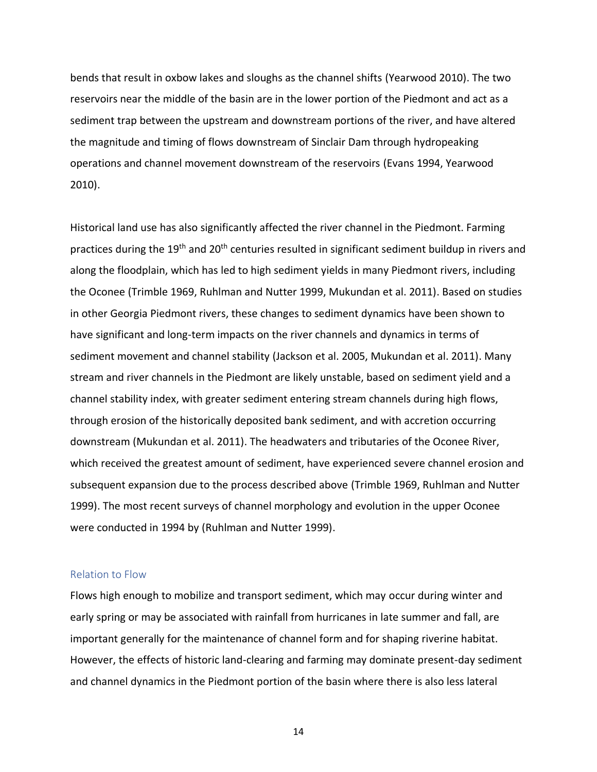bends that result in oxbow lakes and sloughs as the channel shifts (Yearwood 2010). The two reservoirs near the middle of the basin are in the lower portion of the Piedmont and act as a sediment trap between the upstream and downstream portions of the river, and have altered the magnitude and timing of flows downstream of Sinclair Dam through hydropeaking operations and channel movement downstream of the reservoirs (Evans 1994, Yearwood 2010).

Historical land use has also significantly affected the river channel in the Piedmont. Farming practices during the 19th and 20th centuries resulted in significant sediment buildup in rivers and along the floodplain, which has led to high sediment yields in many Piedmont rivers, including the Oconee (Trimble 1969, Ruhlman and Nutter 1999, Mukundan et al. 2011). Based on studies in other Georgia Piedmont rivers, these changes to sediment dynamics have been shown to have significant and long-term impacts on the river channels and dynamics in terms of sediment movement and channel stability (Jackson et al. 2005, Mukundan et al. 2011). Many stream and river channels in the Piedmont are likely unstable, based on sediment yield and a channel stability index, with greater sediment entering stream channels during high flows, through erosion of the historically deposited bank sediment, and with accretion occurring downstream (Mukundan et al. 2011). The headwaters and tributaries of the Oconee River, which received the greatest amount of sediment, have experienced severe channel erosion and subsequent expansion due to the process described above (Trimble 1969, Ruhlman and Nutter 1999). The most recent surveys of channel morphology and evolution in the upper Oconee were conducted in 1994 by (Ruhlman and Nutter 1999).

### Relation to Flow

Flows high enough to mobilize and transport sediment, which may occur during winter and early spring or may be associated with rainfall from hurricanes in late summer and fall, are important generally for the maintenance of channel form and for shaping riverine habitat. However, the effects of historic land-clearing and farming may dominate present-day sediment and channel dynamics in the Piedmont portion of the basin where there is also less lateral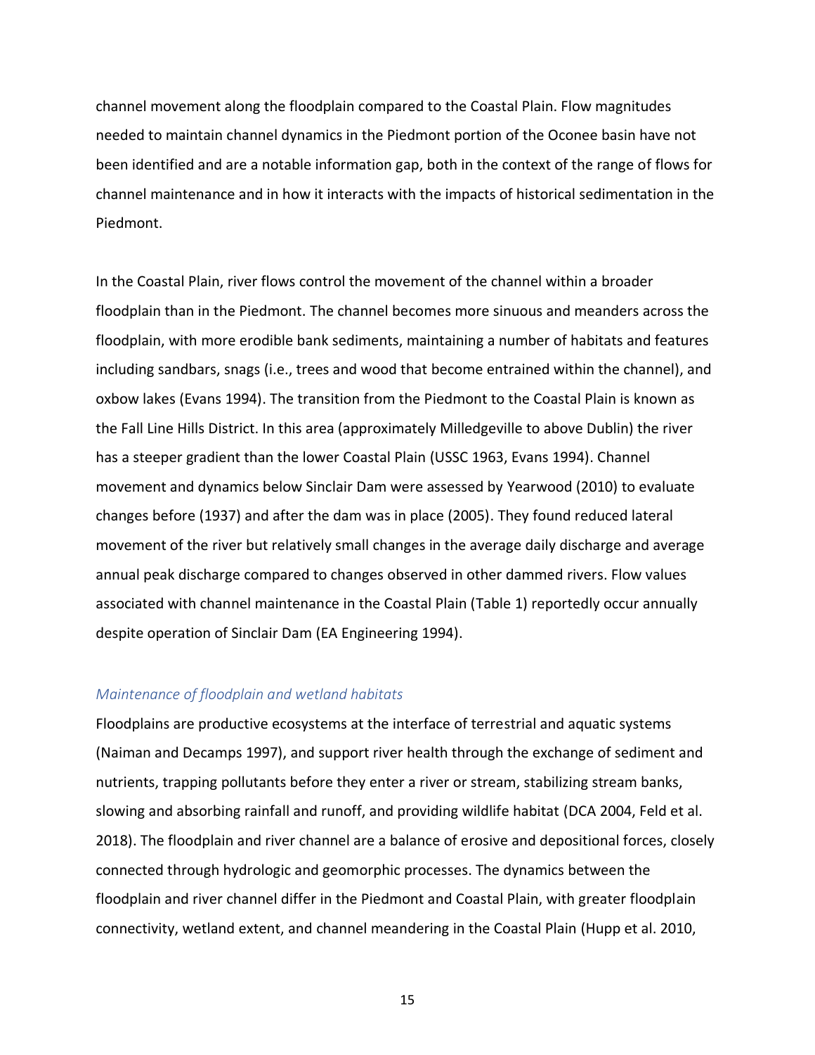channel movement along the floodplain compared to the Coastal Plain. Flow magnitudes needed to maintain channel dynamics in the Piedmont portion of the Oconee basin have not been identified and are a notable information gap, both in the context of the range of flows for channel maintenance and in how it interacts with the impacts of historical sedimentation in the Piedmont.

In the Coastal Plain, river flows control the movement of the channel within a broader floodplain than in the Piedmont. The channel becomes more sinuous and meanders across the floodplain, with more erodible bank sediments, maintaining a number of habitats and features including sandbars, snags (i.e., trees and wood that become entrained within the channel), and oxbow lakes (Evans 1994). The transition from the Piedmont to the Coastal Plain is known as the Fall Line Hills District. In this area (approximately Milledgeville to above Dublin) the river has a steeper gradient than the lower Coastal Plain (USSC 1963, Evans 1994). Channel movement and dynamics below Sinclair Dam were assessed by Yearwood (2010) to evaluate changes before (1937) and after the dam was in place (2005). They found reduced lateral movement of the river but relatively small changes in the average daily discharge and average annual peak discharge compared to changes observed in other dammed rivers. Flow values associated with channel maintenance in the Coastal Plain (Table 1) reportedly occur annually despite operation of Sinclair Dam (EA Engineering 1994).

### *Maintenance of floodplain and wetland habitats*

Floodplains are productive ecosystems at the interface of terrestrial and aquatic systems (Naiman and Decamps 1997), and support river health through the exchange of sediment and nutrients, trapping pollutants before they enter a river or stream, stabilizing stream banks, slowing and absorbing rainfall and runoff, and providing wildlife habitat (DCA 2004, Feld et al. 2018). The floodplain and river channel are a balance of erosive and depositional forces, closely connected through hydrologic and geomorphic processes. The dynamics between the floodplain and river channel differ in the Piedmont and Coastal Plain, with greater floodplain connectivity, wetland extent, and channel meandering in the Coastal Plain (Hupp et al. 2010,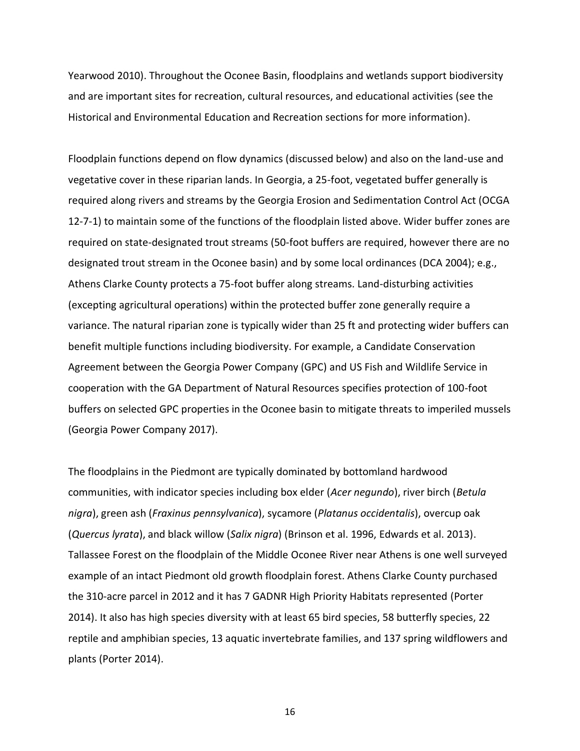Yearwood 2010). Throughout the Oconee Basin, floodplains and wetlands support biodiversity and are important sites for recreation, cultural resources, and educational activities (see the Historical and Environmental Education and Recreation sections for more information).

Floodplain functions depend on flow dynamics (discussed below) and also on the land-use and vegetative cover in these riparian lands. In Georgia, a 25-foot, vegetated buffer generally is required along rivers and streams by the Georgia Erosion and Sedimentation Control Act (OCGA 12-7-1) to maintain some of the functions of the floodplain listed above. Wider buffer zones are required on state-designated trout streams (50-foot buffers are required, however there are no designated trout stream in the Oconee basin) and by some local ordinances (DCA 2004); e.g., Athens Clarke County protects a 75-foot buffer along streams. Land-disturbing activities (excepting agricultural operations) within the protected buffer zone generally require a variance. The natural riparian zone is typically wider than 25 ft and protecting wider buffers can benefit multiple functions including biodiversity. For example, a Candidate Conservation Agreement between the Georgia Power Company (GPC) and US Fish and Wildlife Service in cooperation with the GA Department of Natural Resources specifies protection of 100-foot buffers on selected GPC properties in the Oconee basin to mitigate threats to imperiled mussels (Georgia Power Company 2017).

The floodplains in the Piedmont are typically dominated by bottomland hardwood communities, with indicator species including box elder (*Acer negundo*), river birch (*Betula nigra*), green ash (*Fraxinus pennsylvanica*), sycamore (*Platanus occidentalis*), overcup oak (*Quercus lyrata*), and black willow (*Salix nigra*) (Brinson et al. 1996, Edwards et al. 2013). Tallassee Forest on the floodplain of the Middle Oconee River near Athens is one well surveyed example of an intact Piedmont old growth floodplain forest. Athens Clarke County purchased the 310-acre parcel in 2012 and it has 7 GADNR High Priority Habitats represented (Porter 2014). It also has high species diversity with at least 65 bird species, 58 butterfly species, 22 reptile and amphibian species, 13 aquatic invertebrate families, and 137 spring wildflowers and plants (Porter 2014).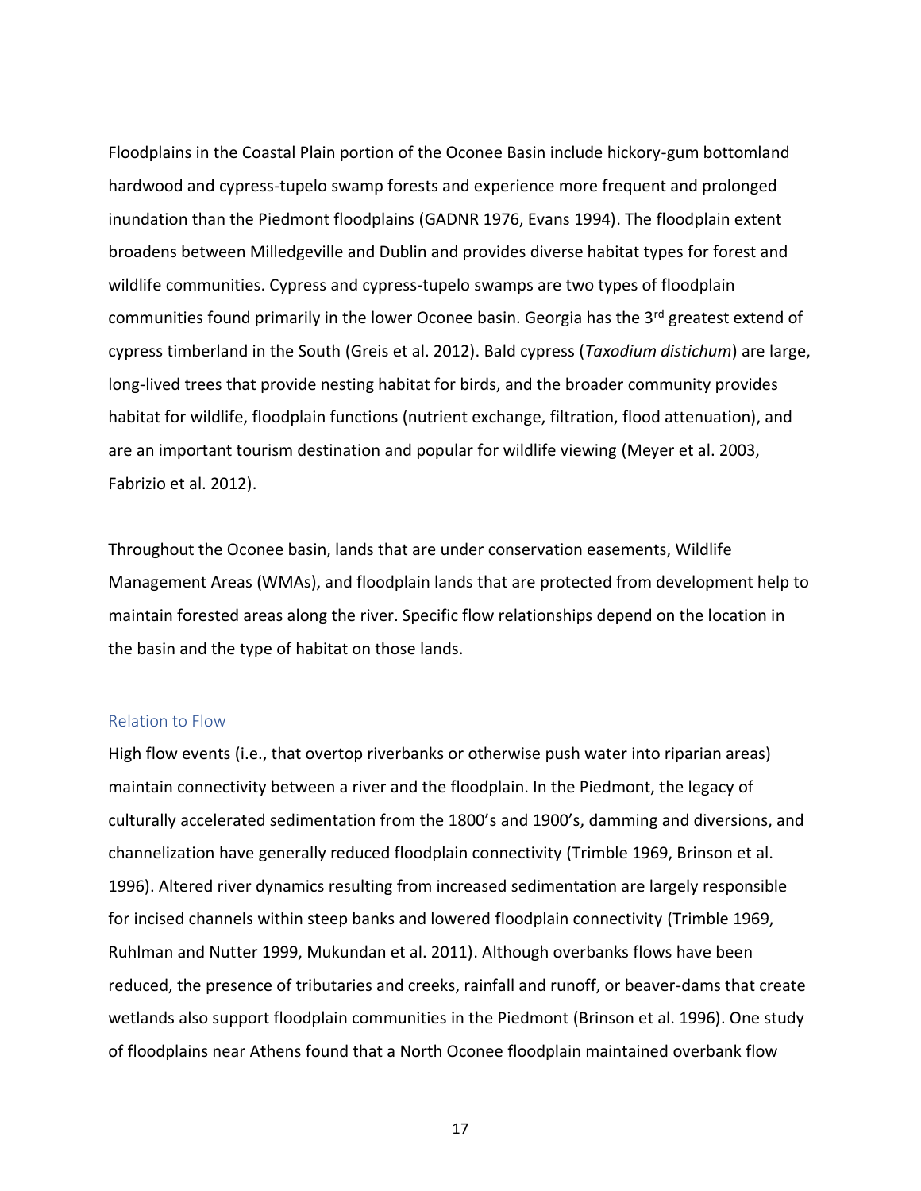Floodplains in the Coastal Plain portion of the Oconee Basin include hickory-gum bottomland hardwood and cypress-tupelo swamp forests and experience more frequent and prolonged inundation than the Piedmont floodplains (GADNR 1976, Evans 1994). The floodplain extent broadens between Milledgeville and Dublin and provides diverse habitat types for forest and wildlife communities. Cypress and cypress-tupelo swamps are two types of floodplain communities found primarily in the lower Oconee basin. Georgia has the 3rd greatest extend of cypress timberland in the South (Greis et al. 2012). Bald cypress (*Taxodium distichum*) are large, long-lived trees that provide nesting habitat for birds, and the broader community provides habitat for wildlife, floodplain functions (nutrient exchange, filtration, flood attenuation), and are an important tourism destination and popular for wildlife viewing (Meyer et al. 2003, Fabrizio et al. 2012).

Throughout the Oconee basin, lands that are under conservation easements, Wildlife Management Areas (WMAs), and floodplain lands that are protected from development help to maintain forested areas along the river. Specific flow relationships depend on the location in the basin and the type of habitat on those lands.

### Relation to Flow

High flow events (i.e., that overtop riverbanks or otherwise push water into riparian areas) maintain connectivity between a river and the floodplain. In the Piedmont, the legacy of culturally accelerated sedimentation from the 1800's and 1900's, damming and diversions, and channelization have generally reduced floodplain connectivity (Trimble 1969, Brinson et al. 1996). Altered river dynamics resulting from increased sedimentation are largely responsible for incised channels within steep banks and lowered floodplain connectivity (Trimble 1969, Ruhlman and Nutter 1999, Mukundan et al. 2011). Although overbanks flows have been reduced, the presence of tributaries and creeks, rainfall and runoff, or beaver-dams that create wetlands also support floodplain communities in the Piedmont (Brinson et al. 1996). One study of floodplains near Athens found that a North Oconee floodplain maintained overbank flow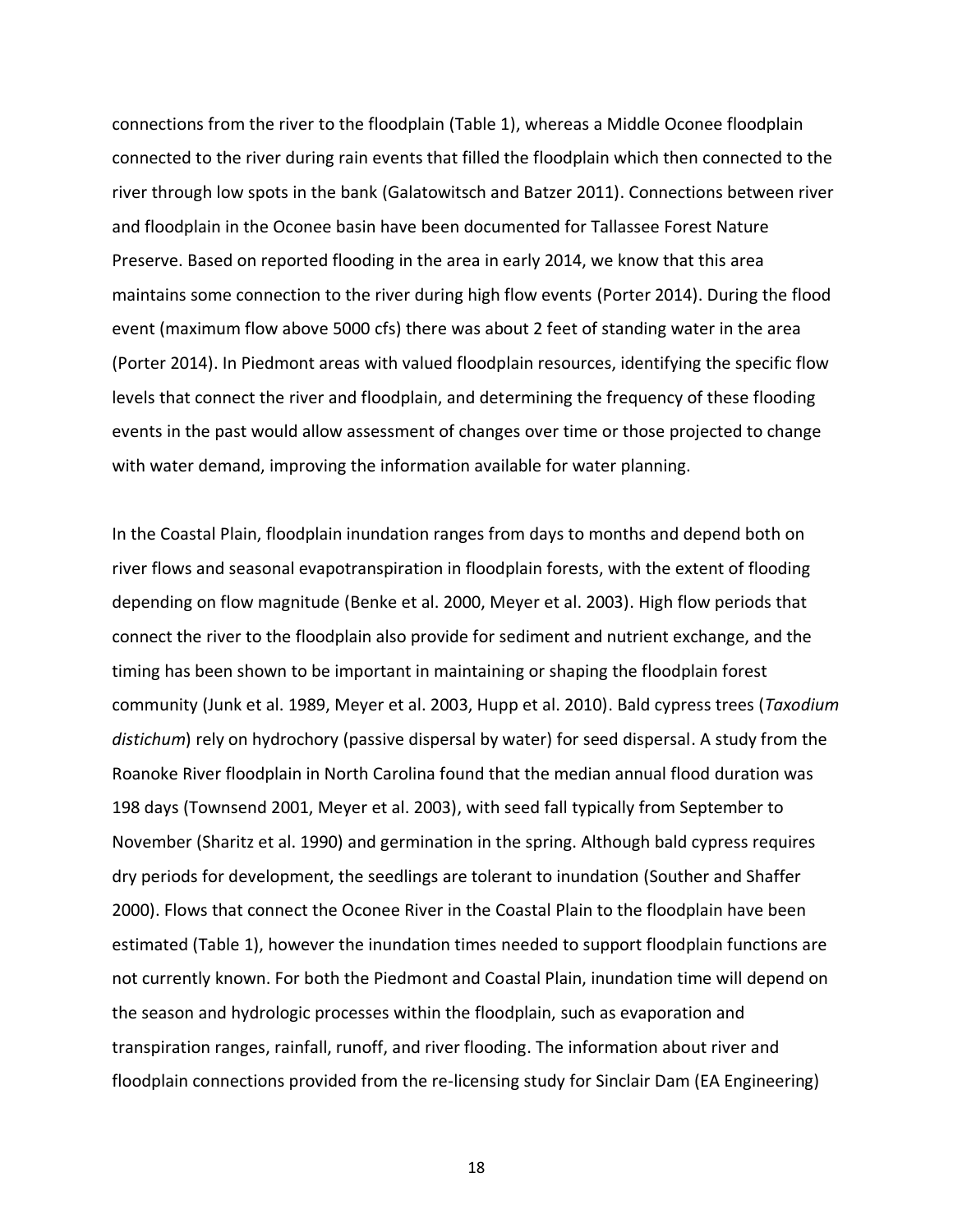connections from the river to the floodplain (Table 1), whereas a Middle Oconee floodplain connected to the river during rain events that filled the floodplain which then connected to the river through low spots in the bank (Galatowitsch and Batzer 2011). Connections between river and floodplain in the Oconee basin have been documented for Tallassee Forest Nature Preserve. Based on reported flooding in the area in early 2014, we know that this area maintains some connection to the river during high flow events (Porter 2014). During the flood event (maximum flow above 5000 cfs) there was about 2 feet of standing water in the area (Porter 2014). In Piedmont areas with valued floodplain resources, identifying the specific flow levels that connect the river and floodplain, and determining the frequency of these flooding events in the past would allow assessment of changes over time or those projected to change with water demand, improving the information available for water planning.

In the Coastal Plain, floodplain inundation ranges from days to months and depend both on river flows and seasonal evapotranspiration in floodplain forests, with the extent of flooding depending on flow magnitude (Benke et al. 2000, Meyer et al. 2003). High flow periods that connect the river to the floodplain also provide for sediment and nutrient exchange, and the timing has been shown to be important in maintaining or shaping the floodplain forest community (Junk et al. 1989, Meyer et al. 2003, Hupp et al. 2010). Bald cypress trees (*Taxodium distichum*) rely on hydrochory (passive dispersal by water) for seed dispersal. A study from the Roanoke River floodplain in North Carolina found that the median annual flood duration was 198 days (Townsend 2001, Meyer et al. 2003), with seed fall typically from September to November (Sharitz et al. 1990) and germination in the spring. Although bald cypress requires dry periods for development, the seedlings are tolerant to inundation (Souther and Shaffer 2000). Flows that connect the Oconee River in the Coastal Plain to the floodplain have been estimated (Table 1), however the inundation times needed to support floodplain functions are not currently known. For both the Piedmont and Coastal Plain, inundation time will depend on the season and hydrologic processes within the floodplain, such as evaporation and transpiration ranges, rainfall, runoff, and river flooding. The information about river and floodplain connections provided from the re-licensing study for Sinclair Dam (EA Engineering)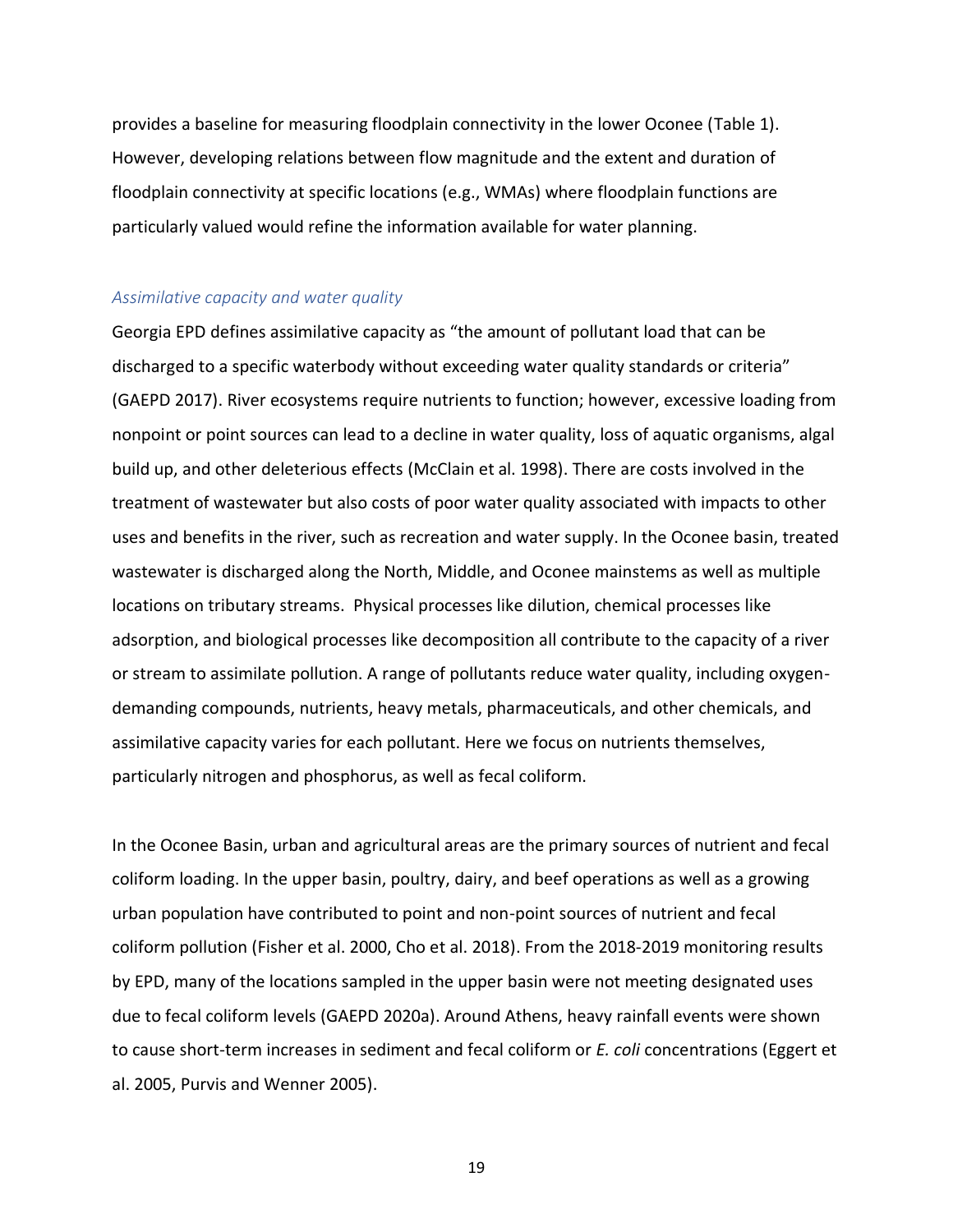provides a baseline for measuring floodplain connectivity in the lower Oconee (Table 1). However, developing relations between flow magnitude and the extent and duration of floodplain connectivity at specific locations (e.g., WMAs) where floodplain functions are particularly valued would refine the information available for water planning.

### *Assimilative capacity and water quality*

Georgia EPD defines assimilative capacity as "the amount of pollutant load that can be discharged to a specific waterbody without exceeding water quality standards or criteria" (GAEPD 2017). River ecosystems require nutrients to function; however, excessive loading from nonpoint or point sources can lead to a decline in water quality, loss of aquatic organisms, algal build up, and other deleterious effects (McClain et al. 1998). There are costs involved in the treatment of wastewater but also costs of poor water quality associated with impacts to other uses and benefits in the river, such as recreation and water supply. In the Oconee basin, treated wastewater is discharged along the North, Middle, and Oconee mainstems as well as multiple locations on tributary streams. Physical processes like dilution, chemical processes like adsorption, and biological processes like decomposition all contribute to the capacity of a river or stream to assimilate pollution. A range of pollutants reduce water quality, including oxygen-demanding compounds, nutrients, heavy metals, pharmaceuticals, and other chemicals, and assimilative capacity varies for each pollutant. Here we focus on nutrients themselves, particularly nitrogen and phosphorus, as well as fecal coliform.

In the Oconee Basin, urban and agricultural areas are the primary sources of nutrient and fecal coliform loading. In the upper basin, poultry, dairy, and beef operations as well as a growing urban population have contributed to point and non-point sources of nutrient and fecal coliform pollution (Fisher et al. 2000, Cho et al. 2018). From the 2018-2019 monitoring results by EPD, many of the locations sampled in the upper basin were not meeting designated uses due to fecal coliform levels (GAEPD 2020a). Around Athens, heavy rainfall events were shown to cause short-term increases in sediment and fecal coliform or *E. coli* concentrations (Eggert et al. 2005, Purvis and Wenner 2005).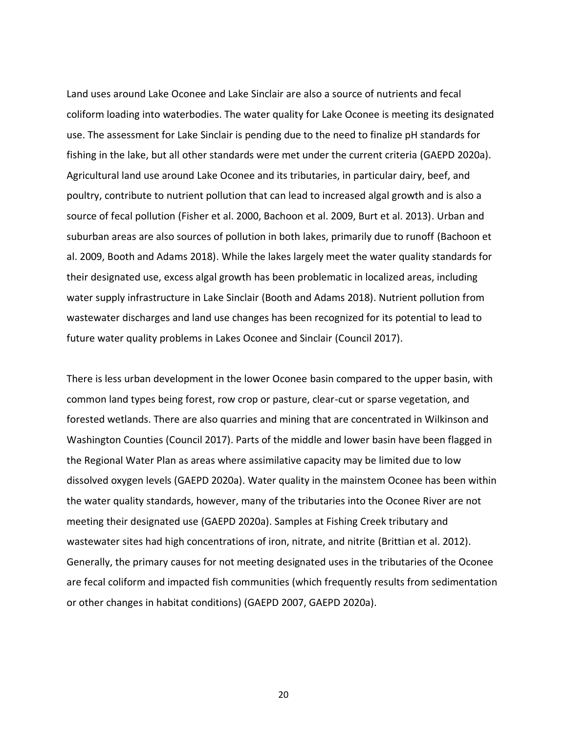Land uses around Lake Oconee and Lake Sinclair are also a source of nutrients and fecal coliform loading into waterbodies. The water quality for Lake Oconee is meeting its designated use. The assessment for Lake Sinclair is pending due to the need to finalize pH standards for fishing in the lake, but all other standards were met under the current criteria (GAEPD 2020a). Agricultural land use around Lake Oconee and its tributaries, in particular dairy, beef, and poultry, contribute to nutrient pollution that can lead to increased algal growth and is also a source of fecal pollution (Fisher et al. 2000, Bachoon et al. 2009, Burt et al. 2013). Urban and suburban areas are also sources of pollution in both lakes, primarily due to runoff (Bachoon et al. 2009, Booth and Adams 2018). While the lakes largely meet the water quality standards for their designated use, excess algal growth has been problematic in localized areas, including water supply infrastructure in Lake Sinclair (Booth and Adams 2018). Nutrient pollution from wastewater discharges and land use changes has been recognized for its potential to lead to future water quality problems in Lakes Oconee and Sinclair (Council 2017).

There is less urban development in the lower Oconee basin compared to the upper basin, with common land types being forest, row crop or pasture, clear-cut or sparse vegetation, and forested wetlands. There are also quarries and mining that are concentrated in Wilkinson and Washington Counties (Council 2017). Parts of the middle and lower basin have been flagged in the Regional Water Plan as areas where assimilative capacity may be limited due to low dissolved oxygen levels (GAEPD 2020a). Water quality in the mainstem Oconee has been within the water quality standards, however, many of the tributaries into the Oconee River are not meeting their designated use (GAEPD 2020a). Samples at Fishing Creek tributary and wastewater sites had high concentrations of iron, nitrate, and nitrite (Brittian et al. 2012). Generally, the primary causes for not meeting designated uses in the tributaries of the Oconee are fecal coliform and impacted fish communities (which frequently results from sedimentation or other changes in habitat conditions) (GAEPD 2007, GAEPD 2020a).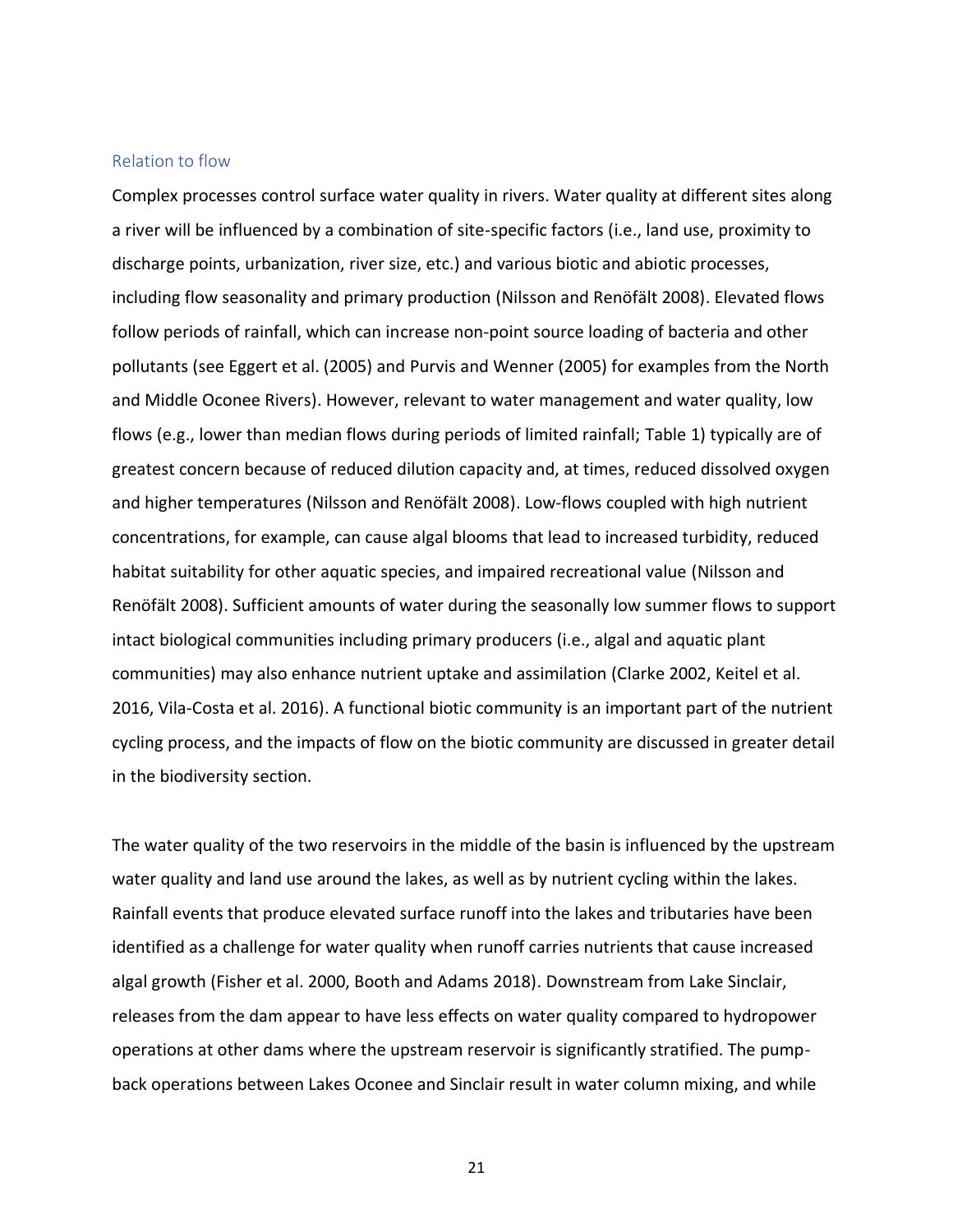### Relation to flow

Complex processes control surface water quality in rivers. Water quality at different sites along a river will be influenced by a combination of site-specific factors (i.e., land use, proximity to discharge points, urbanization, river size, etc.) and various biotic and abiotic processes, including flow seasonality and primary production (Nilsson and Renöfält 2008). Elevated flows follow periods of rainfall, which can increase non-point source loading of bacteria and other pollutants (see Eggert et al. (2005) and Purvis and Wenner (2005) for examples from the North and Middle Oconee Rivers). However, relevant to water management and water quality, low flows (e.g., lower than median flows during periods of limited rainfall; Table 1) typically are of greatest concern because of reduced dilution capacity and, at times, reduced dissolved oxygen and higher temperatures (Nilsson and Renöfält 2008). Low-flows coupled with high nutrient concentrations, for example, can cause algal blooms that lead to increased turbidity, reduced habitat suitability for other aquatic species, and impaired recreational value (Nilsson and Renöfält 2008). Sufficient amounts of water during the seasonally low summer flows to support intact biological communities including primary producers (i.e., algal and aquatic plant communities) may also enhance nutrient uptake and assimilation (Clarke 2002, Keitel et al. 2016, Vila-Costa et al. 2016). A functional biotic community is an important part of the nutrient cycling process, and the impacts of flow on the biotic community are discussed in greater detail in the biodiversity section.

The water quality of the two reservoirs in the middle of the basin is influenced by the upstream water quality and land use around the lakes, as well as by nutrient cycling within the lakes. Rainfall events that produce elevated surface runoff into the lakes and tributaries have been identified as a challenge for water quality when runoff carries nutrients that cause increased algal growth (Fisher et al. 2000, Booth and Adams 2018). Downstream from Lake Sinclair, releases from the dam appear to have less effects on water quality compared to hydropower operations at other dams where the upstream reservoir is significantly stratified. The pump-back operations between Lakes Oconee and Sinclair result in water column mixing, and while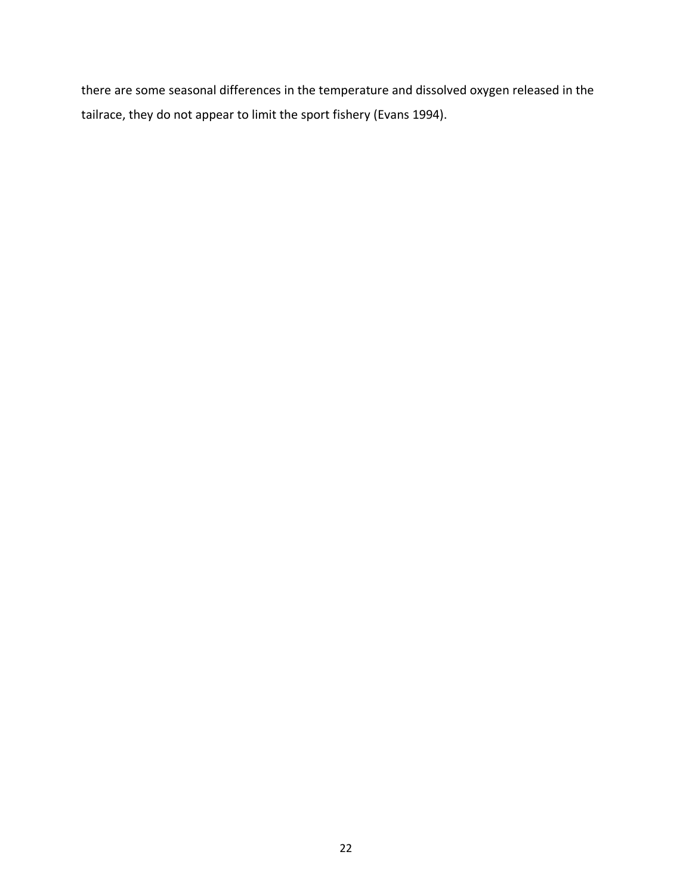there are some seasonal differences in the temperature and dissolved oxygen released in the tailrace, they do not appear to limit the sport fishery (Evans 1994).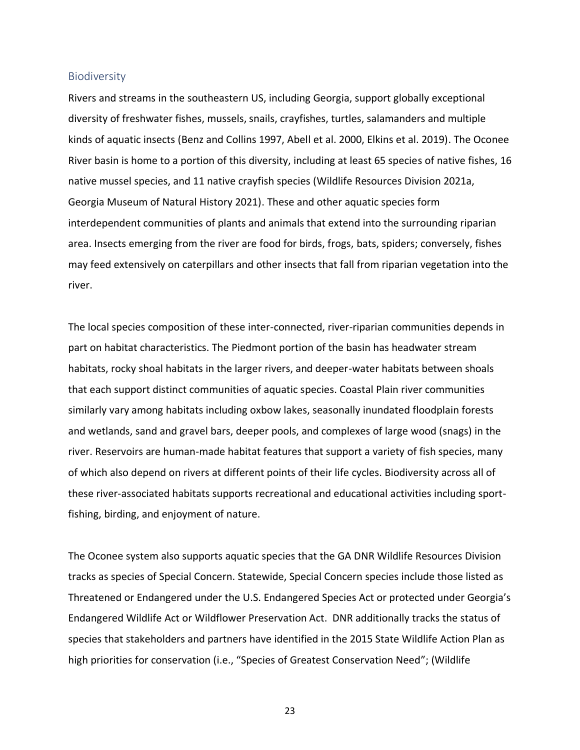## Biodiversity

Rivers and streams in the southeastern US, including Georgia, support globally exceptional diversity of freshwater fishes, mussels, snails, crayfishes, turtles, salamanders and multiple kinds of aquatic insects (Benz and Collins 1997, Abell et al. 2000, Elkins et al. 2019). The Oconee River basin is home to a portion of this diversity, including at least 65 species of native fishes, 16 native mussel species, and 11 native crayfish species (Wildlife Resources Division 2021a, Georgia Museum of Natural History 2021). These and other aquatic species form interdependent communities of plants and animals that extend into the surrounding riparian area. Insects emerging from the river are food for birds, frogs, bats, spiders; conversely, fishes may feed extensively on caterpillars and other insects that fall from riparian vegetation into the river.

The local species composition of these inter-connected, river-riparian communities depends in part on habitat characteristics. The Piedmont portion of the basin has headwater stream habitats, rocky shoal habitats in the larger rivers, and deeper-water habitats between shoals that each support distinct communities of aquatic species. Coastal Plain river communities similarly vary among habitats including oxbow lakes, seasonally inundated floodplain forests and wetlands, sand and gravel bars, deeper pools, and complexes of large wood (snags) in the river. Reservoirs are human-made habitat features that support a variety of fish species, many of which also depend on rivers at different points of their life cycles. Biodiversity across all of these river-associated habitats supports recreational and educational activities including sport-fishing, birding, and enjoyment of nature.

The Oconee system also supports aquatic species that the GA DNR Wildlife Resources Division tracks as species of Special Concern. Statewide, Special Concern species include those listed as Threatened or Endangered under the U.S. Endangered Species Act or protected under Georgia's Endangered Wildlife Act or Wildflower Preservation Act. DNR additionally tracks the status of species that stakeholders and partners have identified in the 2015 State Wildlife Action Plan as high priorities for conservation (i.e., "Species of Greatest Conservation Need"; (Wildlife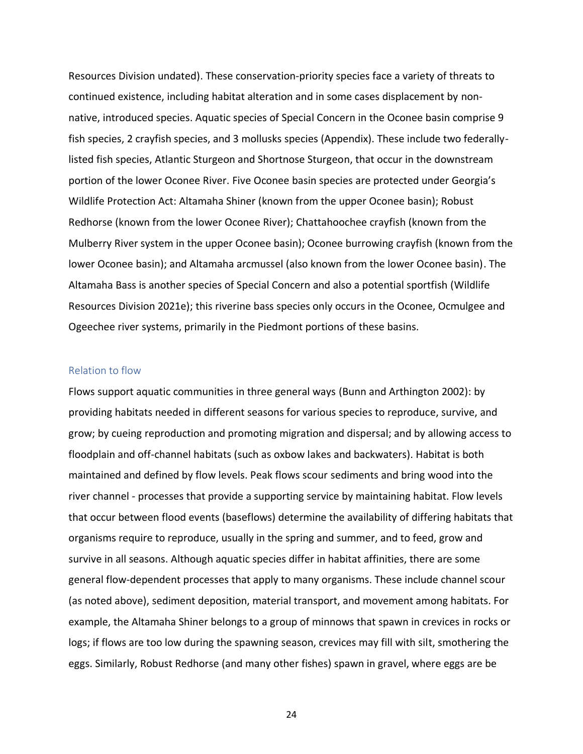Resources Division undated). These conservation-priority species face a variety of threats to continued existence, including habitat alteration and in some cases displacement by non-native, introduced species. Aquatic species of Special Concern in the Oconee basin comprise 9 fish species, 2 crayfish species, and 3 mollusks species (Appendix). These include two federally-listed fish species, Atlantic Sturgeon and Shortnose Sturgeon, that occur in the downstream portion of the lower Oconee River. Five Oconee basin species are protected under Georgia's Wildlife Protection Act: Altamaha Shiner (known from the upper Oconee basin); Robust Redhorse (known from the lower Oconee River); Chattahoochee crayfish (known from the Mulberry River system in the upper Oconee basin); Oconee burrowing crayfish (known from the lower Oconee basin); and Altamaha arcmussel (also known from the lower Oconee basin). The Altamaha Bass is another species of Special Concern and also a potential sportfish (Wildlife Resources Division 2021e); this riverine bass species only occurs in the Oconee, Ocmulgee and Ogeechee river systems, primarily in the Piedmont portions of these basins.

### Relation to flow

Flows support aquatic communities in three general ways (Bunn and Arthington 2002): by providing habitats needed in different seasons for various species to reproduce, survive, and grow; by cueing reproduction and promoting migration and dispersal; and by allowing access to floodplain and off-channel habitats (such as oxbow lakes and backwaters). Habitat is both maintained and defined by flow levels. Peak flows scour sediments and bring wood into the river channel - processes that provide a supporting service by maintaining habitat. Flow levels that occur between flood events (baseflows) determine the availability of differing habitats that organisms require to reproduce, usually in the spring and summer, and to feed, grow and survive in all seasons. Although aquatic species differ in habitat affinities, there are some general flow-dependent processes that apply to many organisms. These include channel scour (as noted above), sediment deposition, material transport, and movement among habitats. For example, the Altamaha Shiner belongs to a group of minnows that spawn in crevices in rocks or logs; if flows are too low during the spawning season, crevices may fill with silt, smothering the eggs. Similarly, Robust Redhorse (and many other fishes) spawn in gravel, where eggs are be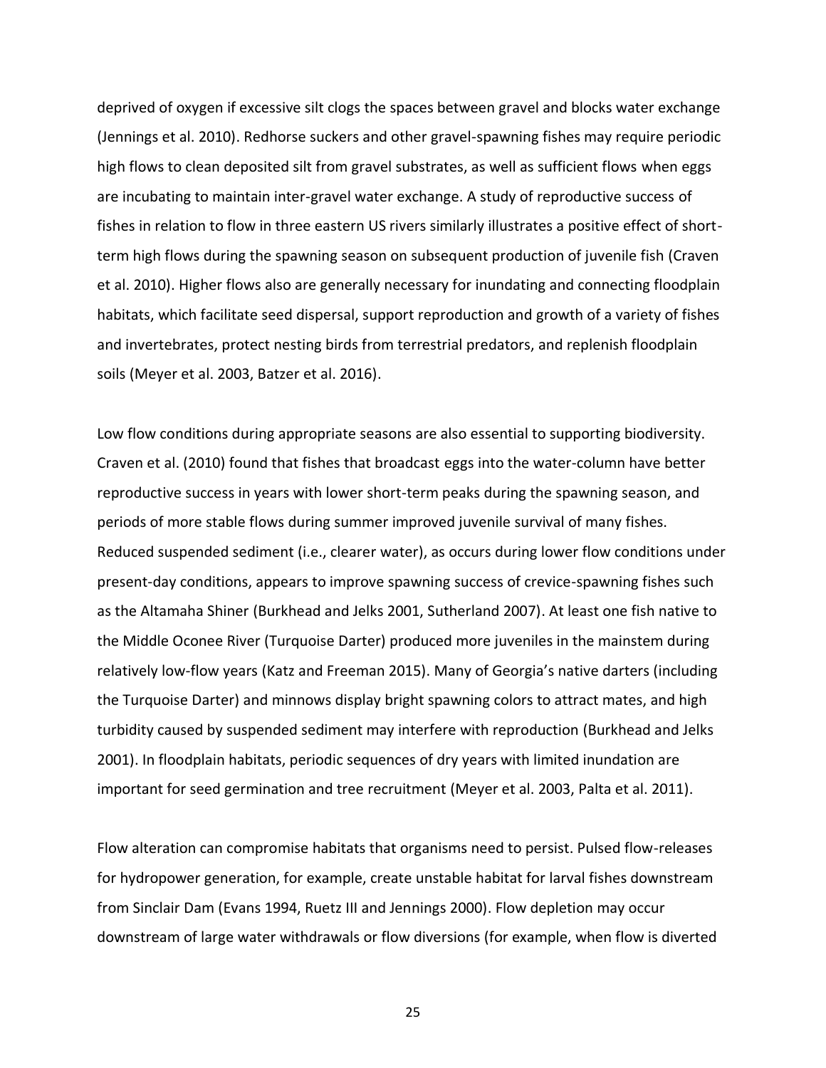deprived of oxygen if excessive silt clogs the spaces between gravel and blocks water exchange (Jennings et al. 2010). Redhorse suckers and other gravel-spawning fishes may require periodic high flows to clean deposited silt from gravel substrates, as well as sufficient flows when eggs are incubating to maintain inter-gravel water exchange. A study of reproductive success of fishes in relation to flow in three eastern US rivers similarly illustrates a positive effect of short-term high flows during the spawning season on subsequent production of juvenile fish (Craven et al. 2010). Higher flows also are generally necessary for inundating and connecting floodplain habitats, which facilitate seed dispersal, support reproduction and growth of a variety of fishes and invertebrates, protect nesting birds from terrestrial predators, and replenish floodplain soils (Meyer et al. 2003, Batzer et al. 2016).

Low flow conditions during appropriate seasons are also essential to supporting biodiversity. Craven et al. (2010) found that fishes that broadcast eggs into the water-column have better reproductive success in years with lower short-term peaks during the spawning season, and periods of more stable flows during summer improved juvenile survival of many fishes. Reduced suspended sediment (i.e., clearer water), as occurs during lower flow conditions under present-day conditions, appears to improve spawning success of crevice-spawning fishes such as the Altamaha Shiner (Burkhead and Jelks 2001, Sutherland 2007). At least one fish native to the Middle Oconee River (Turquoise Darter) produced more juveniles in the mainstem during relatively low-flow years (Katz and Freeman 2015). Many of Georgia's native darters (including the Turquoise Darter) and minnows display bright spawning colors to attract mates, and high turbidity caused by suspended sediment may interfere with reproduction (Burkhead and Jelks 2001). In floodplain habitats, periodic sequences of dry years with limited inundation are important for seed germination and tree recruitment (Meyer et al. 2003, Palta et al. 2011).

Flow alteration can compromise habitats that organisms need to persist. Pulsed flow-releases for hydropower generation, for example, create unstable habitat for larval fishes downstream from Sinclair Dam (Evans 1994, Ruetz III and Jennings 2000). Flow depletion may occur downstream of large water withdrawals or flow diversions (for example, when flow is diverted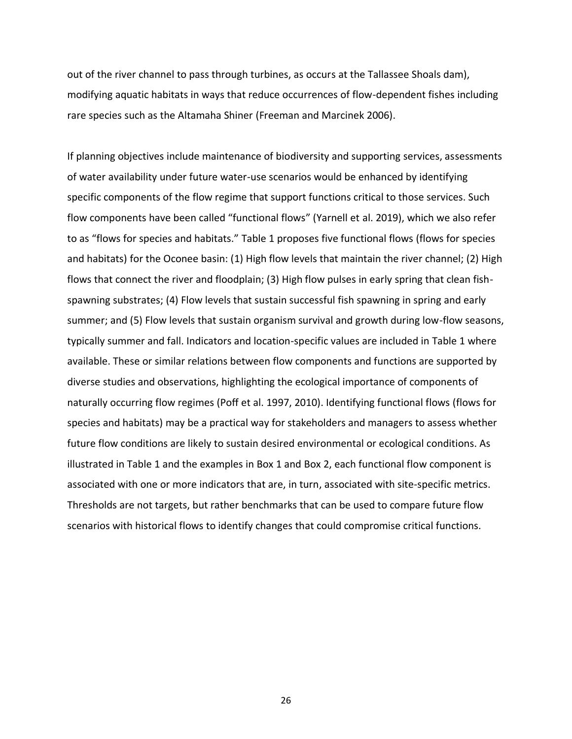out of the river channel to pass through turbines, as occurs at the Tallassee Shoals dam), modifying aquatic habitats in ways that reduce occurrences of flow-dependent fishes including rare species such as the Altamaha Shiner (Freeman and Marcinek 2006).

If planning objectives include maintenance of biodiversity and supporting services, assessments of water availability under future water-use scenarios would be enhanced by identifying specific components of the flow regime that support functions critical to those services. Such flow components have been called "functional flows" (Yarnell et al. 2019), which we also refer to as "flows for species and habitats." Table 1 proposes five functional flows (flows for species and habitats) for the Oconee basin: (1) High flow levels that maintain the river channel; (2) High flows that connect the river and floodplain; (3) High flow pulses in early spring that clean fish-spawning substrates; (4) Flow levels that sustain successful fish spawning in spring and early summer; and (5) Flow levels that sustain organism survival and growth during low-flow seasons, typically summer and fall. Indicators and location-specific values are included in Table 1 where available. These or similar relations between flow components and functions are supported by diverse studies and observations, highlighting the ecological importance of components of naturally occurring flow regimes (Poff et al. 1997, 2010). Identifying functional flows (flows for species and habitats) may be a practical way for stakeholders and managers to assess whether future flow conditions are likely to sustain desired environmental or ecological conditions. As illustrated in Table 1 and the examples in Box 1 and Box 2, each functional flow component is associated with one or more indicators that are, in turn, associated with site-specific metrics. Thresholds are not targets, but rather benchmarks that can be used to compare future flow scenarios with historical flows to identify changes that could compromise critical functions.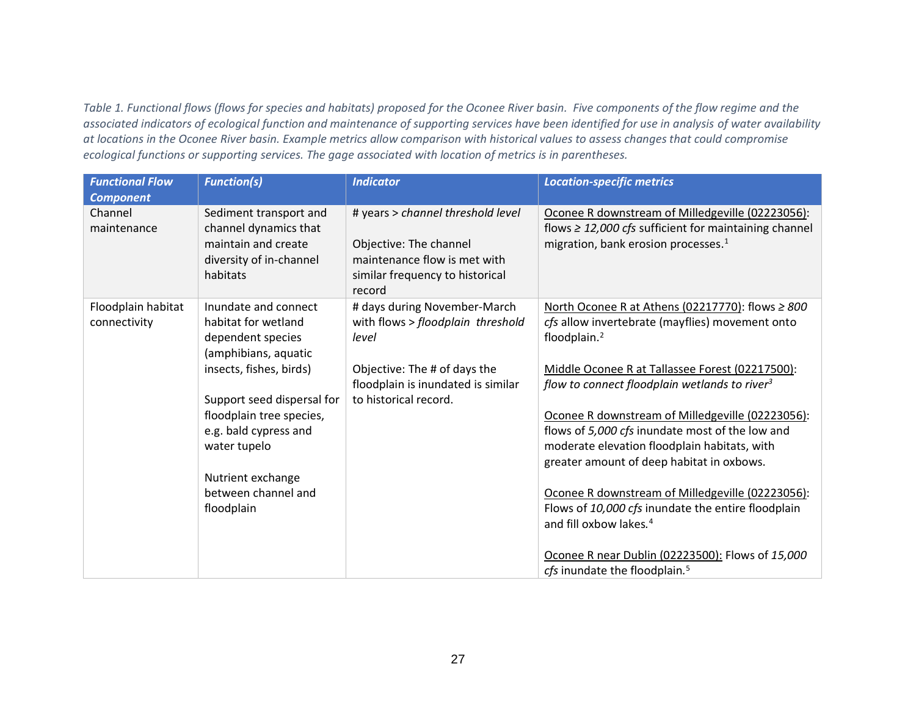*Table 1. Functional flows (flows for species and habitats) proposed for the Oconee River basin. Five components of the flow regime and the associated indicators of ecological function and maintenance of supporting services have been identified for use in analysis of water availability at locations in the Oconee River basin. Example metrics allow comparison with historical values to assess changes that could compromise ecological functions or supporting services. The gage associated with location of metrics is in parentheses.*

| ***Functional Flow Component*** | ***Function(s)*** | ***Indicator*** | ***Location-specific metrics*** |
|---|---|---|---|
| Channel maintenance | Sediment transport and channel dynamics that maintain and create diversity of in-channel habitats | # years > *channel threshold level*<br><br>Objective: The channel maintenance flow is met with similar frequency to historical record | Oconee R downstream of Milledgeville (02223056): flows ≥ *12,000 cfs* sufficient for maintaining channel migration, bank erosion processes.[1] |
| Floodplain habitat connectivity | Inundate and connect habitat for wetland dependent species (amphibians, aquatic insects, fishes, birds)<br><br>Support seed dispersal for floodplain tree species, e.g. bald cypress and water tupelo<br><br>Nutrient exchange between channel and floodplain | # days during November-March with flows > *floodplain threshold level*<br><br>Objective: The # of days the floodplain is inundated is similar to historical record. | North Oconee R at Athens (02217770): flows ≥ *800 cfs* allow invertebrate (mayflies) movement onto floodplain.[2]<br><br>Middle Oconee R at Tallassee Forest (02217500): *flow to connect floodplain wetlands to river*[3]<br><br>Oconee R downstream of Milledgeville (02223056): flows of *5,000 cfs* inundate most of the low and moderate elevation floodplain habitats, with greater amount of deep habitat in oxbows.<br><br>Oconee R downstream of Milledgeville (02223056): Flows of *10,000 cfs* inundate the entire floodplain and fill oxbow lakes.[4]<br><br>Oconee R near Dublin (02223500): Flows of *15,000 cfs* inundate the floodplain.[5] |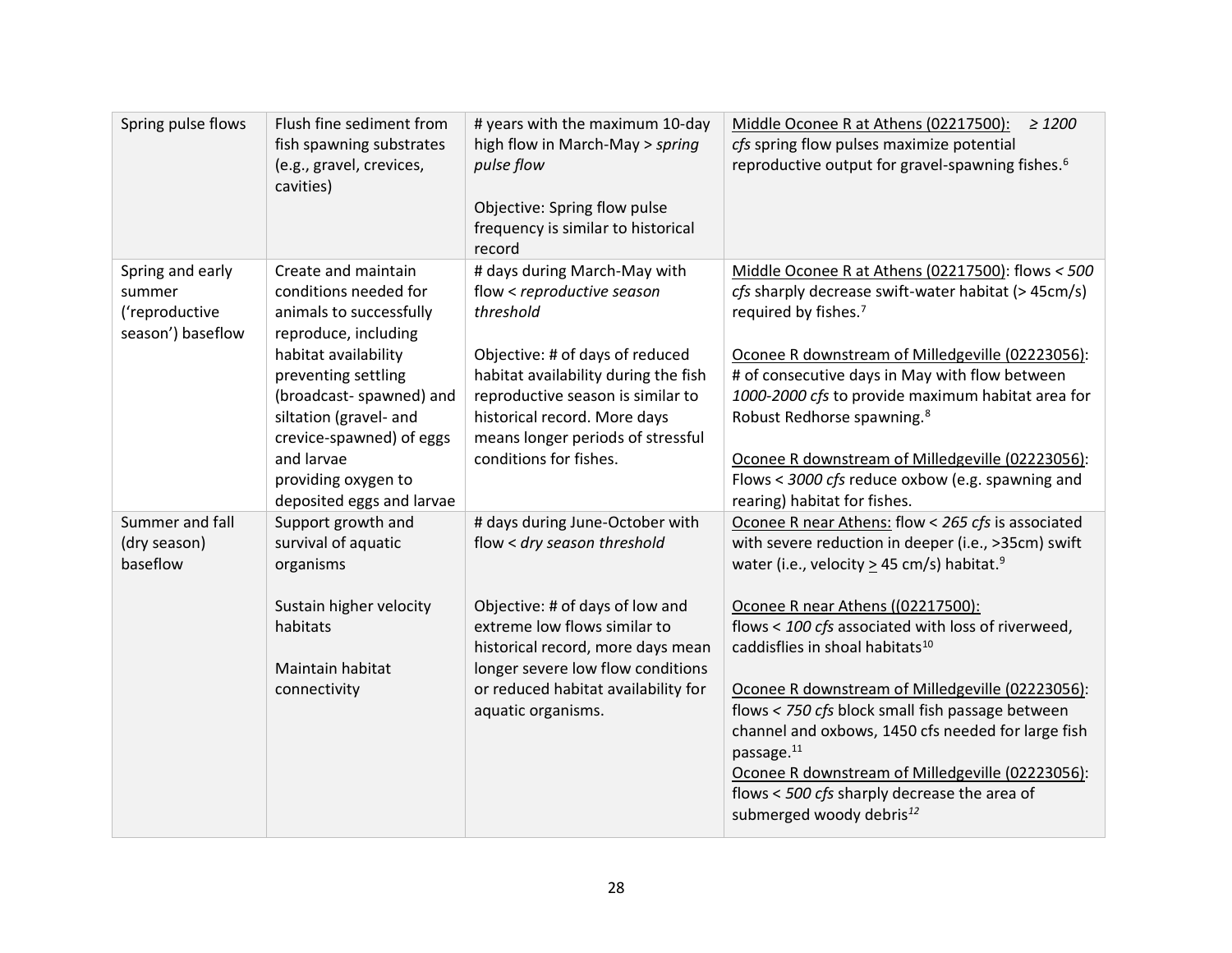| Spring pulse flows | Flush fine sediment from fish spawning substrates (e.g., gravel, crevices, cavities) | # years with the maximum 10-day high flow in March-May > *spring pulse flow*<br><br>Objective: Spring flow pulse frequency is similar to historical record | Middle Oconee R at Athens (02217500): ≥ *1200 cfs* spring flow pulses maximize potential reproductive output for gravel-spawning fishes.[6] |
|---|---|---|---|
| Spring and early summer ('reproductive season') baseflow | Create and maintain conditions needed for animals to successfully reproduce, including habitat availability preventing settling (broadcast- spawned) and siltation (gravel- and crevice-spawned) of eggs and larvae providing oxygen to deposited eggs and larvae | # days during March-May with flow < *reproductive season threshold*<br><br>Objective: # of days of reduced habitat availability during the fish reproductive season is similar to historical record. More days means longer periods of stressful conditions for fishes. | Middle Oconee R at Athens (02217500): flows < *500 cfs* sharply decrease swift-water habitat (> 45cm/s) required by fishes.[7]<br><br>Oconee R downstream of Milledgeville (02223056): # of consecutive days in May with flow between *1000-2000 cfs* to provide maximum habitat area for Robust Redhorse spawning.[8]<br><br>Oconee R downstream of Milledgeville (02223056): Flows < *3000 cfs* reduce oxbow (e.g. spawning and rearing) habitat for fishes. |
| Summer and fall (dry season) baseflow | Support growth and survival of aquatic organisms<br><br>Sustain higher velocity habitats<br><br>Maintain habitat connectivity | # days during June-October with flow < *dry season threshold*<br><br>Objective: # of days of low and extreme low flows similar to historical record, more days mean longer severe low flow conditions or reduced habitat availability for aquatic organisms. | Oconee R near Athens: flow < *265 cfs* is associated with severe reduction in deeper (i.e., >35cm) swift water (i.e., velocity ≥ 45 cm/s) habitat.[9]<br><br>Oconee R near Athens ((02217500):<br>flows < *100 cfs* associated with loss of riverweed, caddisflies in shoal habitats[10]<br><br>Oconee R downstream of Milledgeville (02223056): flows < *750 cfs* block small fish passage between channel and oxbows, 1450 cfs needed for large fish passage.[11]<br>Oconee R downstream of Milledgeville (02223056): flows < *500 cfs* sharply decrease the area of submerged woody debris[12] |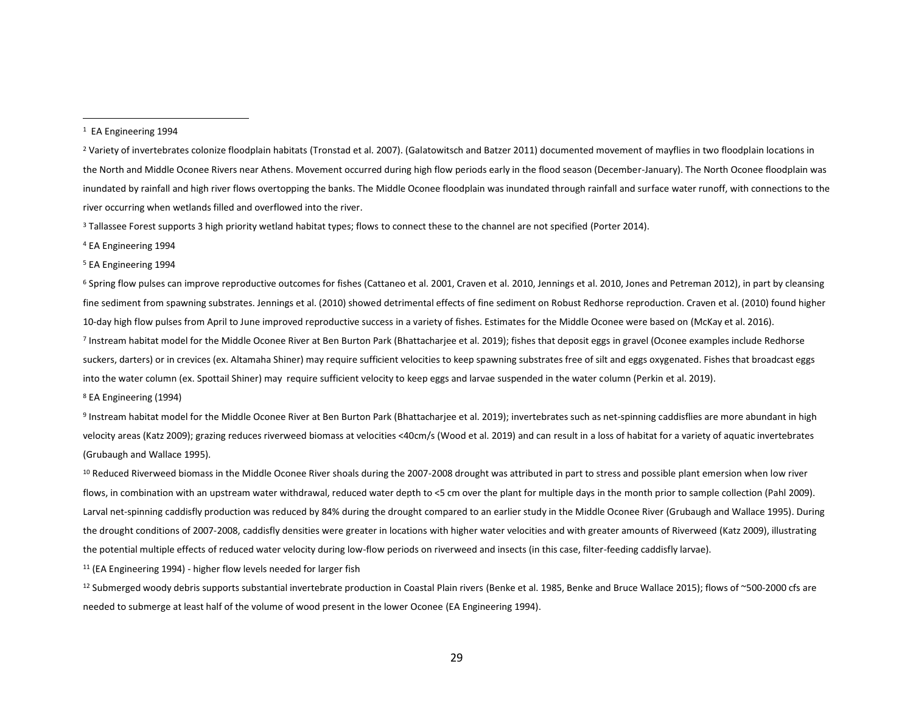[1] EA Engineering 1994

[2] Variety of invertebrates colonize floodplain habitats (Tronstad et al. 2007). (Galatowitsch and Batzer 2011) documented movement of mayflies in two floodplain locations in the North and Middle Oconee Rivers near Athens. Movement occurred during high flow periods early in the flood season (December-January). The North Oconee floodplain was inundated by rainfall and high river flows overtopping the banks. The Middle Oconee floodplain was inundated through rainfall and surface water runoff, with connections to the river occurring when wetlands filled and overflowed into the river.

[3] Tallassee Forest supports 3 high priority wetland habitat types; flows to connect these to the channel are not specified (Porter 2014).

[4] EA Engineering 1994

[5] EA Engineering 1994

[6] Spring flow pulses can improve reproductive outcomes for fishes (Cattaneo et al. 2001, Craven et al. 2010, Jennings et al. 2010, Jones and Petreman 2012), in part by cleansing fine sediment from spawning substrates. Jennings et al. (2010) showed detrimental effects of fine sediment on Robust Redhorse reproduction. Craven et al. (2010) found higher 10-day high flow pulses from April to June improved reproductive success in a variety of fishes. Estimates for the Middle Oconee were based on (McKay et al. 2016).

[7] Instream habitat model for the Middle Oconee River at Ben Burton Park (Bhattacharjee et al. 2019); fishes that deposit eggs in gravel (Oconee examples include Redhorse suckers, darters) or in crevices (ex. Altamaha Shiner) may require sufficient velocities to keep spawning substrates free of silt and eggs oxygenated. Fishes that broadcast eggs into the water column (ex. Spottail Shiner) may require sufficient velocity to keep eggs and larvae suspended in the water column (Perkin et al. 2019).

[8] EA Engineering (1994)

[9] Instream habitat model for the Middle Oconee River at Ben Burton Park (Bhattacharjee et al. 2019); invertebrates such as net-spinning caddisflies are more abundant in high velocity areas (Katz 2009); grazing reduces riverweed biomass at velocities <40cm/s (Wood et al. 2019) and can result in a loss of habitat for a variety of aquatic invertebrates (Grubaugh and Wallace 1995).

[10] Reduced Riverweed biomass in the Middle Oconee River shoals during the 2007-2008 drought was attributed in part to stress and possible plant emersion when low river flows, in combination with an upstream water withdrawal, reduced water depth to <5 cm over the plant for multiple days in the month prior to sample collection (Pahl 2009). Larval net-spinning caddisfly production was reduced by 84% during the drought compared to an earlier study in the Middle Oconee River (Grubaugh and Wallace 1995). During the drought conditions of 2007-2008, caddisfly densities were greater in locations with higher water velocities and with greater amounts of Riverweed (Katz 2009), illustrating the potential multiple effects of reduced water velocity during low-flow periods on riverweed and insects (in this case, filter-feeding caddisfly larvae).

[11] (EA Engineering 1994) - higher flow levels needed for larger fish

[12] Submerged woody debris supports substantial invertebrate production in Coastal Plain rivers (Benke et al. 1985, Benke and Bruce Wallace 2015); flows of ~500-2000 cfs are needed to submerge at least half of the volume of wood present in the lower Oconee (EA Engineering 1994).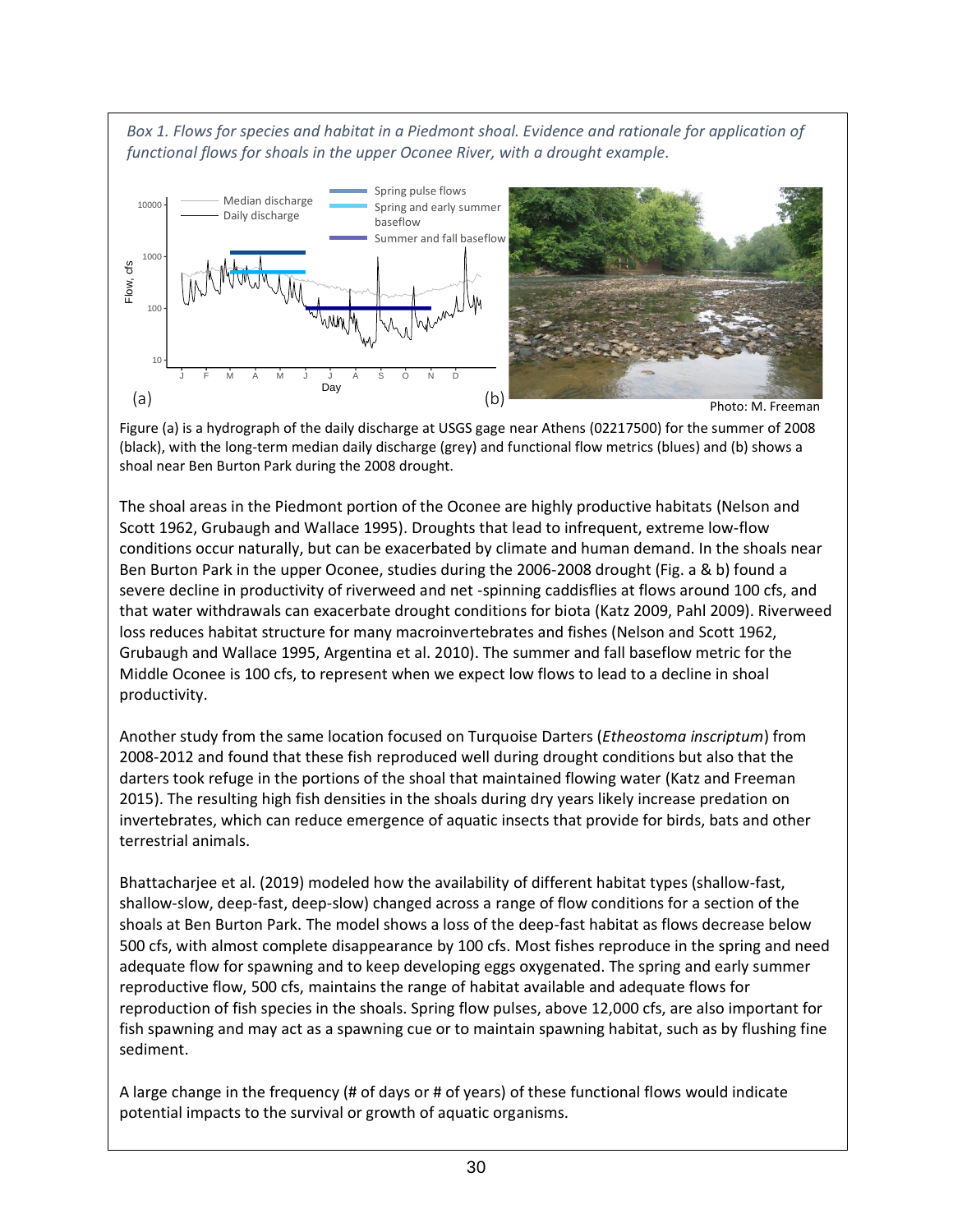*Box 1. Flows for species and habitat in a Piedmont shoal. Evidence and rationale for application of functional flows for shoals in the upper Oconee River, with a drought example.*

Photo: M. Freeman

Figure (a) is a hydrograph of the daily discharge at USGS gage near Athens (02217500) for the summer of 2008 (black), with the long-term median daily discharge (grey) and functional flow metrics (blues) and (b) shows a shoal near Ben Burton Park during the 2008 drought.

The shoal areas in the Piedmont portion of the Oconee are highly productive habitats (Nelson and Scott 1962, Grubaugh and Wallace 1995). Droughts that lead to infrequent, extreme low-flow conditions occur naturally, but can be exacerbated by climate and human demand. In the shoals near Ben Burton Park in the upper Oconee, studies during the 2006-2008 drought (Fig. a & b) found a severe decline in productivity of riverweed and net -spinning caddisflies at flows around 100 cfs, and that water withdrawals can exacerbate drought conditions for biota (Katz 2009, Pahl 2009). Riverweed loss reduces habitat structure for many macroinvertebrates and fishes (Nelson and Scott 1962, Grubaugh and Wallace 1995, Argentina et al. 2010). The summer and fall baseflow metric for the Middle Oconee is 100 cfs, to represent when we expect low flows to lead to a decline in shoal productivity.

Another study from the same location focused on Turquoise Darters (*Etheostoma inscriptum*) from 2008-2012 and found that these fish reproduced well during drought conditions but also that the darters took refuge in the portions of the shoal that maintained flowing water (Katz and Freeman 2015). The resulting high fish densities in the shoals during dry years likely increase predation on invertebrates, which can reduce emergence of aquatic insects that provide for birds, bats and other terrestrial animals.

Bhattacharjee et al. (2019) modeled how the availability of different habitat types (shallow-fast, shallow-slow, deep-fast, deep-slow) changed across a range of flow conditions for a section of the shoals at Ben Burton Park. The model shows a loss of the deep-fast habitat as flows decrease below 500 cfs, with almost complete disappearance by 100 cfs. Most fishes reproduce in the spring and need adequate flow for spawning and to keep developing eggs oxygenated. The spring and early summer reproductive flow, 500 cfs, maintains the range of habitat available and adequate flows for reproduction of fish species in the shoals. Spring flow pulses, above 12,000 cfs, are also important for fish spawning and may act as a spawning cue or to maintain spawning habitat, such as by flushing fine sediment.

A large change in the frequency (# of days or # of years) of these functional flows would indicate potential impacts to the survival or growth of aquatic organisms.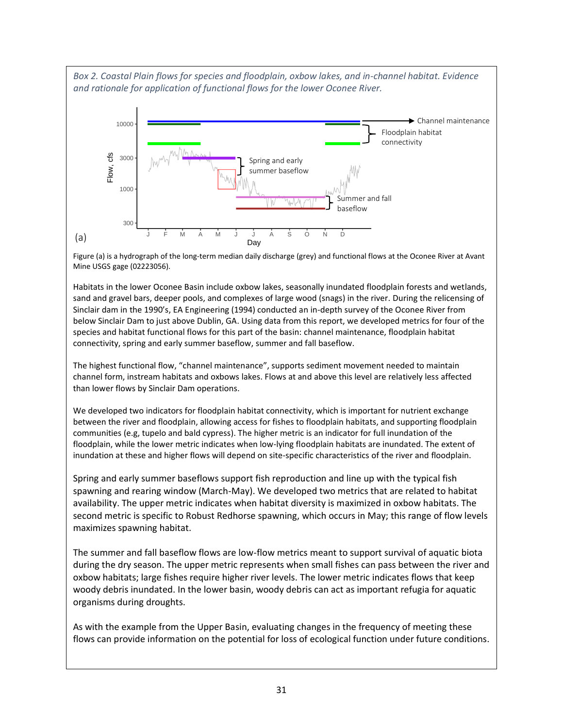*Box 2. Coastal Plain flows for species and floodplain, oxbow lakes, and in-channel habitat. Evidence and rationale for application of functional flows for the lower Oconee River.*

Figure (a) is a hydrograph of the long-term median daily discharge (grey) and functional flows at the Oconee River at Avant Mine USGS gage (02223056).

Habitats in the lower Oconee Basin include oxbow lakes, seasonally inundated floodplain forests and wetlands, sand and gravel bars, deeper pools, and complexes of large wood (snags) in the river. During the relicensing of Sinclair dam in the 1990's, EA Engineering (1994) conducted an in-depth survey of the Oconee River from below Sinclair Dam to just above Dublin, GA. Using data from this report, we developed metrics for four of the species and habitat functional flows for this part of the basin: channel maintenance, floodplain habitat connectivity, spring and early summer baseflow, summer and fall baseflow.

The highest functional flow, "channel maintenance", supports sediment movement needed to maintain channel form, instream habitats and oxbows lakes. Flows at and above this level are relatively less affected than lower flows by Sinclair Dam operations.

We developed two indicators for floodplain habitat connectivity, which is important for nutrient exchange between the river and floodplain, allowing access for fishes to floodplain habitats, and supporting floodplain communities (e.g, tupelo and bald cypress). The higher metric is an indicator for full inundation of the floodplain, while the lower metric indicates when low-lying floodplain habitats are inundated. The extent of inundation at these and higher flows will depend on site-specific characteristics of the river and floodplain.

Spring and early summer baseflows support fish reproduction and line up with the typical fish spawning and rearing window (March-May). We developed two metrics that are related to habitat availability. The upper metric indicates when habitat diversity is maximized in oxbow habitats. The second metric is specific to Robust Redhorse spawning, which occurs in May; this range of flow levels maximizes spawning habitat.

The summer and fall baseflow flows are low-flow metrics meant to support survival of aquatic biota during the dry season. The upper metric represents when small fishes can pass between the river and oxbow habitats; large fishes require higher river levels. The lower metric indicates flows that keep woody debris inundated. In the lower basin, woody debris can act as important refugia for aquatic organisms during droughts.

As with the example from the Upper Basin, evaluating changes in the frequency of meeting these flows can provide information on the potential for loss of ecological function under future conditions.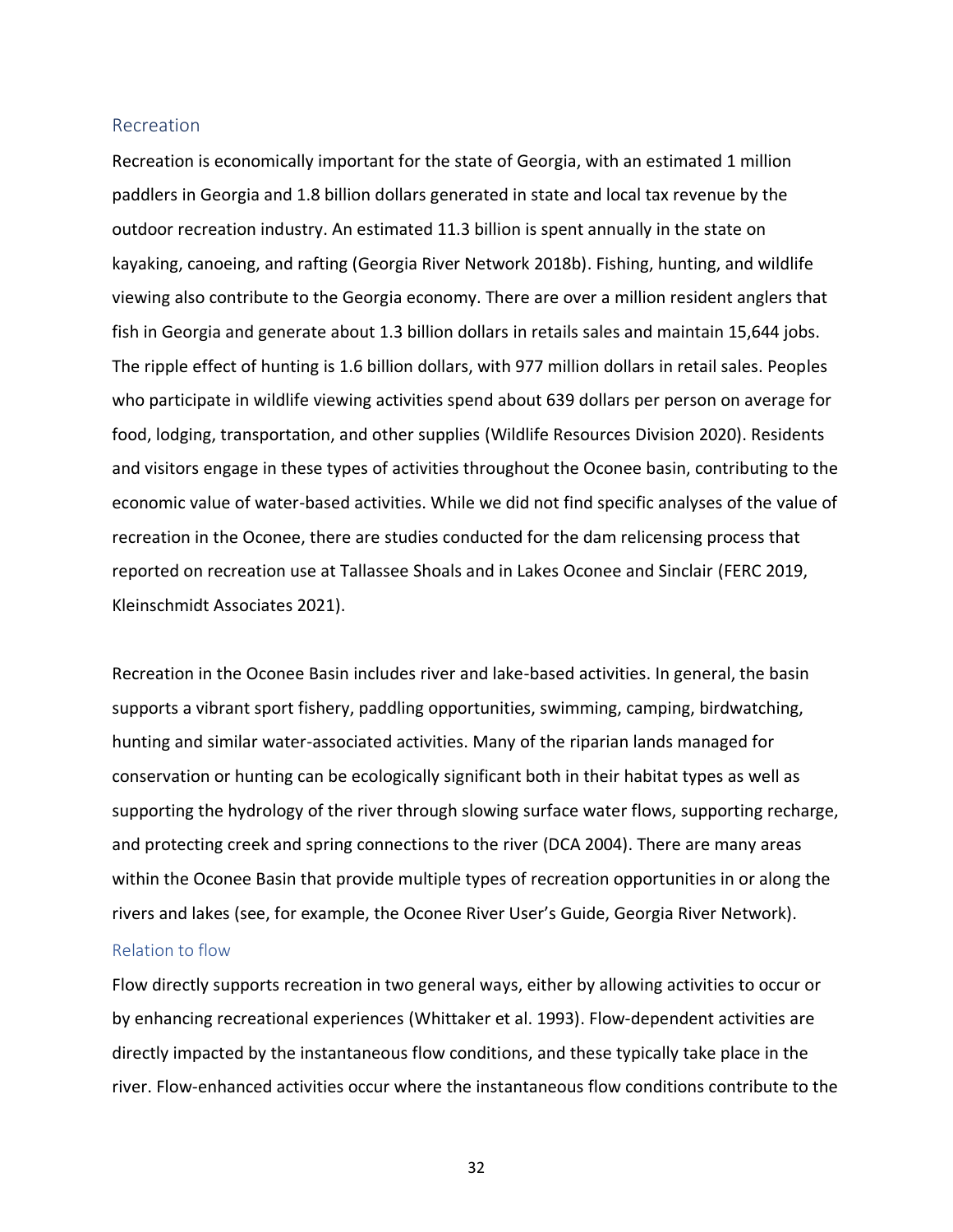## Recreation

Recreation is economically important for the state of Georgia, with an estimated 1 million paddlers in Georgia and 1.8 billion dollars generated in state and local tax revenue by the outdoor recreation industry. An estimated 11.3 billion is spent annually in the state on kayaking, canoeing, and rafting (Georgia River Network 2018b). Fishing, hunting, and wildlife viewing also contribute to the Georgia economy. There are over a million resident anglers that fish in Georgia and generate about 1.3 billion dollars in retails sales and maintain 15,644 jobs. The ripple effect of hunting is 1.6 billion dollars, with 977 million dollars in retail sales. Peoples who participate in wildlife viewing activities spend about 639 dollars per person on average for food, lodging, transportation, and other supplies (Wildlife Resources Division 2020). Residents and visitors engage in these types of activities throughout the Oconee basin, contributing to the economic value of water-based activities. While we did not find specific analyses of the value of recreation in the Oconee, there are studies conducted for the dam relicensing process that reported on recreation use at Tallassee Shoals and in Lakes Oconee and Sinclair (FERC 2019, Kleinschmidt Associates 2021).

Recreation in the Oconee Basin includes river and lake-based activities. In general, the basin supports a vibrant sport fishery, paddling opportunities, swimming, camping, birdwatching, hunting and similar water-associated activities. Many of the riparian lands managed for conservation or hunting can be ecologically significant both in their habitat types as well as supporting the hydrology of the river through slowing surface water flows, supporting recharge, and protecting creek and spring connections to the river (DCA 2004). There are many areas within the Oconee Basin that provide multiple types of recreation opportunities in or along the rivers and lakes (see, for example, the Oconee River User's Guide, Georgia River Network).

### Relation to flow

Flow directly supports recreation in two general ways, either by allowing activities to occur or by enhancing recreational experiences (Whittaker et al. 1993). Flow-dependent activities are directly impacted by the instantaneous flow conditions, and these typically take place in the river. Flow-enhanced activities occur where the instantaneous flow conditions contribute to the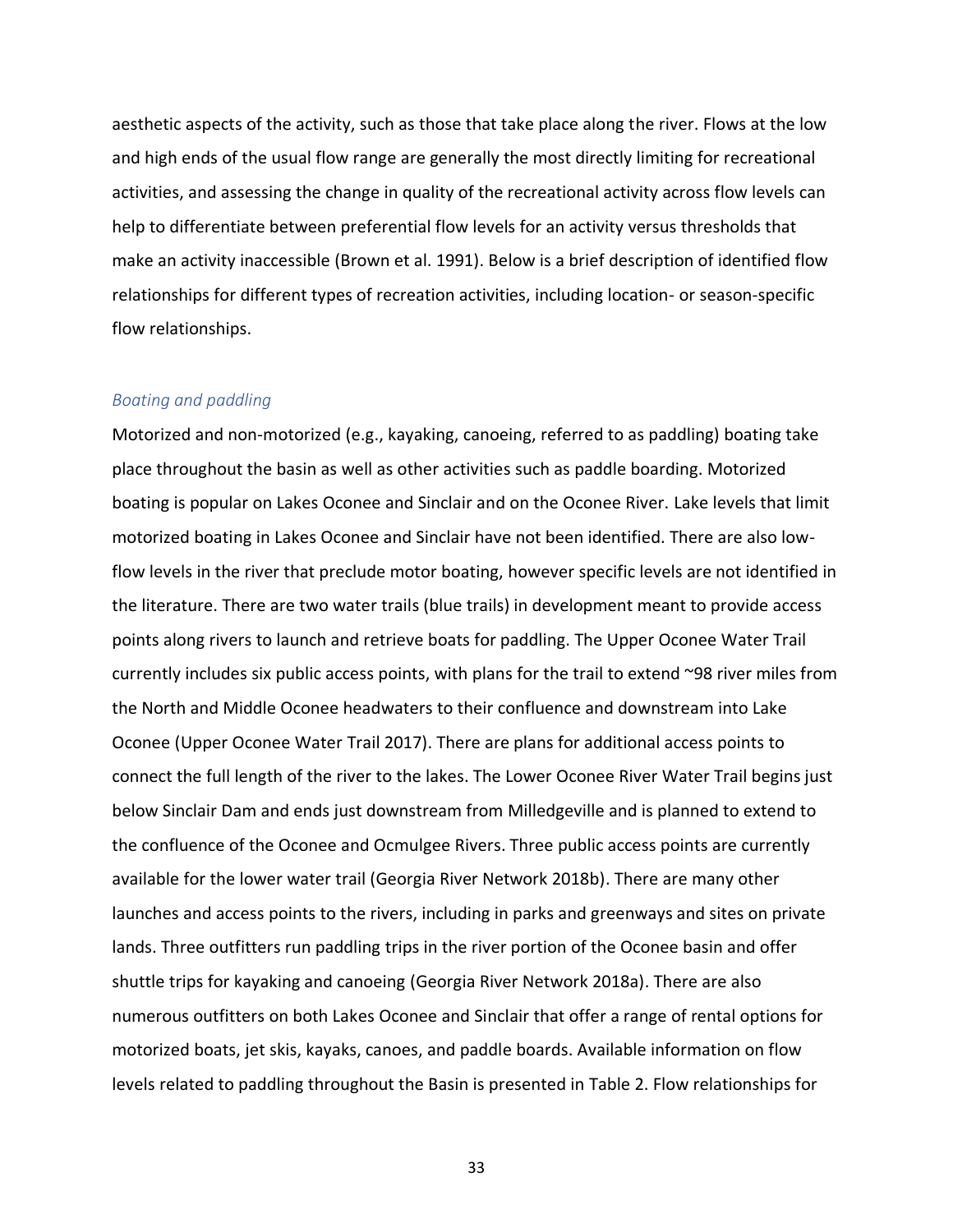aesthetic aspects of the activity, such as those that take place along the river. Flows at the low and high ends of the usual flow range are generally the most directly limiting for recreational activities, and assessing the change in quality of the recreational activity across flow levels can help to differentiate between preferential flow levels for an activity versus thresholds that make an activity inaccessible (Brown et al. 1991). Below is a brief description of identified flow relationships for different types of recreation activities, including location- or season-specific flow relationships.

### *Boating and paddling*

Motorized and non-motorized (e.g., kayaking, canoeing, referred to as paddling) boating take place throughout the basin as well as other activities such as paddle boarding. Motorized boating is popular on Lakes Oconee and Sinclair and on the Oconee River. Lake levels that limit motorized boating in Lakes Oconee and Sinclair have not been identified. There are also low-flow levels in the river that preclude motor boating, however specific levels are not identified in the literature. There are two water trails (blue trails) in development meant to provide access points along rivers to launch and retrieve boats for paddling. The Upper Oconee Water Trail currently includes six public access points, with plans for the trail to extend ~98 river miles from the North and Middle Oconee headwaters to their confluence and downstream into Lake Oconee (Upper Oconee Water Trail 2017). There are plans for additional access points to connect the full length of the river to the lakes. The Lower Oconee River Water Trail begins just below Sinclair Dam and ends just downstream from Milledgeville and is planned to extend to the confluence of the Oconee and Ocmulgee Rivers. Three public access points are currently available for the lower water trail (Georgia River Network 2018b). There are many other launches and access points to the rivers, including in parks and greenways and sites on private lands. Three outfitters run paddling trips in the river portion of the Oconee basin and offer shuttle trips for kayaking and canoeing (Georgia River Network 2018a). There are also numerous outfitters on both Lakes Oconee and Sinclair that offer a range of rental options for motorized boats, jet skis, kayaks, canoes, and paddle boards. Available information on flow levels related to paddling throughout the Basin is presented in Table 2. Flow relationships for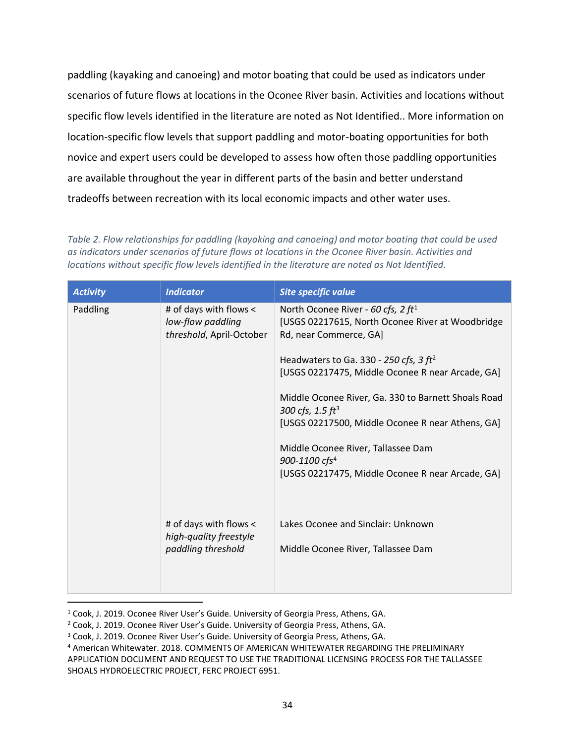paddling (kayaking and canoeing) and motor boating that could be used as indicators under scenarios of future flows at locations in the Oconee River basin. Activities and locations without specific flow levels identified in the literature are noted as Not Identified.. More information on location-specific flow levels that support paddling and motor-boating opportunities for both novice and expert users could be developed to assess how often those paddling opportunities are available throughout the year in different parts of the basin and better understand tradeoffs between recreation with its local economic impacts and other water uses.

*Table 2. Flow relationships for paddling (kayaking and canoeing) and motor boating that could be used as indicators under scenarios of future flows at locations in the Oconee River basin. Activities and locations without specific flow levels identified in the literature are noted as Not Identified.*

| ***Activity*** | ***Indicator*** | ***Site specific value*** |
|---|---|---|
| Paddling | # of days with flows < *low-flow paddling threshold*, April-October | North Oconee River - *60 cfs, 2 ft*[1] [USGS 02217615, North Oconee River at Woodbridge Rd, near Commerce, GA]<br><br>Headwaters to Ga. 330 - *250 cfs, 3 ft*[2] [USGS 02217475, Middle Oconee R near Arcade, GA]<br><br>Middle Oconee River, Ga. 330 to Barnett Shoals Road *300 cfs, 1.5 ft*[3] [USGS 02217500, Middle Oconee R near Athens, GA]<br><br>Middle Oconee River, Tallassee Dam *900-1100 cfs*[4] [USGS 02217475, Middle Oconee R near Arcade, GA] |
| | # of days with flows < *high-quality freestyle paddling threshold* | Lakes Oconee and Sinclair: Unknown<br><br>Middle Oconee River, Tallassee Dam |

[1] Cook, J. 2019. Oconee River User's Guide. University of Georgia Press, Athens, GA.

[2] Cook, J. 2019. Oconee River User's Guide. University of Georgia Press, Athens, GA.

[3] Cook, J. 2019. Oconee River User's Guide. University of Georgia Press, Athens, GA.

[4] American Whitewater. 2018. COMMENTS OF AMERICAN WHITEWATER REGARDING THE PRELIMINARY APPLICATION DOCUMENT AND REQUEST TO USE THE TRADITIONAL LICENSING PROCESS FOR THE TALLASSEE SHOALS HYDROELECTRIC PROJECT, FERC PROJECT 6951.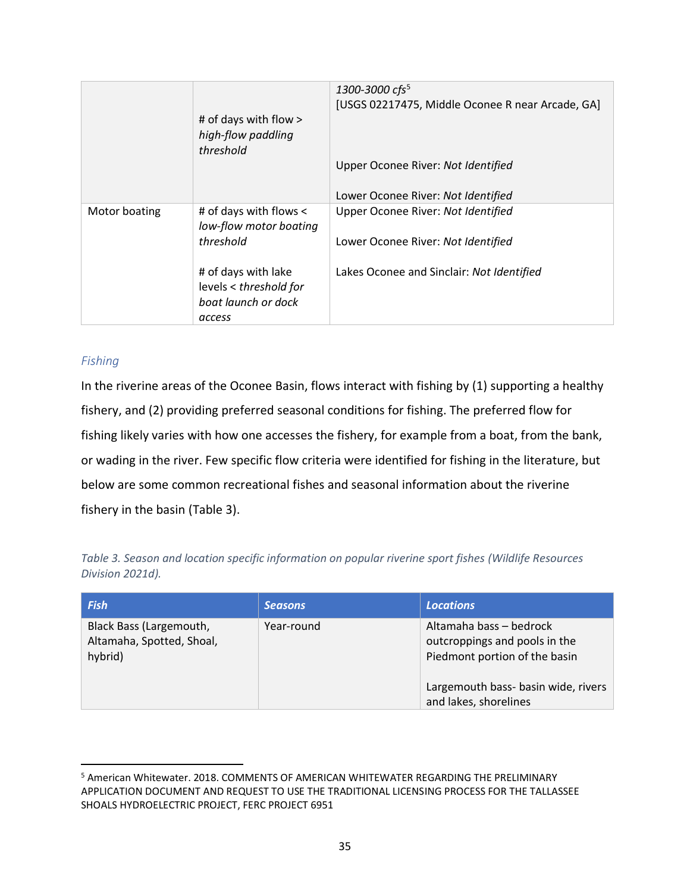| | | |
|---|---|---|
| | # of days with flow > *high-flow paddling threshold* | *1300-3000 cfs*[5] [USGS 02217475, Middle Oconee R near Arcade, GA]<br><br>Upper Oconee River: *Not Identified*<br><br>Lower Oconee River: *Not Identified* |
| Motor boating | # of days with flows < *low-flow motor boating threshold*<br><br># of days with lake levels < *threshold for boat launch or dock access* | Upper Oconee River: *Not Identified*<br><br>Lower Oconee River: *Not Identified*<br><br>Lakes Oconee and Sinclair: *Not Identified* |

### *Fishing*

In the riverine areas of the Oconee Basin, flows interact with fishing by (1) supporting a healthy fishery, and (2) providing preferred seasonal conditions for fishing. The preferred flow for fishing likely varies with how one accesses the fishery, for example from a boat, from the bank, or wading in the river. Few specific flow criteria were identified for fishing in the literature, but below are some common recreational fishes and seasonal information about the riverine fishery in the basin (Table 3).

*Table 3. Season and location specific information on popular riverine sport fishes (Wildlife Resources Division 2021d).*

| ***Fish*** | ***Seasons*** | ***Locations*** |
|---|---|---|
| Black Bass (Largemouth, Altamaha, Spotted, Shoal, hybrid) | Year-round | Altamaha bass – bedrock outcroppings and pools in the Piedmont portion of the basin<br><br>Largemouth bass- basin wide, rivers and lakes, shorelines |

[5] American Whitewater. 2018. COMMENTS OF AMERICAN WHITEWATER REGARDING THE PRELIMINARY APPLICATION DOCUMENT AND REQUEST TO USE THE TRADITIONAL LICENSING PROCESS FOR THE TALLASSEE SHOALS HYDROELECTRIC PROJECT, FERC PROJECT 6951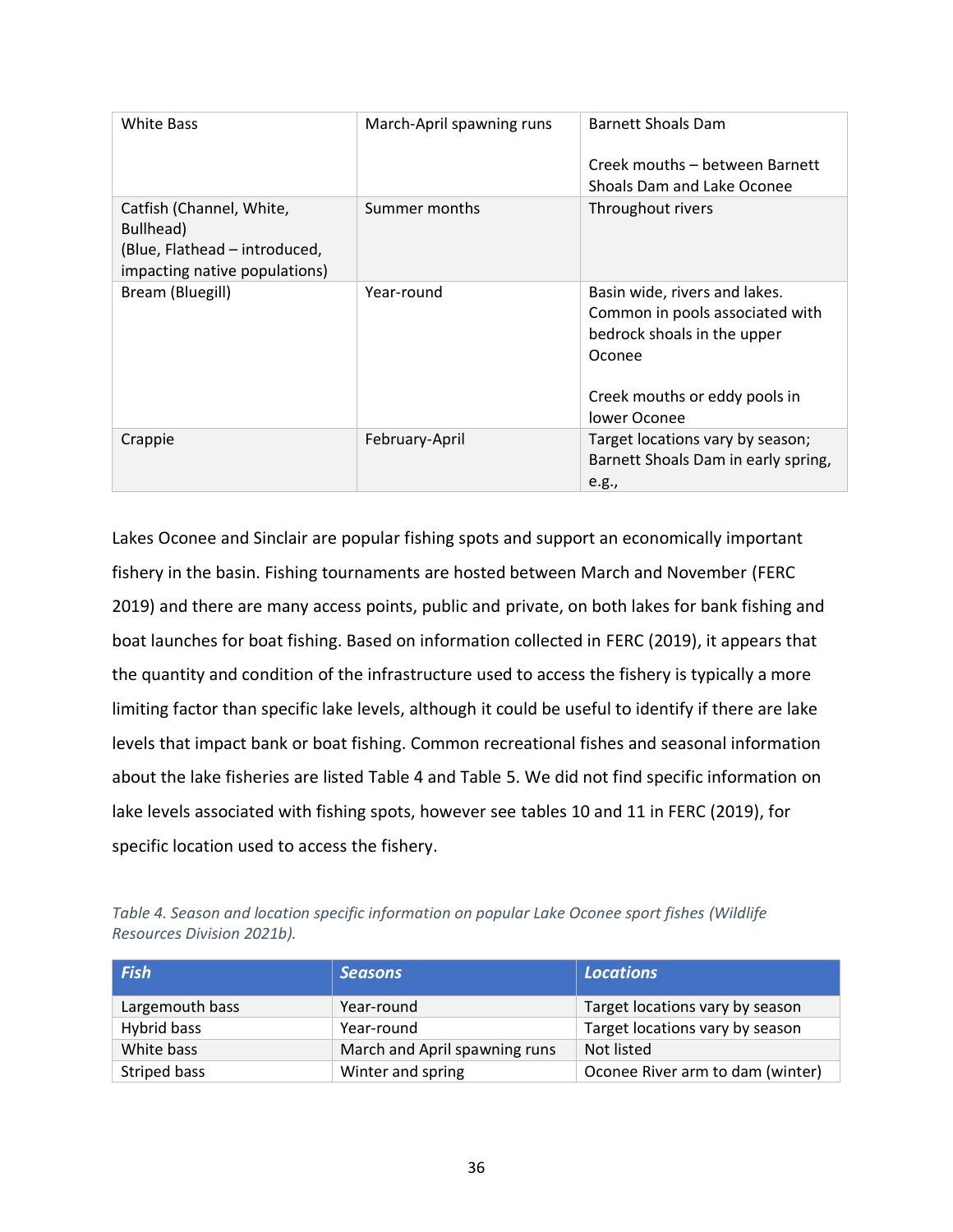| | | |
|---|---|---|
| White Bass | March-April spawning runs | Barnett Shoals Dam<br><br>Creek mouths – between Barnett Shoals Dam and Lake Oconee |
| Catfish (Channel, White, Bullhead)<br>(Blue, Flathead – introduced, impacting native populations) | Summer months | Throughout rivers |
| Bream (Bluegill) | Year-round | Basin wide, rivers and lakes. Common in pools associated with bedrock shoals in the upper Oconee<br><br>Creek mouths or eddy pools in lower Oconee |
| Crappie | February-April | Target locations vary by season; Barnett Shoals Dam in early spring, e.g., |

Lakes Oconee and Sinclair are popular fishing spots and support an economically important fishery in the basin. Fishing tournaments are hosted between March and November (FERC 2019) and there are many access points, public and private, on both lakes for bank fishing and boat launches for boat fishing. Based on information collected in FERC (2019), it appears that the quantity and condition of the infrastructure used to access the fishery is typically a more limiting factor than specific lake levels, although it could be useful to identify if there are lake levels that impact bank or boat fishing. Common recreational fishes and seasonal information about the lake fisheries are listed Table 4 and Table 5. We did not find specific information on lake levels associated with fishing spots, however see tables 10 and 11 in FERC (2019), for specific location used to access the fishery.

*Table 4. Season and location specific information on popular Lake Oconee sport fishes (Wildlife Resources Division 2021b).*

| **Fish** | **Seasons** | **Locations** |
|---|---|---|
| Largemouth bass | Year-round | Target locations vary by season |
| Hybrid bass | Year-round | Target locations vary by season |
| White bass | March and April spawning runs | Not listed |
| Striped bass | Winter and spring | Oconee River arm to dam (winter) |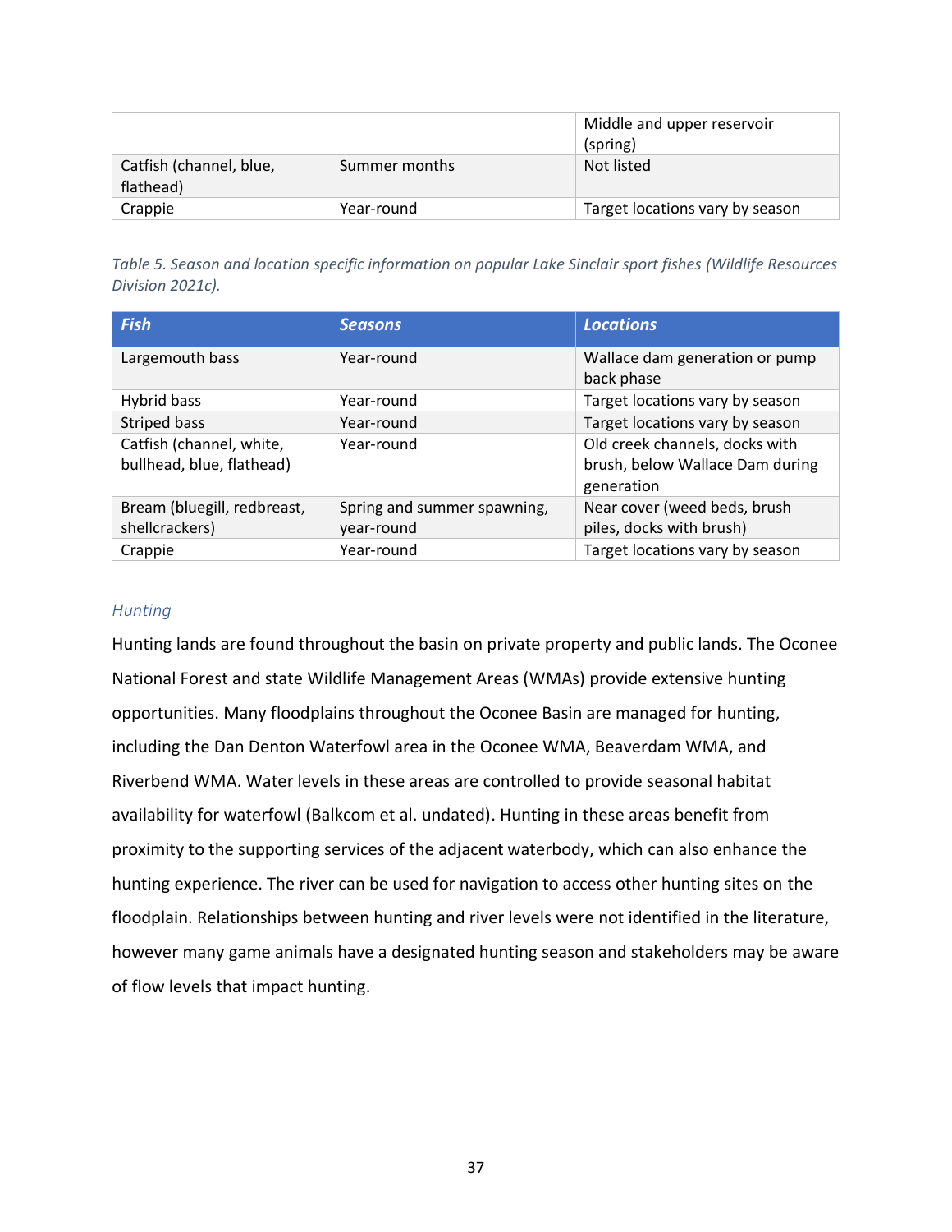| | | |
|---|---|---|
| | | Middle and upper reservoir (spring) |
| Catfish (channel, blue, flathead) | Summer months | Not listed |
| Crappie | Year-round | Target locations vary by season |

*Table 5. Season and location specific information on popular Lake Sinclair sport fishes (Wildlife Resources Division 2021c).*

| Fish | Seasons | Locations |
|---|---|---|
| Largemouth bass | Year-round | Wallace dam generation or pump back phase |
| Hybrid bass | Year-round | Target locations vary by season |
| Striped bass | Year-round | Target locations vary by season |
| Catfish (channel, white, bullhead, blue, flathead) | Year-round | Old creek channels, docks with brush, below Wallace Dam during generation |
| Bream (bluegill, redbreast, shellcrackers) | Spring and summer spawning, year-round | Near cover (weed beds, brush piles, docks with brush) |
| Crappie | Year-round | Target locations vary by season |

### Hunting

Hunting lands are found throughout the basin on private property and public lands. The Oconee National Forest and state Wildlife Management Areas (WMAs) provide extensive hunting opportunities. Many floodplains throughout the Oconee Basin are managed for hunting, including the Dan Denton Waterfowl area in the Oconee WMA, Beaverdam WMA, and Riverbend WMA. Water levels in these areas are controlled to provide seasonal habitat availability for waterfowl (Balkcom et al. undated). Hunting in these areas benefit from proximity to the supporting services of the adjacent waterbody, which can also enhance the hunting experience. The river can be used for navigation to access other hunting sites on the floodplain. Relationships between hunting and river levels were not identified in the literature, however many game animals have a designated hunting season and stakeholders may be aware of flow levels that impact hunting.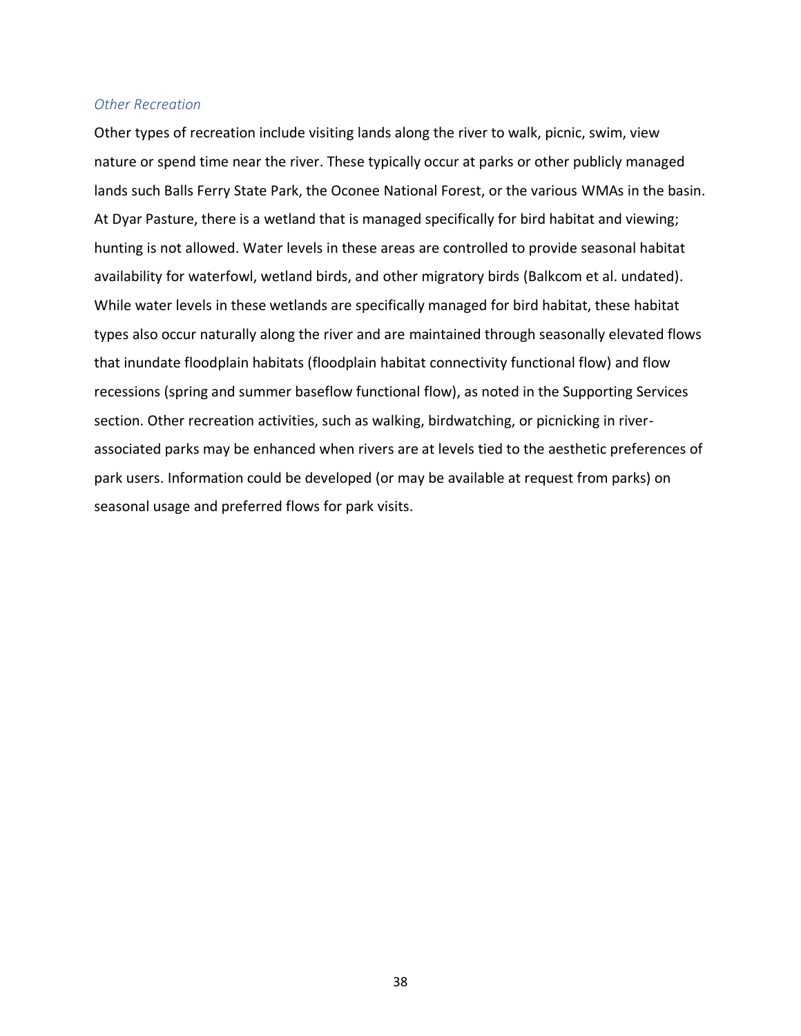### *Other Recreation*

Other types of recreation include visiting lands along the river to walk, picnic, swim, view nature or spend time near the river. These typically occur at parks or other publicly managed lands such Balls Ferry State Park, the Oconee National Forest, or the various WMAs in the basin. At Dyar Pasture, there is a wetland that is managed specifically for bird habitat and viewing; hunting is not allowed. Water levels in these areas are controlled to provide seasonal habitat availability for waterfowl, wetland birds, and other migratory birds (Balkcom et al. undated). While water levels in these wetlands are specifically managed for bird habitat, these habitat types also occur naturally along the river and are maintained through seasonally elevated flows that inundate floodplain habitats (floodplain habitat connectivity functional flow) and flow recessions (spring and summer baseflow functional flow), as noted in the Supporting Services section. Other recreation activities, such as walking, birdwatching, or picnicking in river-associated parks may be enhanced when rivers are at levels tied to the aesthetic preferences of park users. Information could be developed (or may be available at request from parks) on seasonal usage and preferred flows for park visits.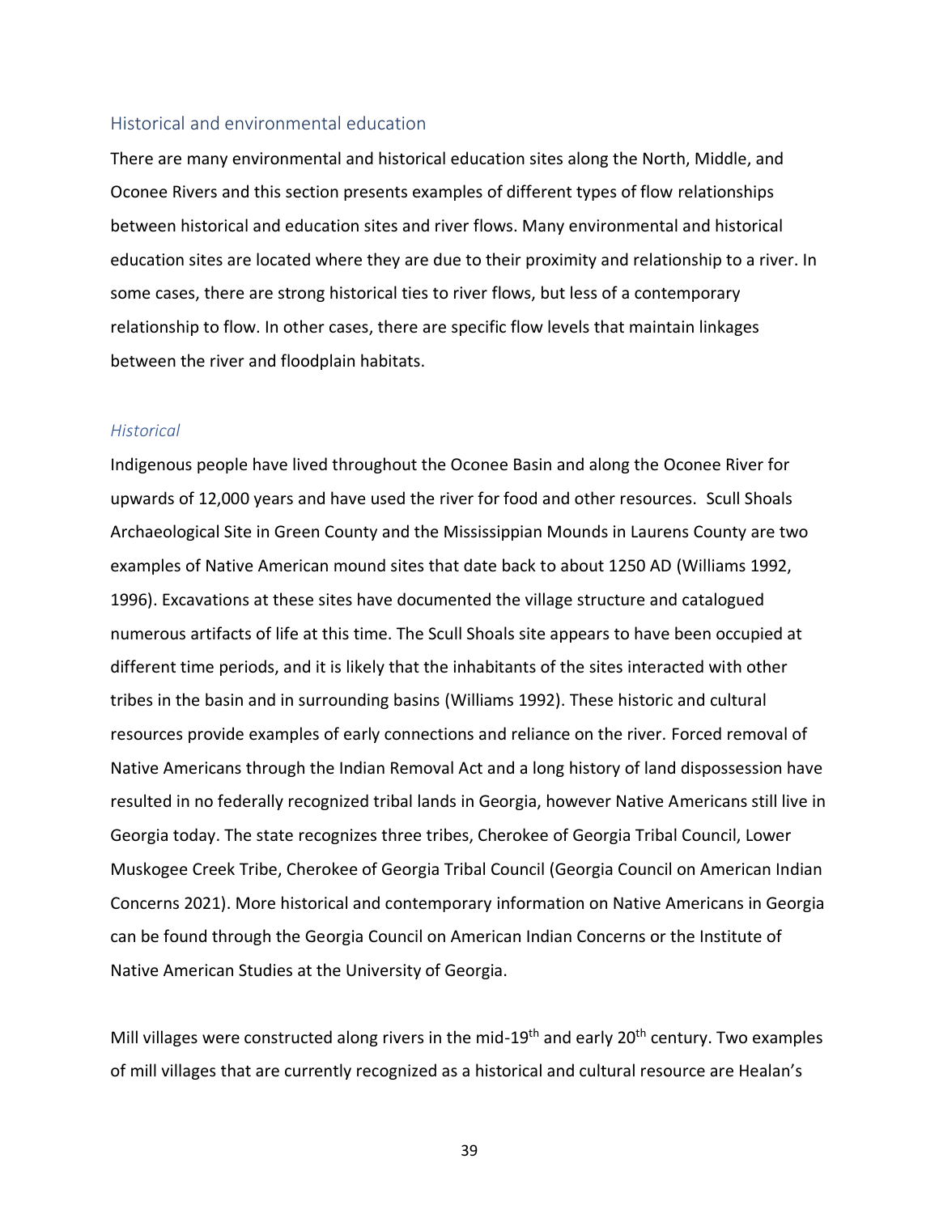## Historical and environmental education

There are many environmental and historical education sites along the North, Middle, and Oconee Rivers and this section presents examples of different types of flow relationships between historical and education sites and river flows. Many environmental and historical education sites are located where they are due to their proximity and relationship to a river. In some cases, there are strong historical ties to river flows, but less of a contemporary relationship to flow. In other cases, there are specific flow levels that maintain linkages between the river and floodplain habitats.

### *Historical*

Indigenous people have lived throughout the Oconee Basin and along the Oconee River for upwards of 12,000 years and have used the river for food and other resources. Scull Shoals Archaeological Site in Green County and the Mississippian Mounds in Laurens County are two examples of Native American mound sites that date back to about 1250 AD (Williams 1992, 1996). Excavations at these sites have documented the village structure and catalogued numerous artifacts of life at this time. The Scull Shoals site appears to have been occupied at different time periods, and it is likely that the inhabitants of the sites interacted with other tribes in the basin and in surrounding basins (Williams 1992). These historic and cultural resources provide examples of early connections and reliance on the river. Forced removal of Native Americans through the Indian Removal Act and a long history of land dispossession have resulted in no federally recognized tribal lands in Georgia, however Native Americans still live in Georgia today. The state recognizes three tribes, Cherokee of Georgia Tribal Council, Lower Muskogee Creek Tribe, Cherokee of Georgia Tribal Council (Georgia Council on American Indian Concerns 2021). More historical and contemporary information on Native Americans in Georgia can be found through the Georgia Council on American Indian Concerns or the Institute of Native American Studies at the University of Georgia.

Mill villages were constructed along rivers in the mid-19th and early 20th century. Two examples of mill villages that are currently recognized as a historical and cultural resource are Healan's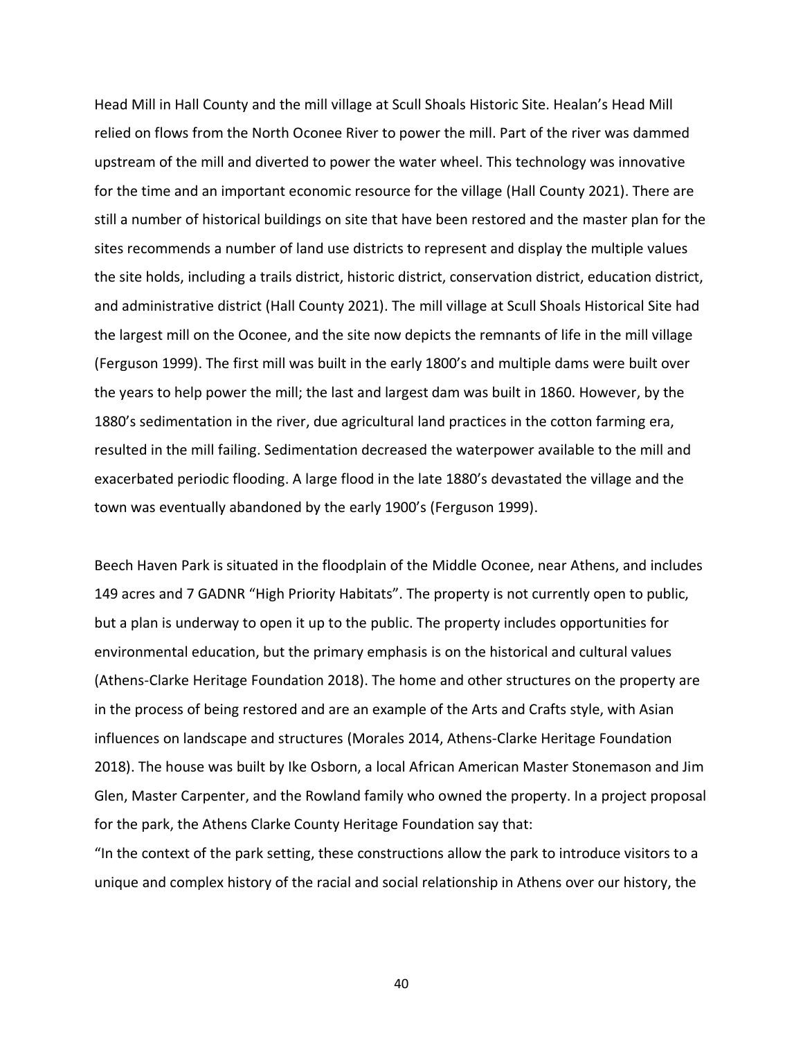Head Mill in Hall County and the mill village at Scull Shoals Historic Site. Healan's Head Mill relied on flows from the North Oconee River to power the mill. Part of the river was dammed upstream of the mill and diverted to power the water wheel. This technology was innovative for the time and an important economic resource for the village (Hall County 2021). There are still a number of historical buildings on site that have been restored and the master plan for the sites recommends a number of land use districts to represent and display the multiple values the site holds, including a trails district, historic district, conservation district, education district, and administrative district (Hall County 2021). The mill village at Scull Shoals Historical Site had the largest mill on the Oconee, and the site now depicts the remnants of life in the mill village (Ferguson 1999). The first mill was built in the early 1800's and multiple dams were built over the years to help power the mill; the last and largest dam was built in 1860. However, by the 1880's sedimentation in the river, due agricultural land practices in the cotton farming era, resulted in the mill failing. Sedimentation decreased the waterpower available to the mill and exacerbated periodic flooding. A large flood in the late 1880's devastated the village and the town was eventually abandoned by the early 1900's (Ferguson 1999).

Beech Haven Park is situated in the floodplain of the Middle Oconee, near Athens, and includes 149 acres and 7 GADNR "High Priority Habitats". The property is not currently open to public, but a plan is underway to open it up to the public. The property includes opportunities for environmental education, but the primary emphasis is on the historical and cultural values (Athens-Clarke Heritage Foundation 2018). The home and other structures on the property are in the process of being restored and are an example of the Arts and Crafts style, with Asian influences on landscape and structures (Morales 2014, Athens-Clarke Heritage Foundation 2018). The house was built by Ike Osborn, a local African American Master Stonemason and Jim Glen, Master Carpenter, and the Rowland family who owned the property. In a project proposal for the park, the Athens Clarke County Heritage Foundation say that:

"In the context of the park setting, these constructions allow the park to introduce visitors to a unique and complex history of the racial and social relationship in Athens over our history, the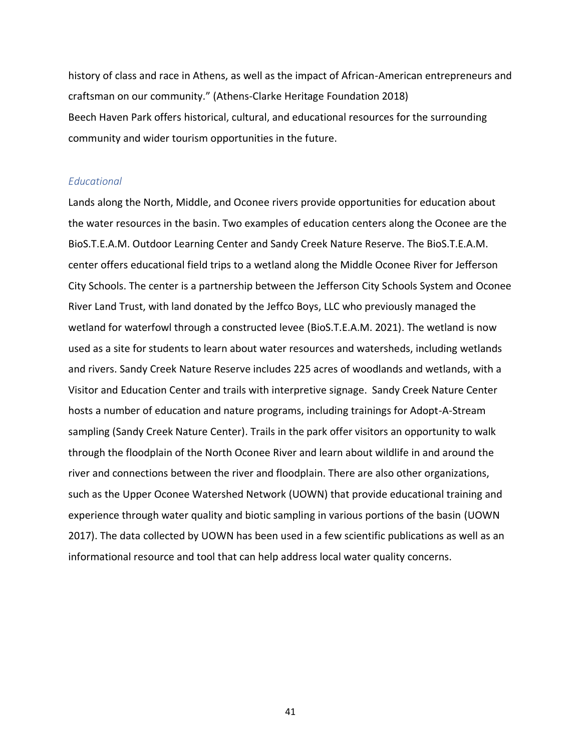history of class and race in Athens, as well as the impact of African-American entrepreneurs and craftsman on our community." (Athens-Clarke Heritage Foundation 2018)
Beech Haven Park offers historical, cultural, and educational resources for the surrounding community and wider tourism opportunities in the future.

### *Educational*

Lands along the North, Middle, and Oconee rivers provide opportunities for education about the water resources in the basin. Two examples of education centers along the Oconee are the BioS.T.E.A.M. Outdoor Learning Center and Sandy Creek Nature Reserve. The BioS.T.E.A.M. center offers educational field trips to a wetland along the Middle Oconee River for Jefferson City Schools. The center is a partnership between the Jefferson City Schools System and Oconee River Land Trust, with land donated by the Jeffco Boys, LLC who previously managed the wetland for waterfowl through a constructed levee (BioS.T.E.A.M. 2021). The wetland is now used as a site for students to learn about water resources and watersheds, including wetlands and rivers. Sandy Creek Nature Reserve includes 225 acres of woodlands and wetlands, with a Visitor and Education Center and trails with interpretive signage. Sandy Creek Nature Center hosts a number of education and nature programs, including trainings for Adopt-A-Stream sampling (Sandy Creek Nature Center). Trails in the park offer visitors an opportunity to walk through the floodplain of the North Oconee River and learn about wildlife in and around the river and connections between the river and floodplain. There are also other organizations, such as the Upper Oconee Watershed Network (UOWN) that provide educational training and experience through water quality and biotic sampling in various portions of the basin (UOWN 2017). The data collected by UOWN has been used in a few scientific publications as well as an informational resource and tool that can help address local water quality concerns.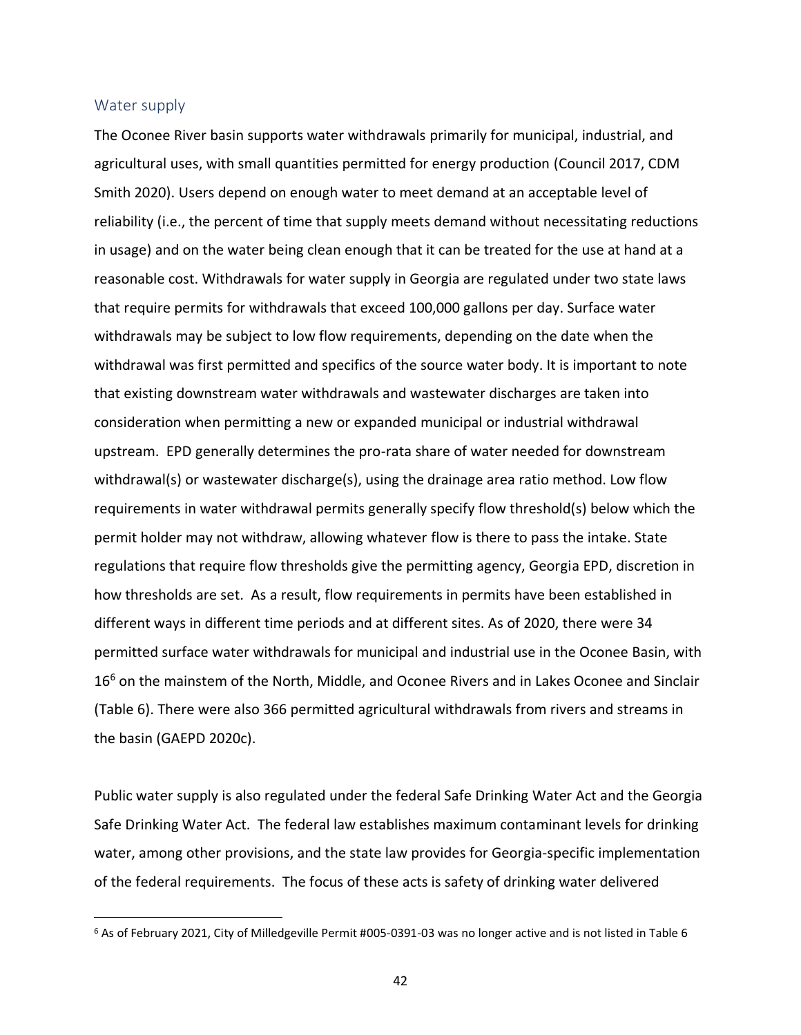## Water supply

The Oconee River basin supports water withdrawals primarily for municipal, industrial, and agricultural uses, with small quantities permitted for energy production (Council 2017, CDM Smith 2020). Users depend on enough water to meet demand at an acceptable level of reliability (i.e., the percent of time that supply meets demand without necessitating reductions in usage) and on the water being clean enough that it can be treated for the use at hand at a reasonable cost. Withdrawals for water supply in Georgia are regulated under two state laws that require permits for withdrawals that exceed 100,000 gallons per day. Surface water withdrawals may be subject to low flow requirements, depending on the date when the withdrawal was first permitted and specifics of the source water body. It is important to note that existing downstream water withdrawals and wastewater discharges are taken into consideration when permitting a new or expanded municipal or industrial withdrawal upstream. EPD generally determines the pro-rata share of water needed for downstream withdrawal(s) or wastewater discharge(s), using the drainage area ratio method. Low flow requirements in water withdrawal permits generally specify flow threshold(s) below which the permit holder may not withdraw, allowing whatever flow is there to pass the intake. State regulations that require flow thresholds give the permitting agency, Georgia EPD, discretion in how thresholds are set. As a result, flow requirements in permits have been established in different ways in different time periods and at different sites. As of 2020, there were 34 permitted surface water withdrawals for municipal and industrial use in the Oconee Basin, with 16[6] on the mainstem of the North, Middle, and Oconee Rivers and in Lakes Oconee and Sinclair (Table 6). There were also 366 permitted agricultural withdrawals from rivers and streams in the basin (GAEPD 2020c).

Public water supply is also regulated under the federal Safe Drinking Water Act and the Georgia Safe Drinking Water Act. The federal law establishes maximum contaminant levels for drinking water, among other provisions, and the state law provides for Georgia-specific implementation of the federal requirements. The focus of these acts is safety of drinking water delivered

[6] As of February 2021, City of Milledgeville Permit #005-0391-03 was no longer active and is not listed in Table 6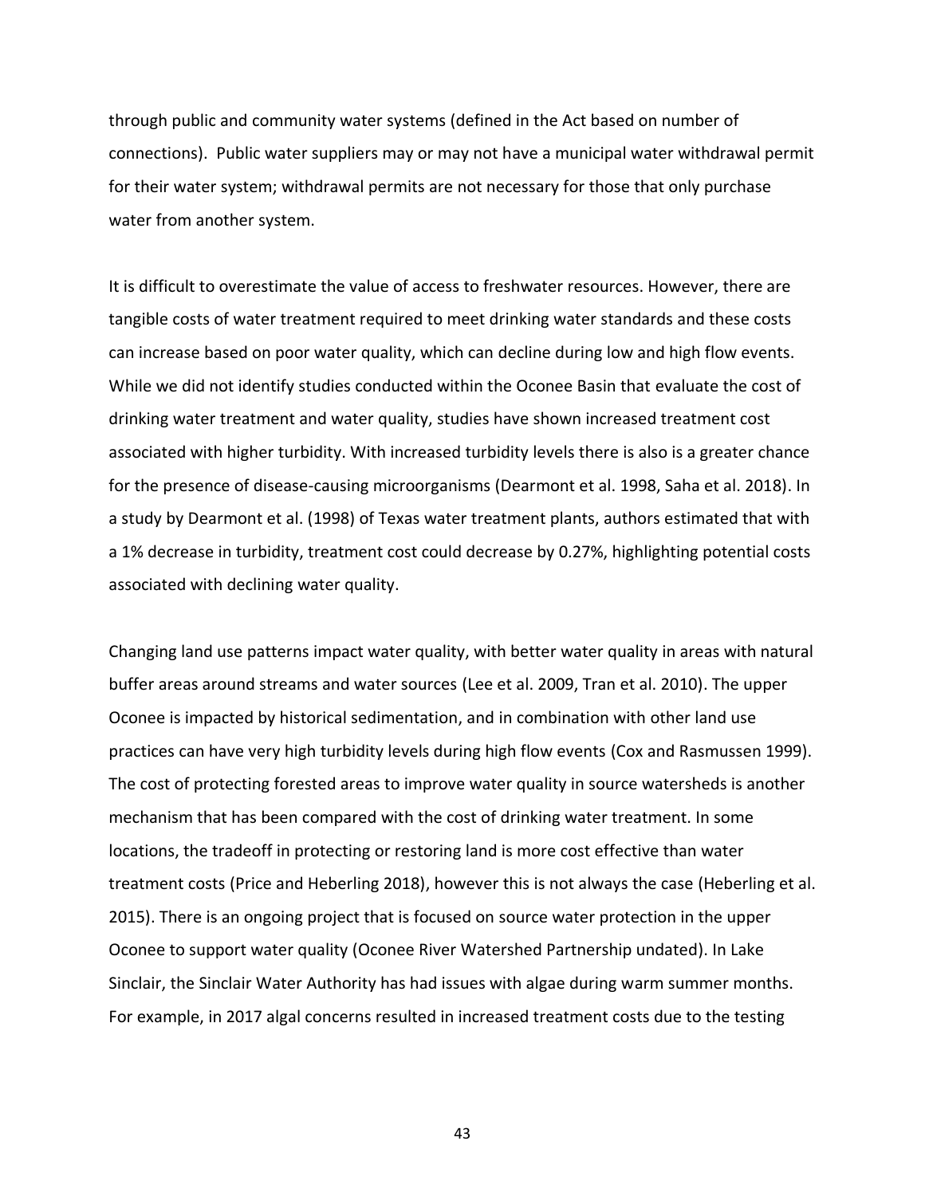through public and community water systems (defined in the Act based on number of connections). Public water suppliers may or may not have a municipal water withdrawal permit for their water system; withdrawal permits are not necessary for those that only purchase water from another system.

It is difficult to overestimate the value of access to freshwater resources. However, there are tangible costs of water treatment required to meet drinking water standards and these costs can increase based on poor water quality, which can decline during low and high flow events. While we did not identify studies conducted within the Oconee Basin that evaluate the cost of drinking water treatment and water quality, studies have shown increased treatment cost associated with higher turbidity. With increased turbidity levels there is also is a greater chance for the presence of disease-causing microorganisms (Dearmont et al. 1998, Saha et al. 2018). In a study by Dearmont et al. (1998) of Texas water treatment plants, authors estimated that with a 1% decrease in turbidity, treatment cost could decrease by 0.27%, highlighting potential costs associated with declining water quality.

Changing land use patterns impact water quality, with better water quality in areas with natural buffer areas around streams and water sources (Lee et al. 2009, Tran et al. 2010). The upper Oconee is impacted by historical sedimentation, and in combination with other land use practices can have very high turbidity levels during high flow events (Cox and Rasmussen 1999). The cost of protecting forested areas to improve water quality in source watersheds is another mechanism that has been compared with the cost of drinking water treatment. In some locations, the tradeoff in protecting or restoring land is more cost effective than water treatment costs (Price and Heberling 2018), however this is not always the case (Heberling et al. 2015). There is an ongoing project that is focused on source water protection in the upper Oconee to support water quality (Oconee River Watershed Partnership undated). In Lake Sinclair, the Sinclair Water Authority has had issues with algae during warm summer months. For example, in 2017 algal concerns resulted in increased treatment costs due to the testing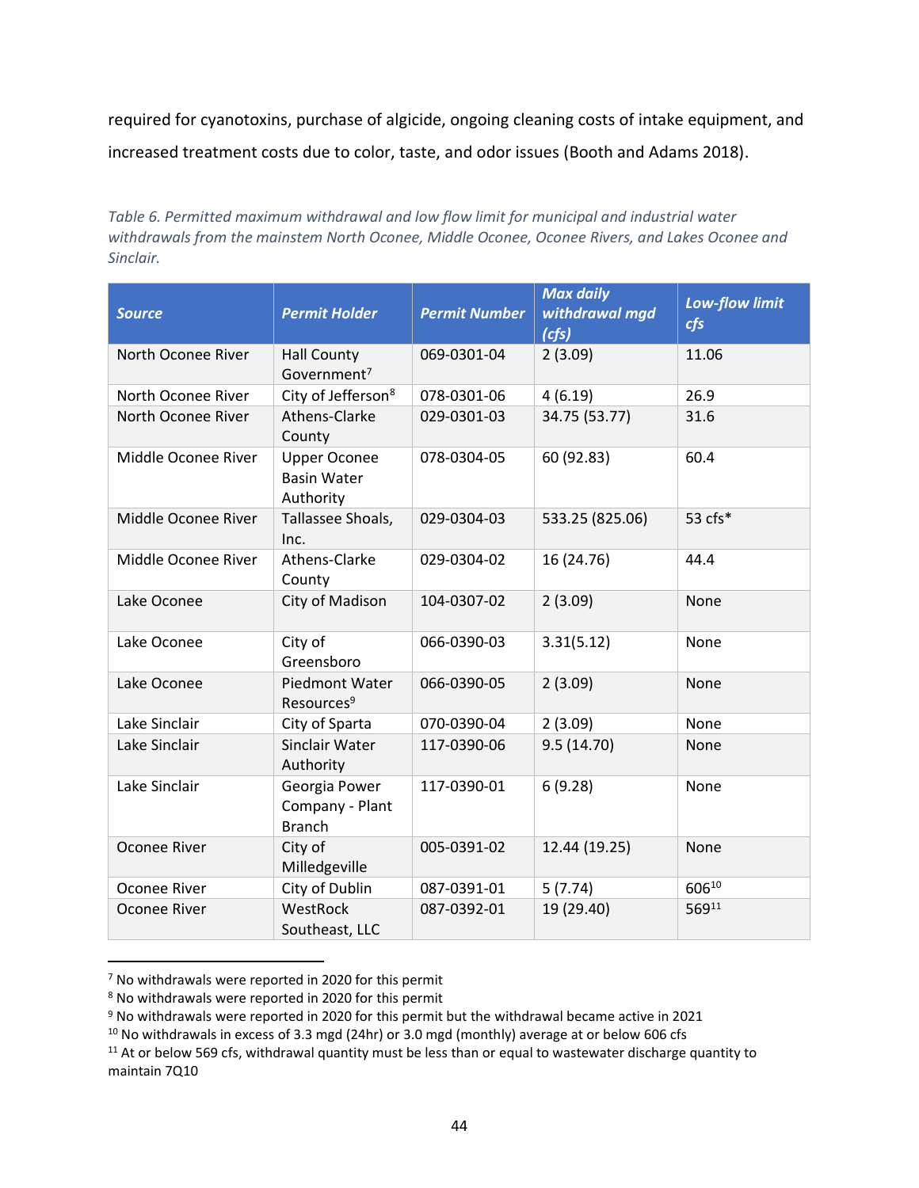required for cyanotoxins, purchase of algicide, ongoing cleaning costs of intake equipment, and increased treatment costs due to color, taste, and odor issues (Booth and Adams 2018).

*Table 6. Permitted maximum withdrawal and low flow limit for municipal and industrial water withdrawals from the mainstem North Oconee, Middle Oconee, Oconee Rivers, and Lakes Oconee and Sinclair.*

| Source | Permit Holder | Permit Number | Max daily withdrawal mgd (cfs) | Low-flow limit cfs |
|---|---|---|---|---|
| North Oconee River | Hall County Government[7] | 069-0301-04 | 2 (3.09) | 11.06 |
| North Oconee River | City of Jefferson[8] | 078-0301-06 | 4 (6.19) | 26.9 |
| North Oconee River | Athens-Clarke County | 029-0301-03 | 34.75 (53.77) | 31.6 |
| Middle Oconee River | Upper Oconee Basin Water Authority | 078-0304-05 | 60 (92.83) | 60.4 |
| Middle Oconee River | Tallassee Shoals, Inc. | 029-0304-03 | 533.25 (825.06) | 53 cfs* |
| Middle Oconee River | Athens-Clarke County | 029-0304-02 | 16 (24.76) | 44.4 |
| Lake Oconee | City of Madison | 104-0307-02 | 2 (3.09) | None |
| Lake Oconee | City of Greensboro | 066-0390-03 | 3.31(5.12) | None |
| Lake Oconee | Piedmont Water Resources[9] | 066-0390-05 | 2 (3.09) | None |
| Lake Sinclair | City of Sparta | 070-0390-04 | 2 (3.09) | None |
| Lake Sinclair | Sinclair Water Authority | 117-0390-06 | 9.5 (14.70) | None |
| Lake Sinclair | Georgia Power Company - Plant Branch | 117-0390-01 | 6 (9.28) | None |
| Oconee River | City of Milledgeville | 005-0391-02 | 12.44 (19.25) | None |
| Oconee River | City of Dublin | 087-0391-01 | 5 (7.74) | 606[10] |
| Oconee River | WestRock Southeast, LLC | 087-0392-01 | 19 (29.40) | 569[11] |

[7] No withdrawals were reported in 2020 for this permit

[8] No withdrawals were reported in 2020 for this permit

[9] No withdrawals were reported in 2020 for this permit but the withdrawal became active in 2021

[10] No withdrawals in excess of 3.3 mgd (24hr) or 3.0 mgd (monthly) average at or below 606 cfs

[11] At or below 569 cfs, withdrawal quantity must be less than or equal to wastewater discharge quantity to maintain 7Q10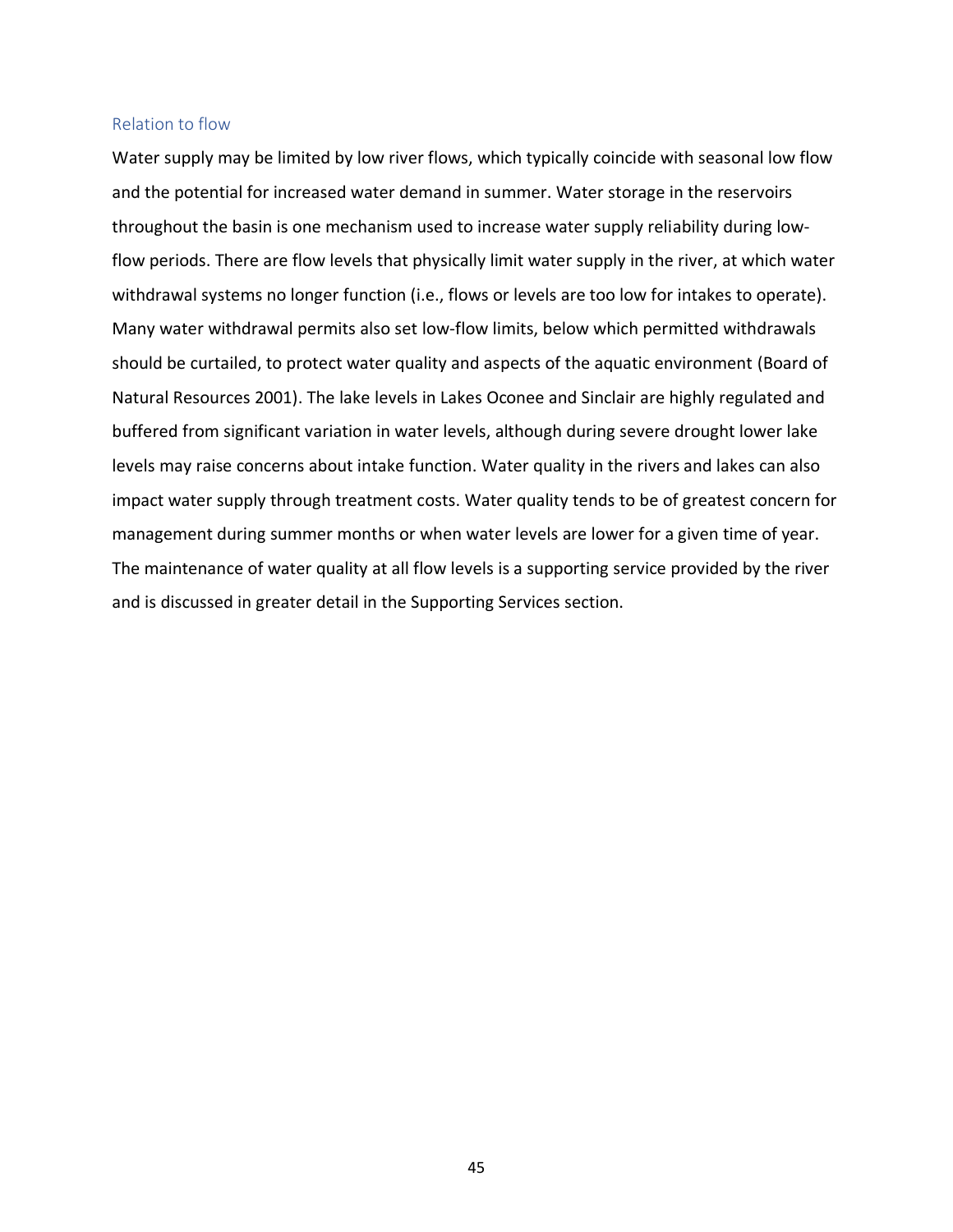### Relation to flow

Water supply may be limited by low river flows, which typically coincide with seasonal low flow and the potential for increased water demand in summer. Water storage in the reservoirs throughout the basin is one mechanism used to increase water supply reliability during low-flow periods. There are flow levels that physically limit water supply in the river, at which water withdrawal systems no longer function (i.e., flows or levels are too low for intakes to operate). Many water withdrawal permits also set low-flow limits, below which permitted withdrawals should be curtailed, to protect water quality and aspects of the aquatic environment (Board of Natural Resources 2001). The lake levels in Lakes Oconee and Sinclair are highly regulated and buffered from significant variation in water levels, although during severe drought lower lake levels may raise concerns about intake function. Water quality in the rivers and lakes can also impact water supply through treatment costs. Water quality tends to be of greatest concern for management during summer months or when water levels are lower for a given time of year. The maintenance of water quality at all flow levels is a supporting service provided by the river and is discussed in greater detail in the Supporting Services section.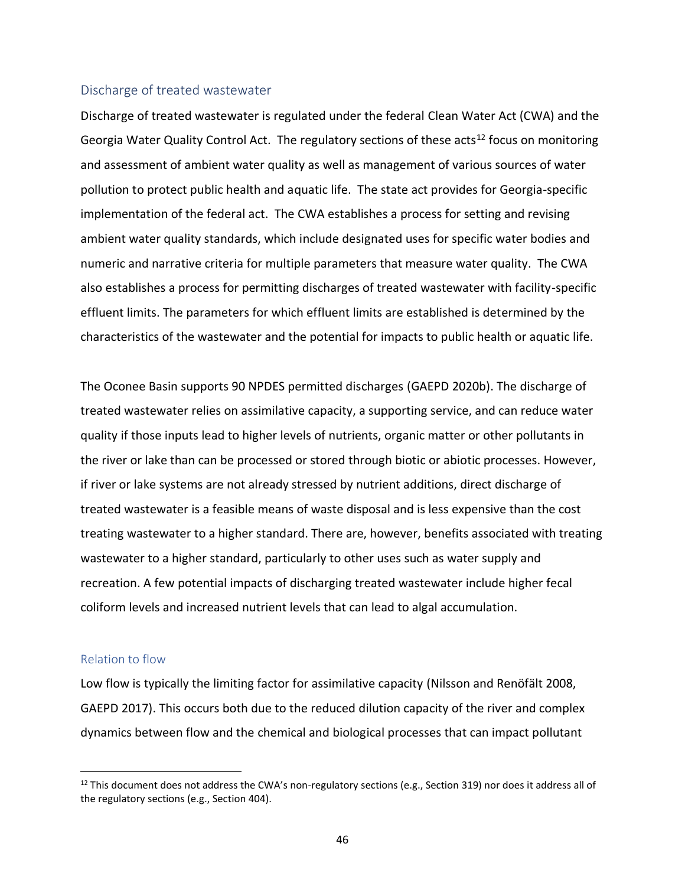## Discharge of treated wastewater

Discharge of treated wastewater is regulated under the federal Clean Water Act (CWA) and the Georgia Water Quality Control Act. The regulatory sections of these acts[12] focus on monitoring and assessment of ambient water quality as well as management of various sources of water pollution to protect public health and aquatic life. The state act provides for Georgia-specific implementation of the federal act. The CWA establishes a process for setting and revising ambient water quality standards, which include designated uses for specific water bodies and numeric and narrative criteria for multiple parameters that measure water quality. The CWA also establishes a process for permitting discharges of treated wastewater with facility-specific effluent limits. The parameters for which effluent limits are established is determined by the characteristics of the wastewater and the potential for impacts to public health or aquatic life.

The Oconee Basin supports 90 NPDES permitted discharges (GAEPD 2020b). The discharge of treated wastewater relies on assimilative capacity, a supporting service, and can reduce water quality if those inputs lead to higher levels of nutrients, organic matter or other pollutants in the river or lake than can be processed or stored through biotic or abiotic processes. However, if river or lake systems are not already stressed by nutrient additions, direct discharge of treated wastewater is a feasible means of waste disposal and is less expensive than the cost treating wastewater to a higher standard. There are, however, benefits associated with treating wastewater to a higher standard, particularly to other uses such as water supply and recreation. A few potential impacts of discharging treated wastewater include higher fecal coliform levels and increased nutrient levels that can lead to algal accumulation.

### Relation to flow

Low flow is typically the limiting factor for assimilative capacity (Nilsson and Renöfält 2008, GAEPD 2017). This occurs both due to the reduced dilution capacity of the river and complex dynamics between flow and the chemical and biological processes that can impact pollutant

[12] This document does not address the CWA's non-regulatory sections (e.g., Section 319) nor does it address all of the regulatory sections (e.g., Section 404).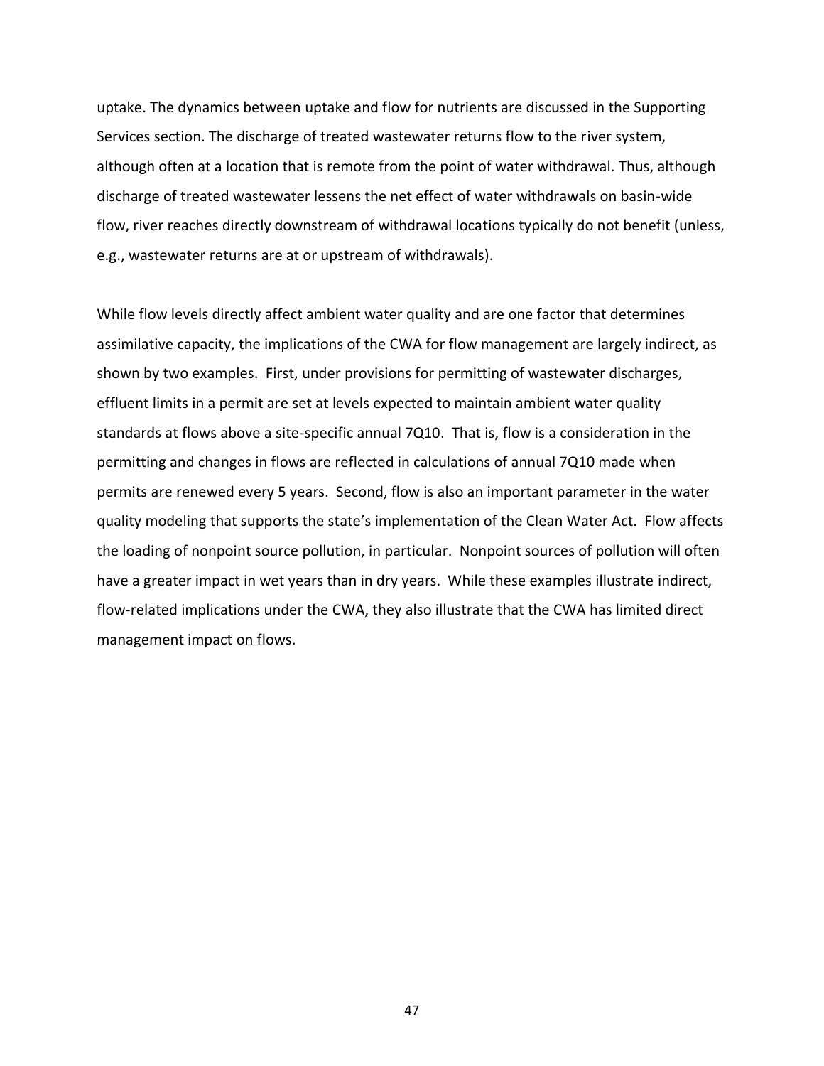uptake. The dynamics between uptake and flow for nutrients are discussed in the Supporting Services section. The discharge of treated wastewater returns flow to the river system, although often at a location that is remote from the point of water withdrawal. Thus, although discharge of treated wastewater lessens the net effect of water withdrawals on basin-wide flow, river reaches directly downstream of withdrawal locations typically do not benefit (unless, e.g., wastewater returns are at or upstream of withdrawals).

While flow levels directly affect ambient water quality and are one factor that determines assimilative capacity, the implications of the CWA for flow management are largely indirect, as shown by two examples. First, under provisions for permitting of wastewater discharges, effluent limits in a permit are set at levels expected to maintain ambient water quality standards at flows above a site-specific annual 7Q10. That is, flow is a consideration in the permitting and changes in flows are reflected in calculations of annual 7Q10 made when permits are renewed every 5 years. Second, flow is also an important parameter in the water quality modeling that supports the state's implementation of the Clean Water Act. Flow affects the loading of nonpoint source pollution, in particular. Nonpoint sources of pollution will often have a greater impact in wet years than in dry years. While these examples illustrate indirect, flow-related implications under the CWA, they also illustrate that the CWA has limited direct management impact on flows.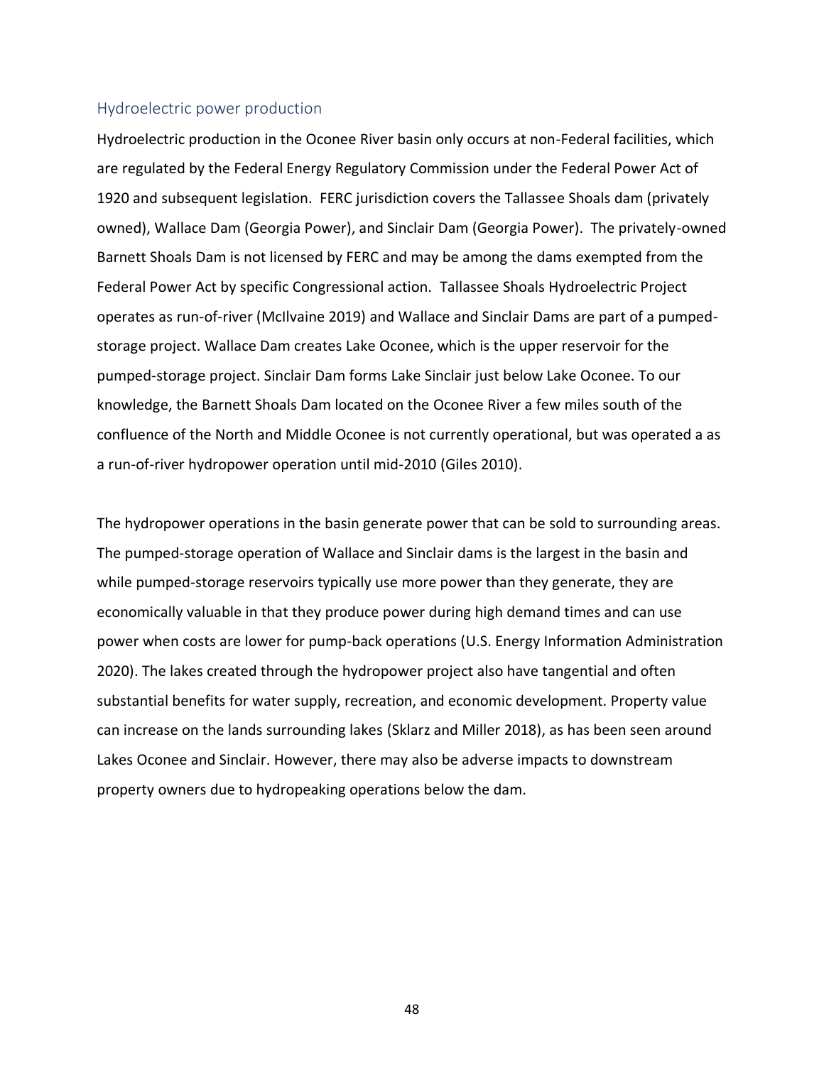## Hydroelectric power production

Hydroelectric production in the Oconee River basin only occurs at non-Federal facilities, which are regulated by the Federal Energy Regulatory Commission under the Federal Power Act of 1920 and subsequent legislation. FERC jurisdiction covers the Tallassee Shoals dam (privately owned), Wallace Dam (Georgia Power), and Sinclair Dam (Georgia Power). The privately-owned Barnett Shoals Dam is not licensed by FERC and may be among the dams exempted from the Federal Power Act by specific Congressional action. Tallassee Shoals Hydroelectric Project operates as run-of-river (McIlvaine 2019) and Wallace and Sinclair Dams are part of a pumped-storage project. Wallace Dam creates Lake Oconee, which is the upper reservoir for the pumped-storage project. Sinclair Dam forms Lake Sinclair just below Lake Oconee. To our knowledge, the Barnett Shoals Dam located on the Oconee River a few miles south of the confluence of the North and Middle Oconee is not currently operational, but was operated a as a run-of-river hydropower operation until mid-2010 (Giles 2010).

The hydropower operations in the basin generate power that can be sold to surrounding areas. The pumped-storage operation of Wallace and Sinclair dams is the largest in the basin and while pumped-storage reservoirs typically use more power than they generate, they are economically valuable in that they produce power during high demand times and can use power when costs are lower for pump-back operations (U.S. Energy Information Administration 2020). The lakes created through the hydropower project also have tangential and often substantial benefits for water supply, recreation, and economic development. Property value can increase on the lands surrounding lakes (Sklarz and Miller 2018), as has been seen around Lakes Oconee and Sinclair. However, there may also be adverse impacts to downstream property owners due to hydropeaking operations below the dam.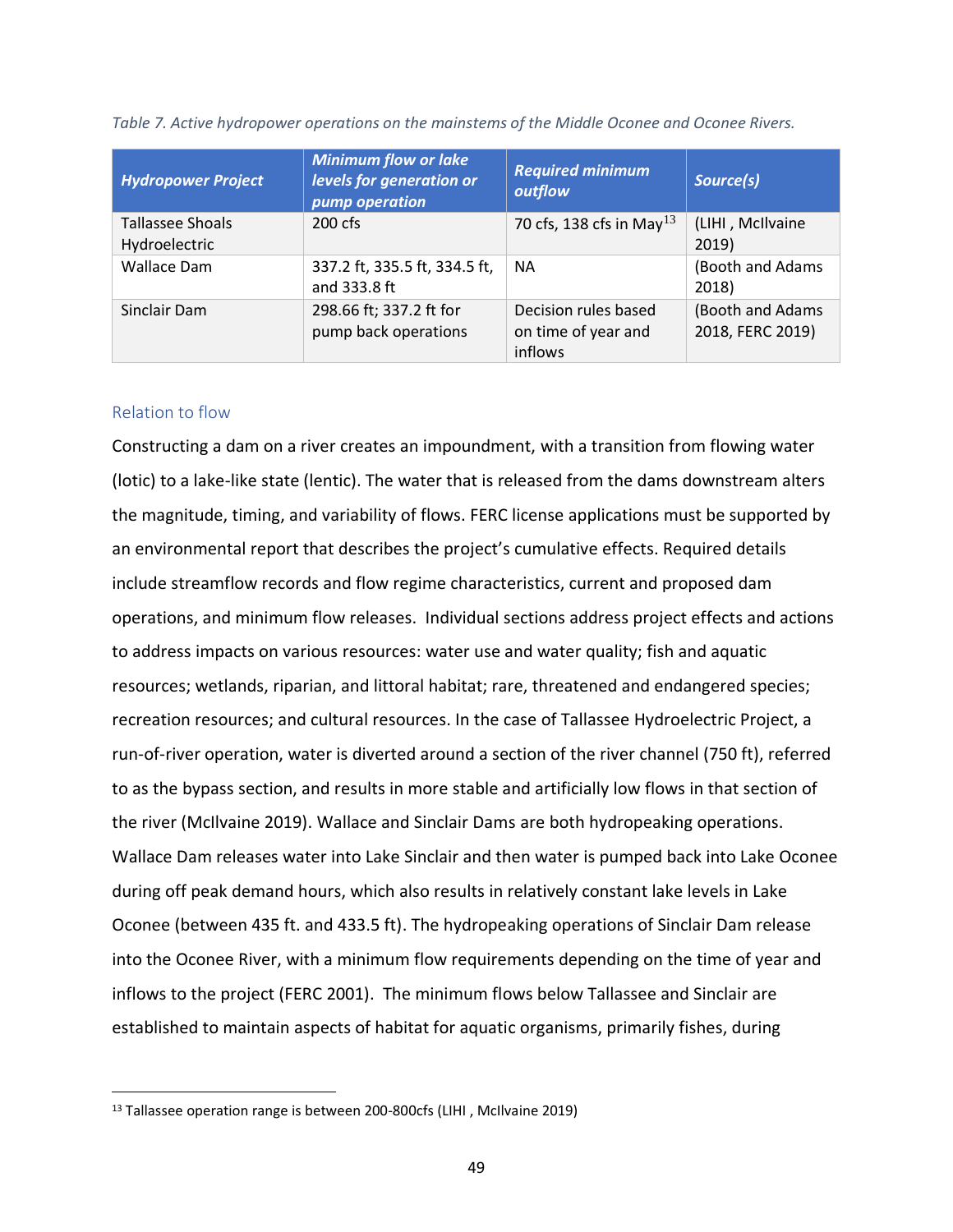*Table 7. Active hydropower operations on the mainstems of the Middle Oconee and Oconee Rivers.*

| Hydropower Project | Minimum flow or lake levels for generation or pump operation | Required minimum outflow | Source(s) |
|---|---|---|---|
| Tallassee Shoals Hydroelectric | 200 cfs | 70 cfs, 138 cfs in May[13] | (LIHI , McIlvaine 2019) |
| Wallace Dam | 337.2 ft, 335.5 ft, 334.5 ft, and 333.8 ft | NA | (Booth and Adams 2018) |
| Sinclair Dam | 298.66 ft; 337.2 ft for pump back operations | Decision rules based on time of year and inflows | (Booth and Adams 2018, FERC 2019) |

### Relation to flow

Constructing a dam on a river creates an impoundment, with a transition from flowing water (lotic) to a lake-like state (lentic). The water that is released from the dams downstream alters the magnitude, timing, and variability of flows. FERC license applications must be supported by an environmental report that describes the project's cumulative effects. Required details include streamflow records and flow regime characteristics, current and proposed dam operations, and minimum flow releases. Individual sections address project effects and actions to address impacts on various resources: water use and water quality; fish and aquatic resources; wetlands, riparian, and littoral habitat; rare, threatened and endangered species; recreation resources; and cultural resources. In the case of Tallassee Hydroelectric Project, a run-of-river operation, water is diverted around a section of the river channel (750 ft), referred to as the bypass section, and results in more stable and artificially low flows in that section of the river (McIlvaine 2019). Wallace and Sinclair Dams are both hydropeaking operations. Wallace Dam releases water into Lake Sinclair and then water is pumped back into Lake Oconee during off peak demand hours, which also results in relatively constant lake levels in Lake Oconee (between 435 ft. and 433.5 ft). The hydropeaking operations of Sinclair Dam release into the Oconee River, with a minimum flow requirements depending on the time of year and inflows to the project (FERC 2001). The minimum flows below Tallassee and Sinclair are established to maintain aspects of habitat for aquatic organisms, primarily fishes, during

[13] Tallassee operation range is between 200-800cfs (LIHI , McIlvaine 2019)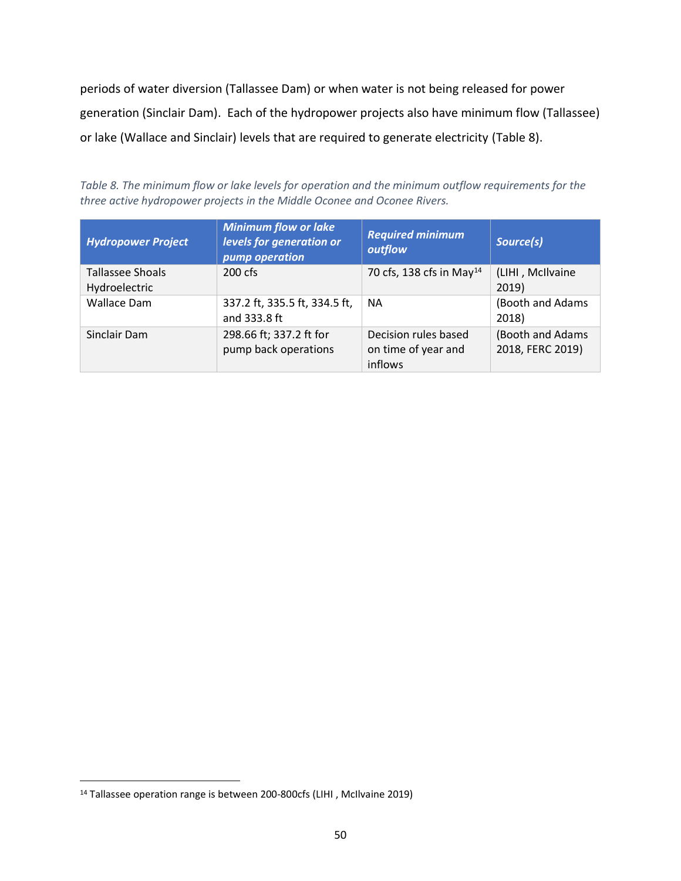periods of water diversion (Tallassee Dam) or when water is not being released for power generation (Sinclair Dam). Each of the hydropower projects also have minimum flow (Tallassee) or lake (Wallace and Sinclair) levels that are required to generate electricity (Table 8).

*Table 8. The minimum flow or lake levels for operation and the minimum outflow requirements for the three active hydropower projects in the Middle Oconee and Oconee Rivers.*

| ***Hydropower Project*** | ***Minimum flow or lake levels for generation or pump operation*** | ***Required minimum outflow*** | ***Source(s)*** |
|---|---|---|---|
| Tallassee Shoals Hydroelectric | 200 cfs | 70 cfs, 138 cfs in May[14] | (LIHI , McIlvaine 2019) |
| Wallace Dam | 337.2 ft, 335.5 ft, 334.5 ft, and 333.8 ft | NA | (Booth and Adams 2018) |
| Sinclair Dam | 298.66 ft; 337.2 ft for pump back operations | Decision rules based on time of year and inflows | (Booth and Adams 2018, FERC 2019) |

[14] Tallassee operation range is between 200-800cfs (LIHI , McIlvaine 2019)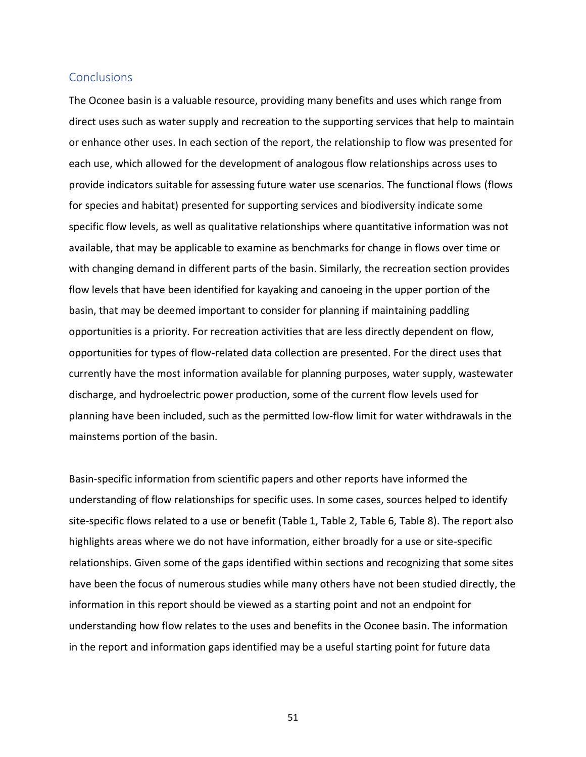## Conclusions

The Oconee basin is a valuable resource, providing many benefits and uses which range from direct uses such as water supply and recreation to the supporting services that help to maintain or enhance other uses. In each section of the report, the relationship to flow was presented for each use, which allowed for the development of analogous flow relationships across uses to provide indicators suitable for assessing future water use scenarios. The functional flows (flows for species and habitat) presented for supporting services and biodiversity indicate some specific flow levels, as well as qualitative relationships where quantitative information was not available, that may be applicable to examine as benchmarks for change in flows over time or with changing demand in different parts of the basin. Similarly, the recreation section provides flow levels that have been identified for kayaking and canoeing in the upper portion of the basin, that may be deemed important to consider for planning if maintaining paddling opportunities is a priority. For recreation activities that are less directly dependent on flow, opportunities for types of flow-related data collection are presented. For the direct uses that currently have the most information available for planning purposes, water supply, wastewater discharge, and hydroelectric power production, some of the current flow levels used for planning have been included, such as the permitted low-flow limit for water withdrawals in the mainstems portion of the basin.

Basin-specific information from scientific papers and other reports have informed the understanding of flow relationships for specific uses. In some cases, sources helped to identify site-specific flows related to a use or benefit (Table 1, Table 2, Table 6, Table 8). The report also highlights areas where we do not have information, either broadly for a use or site-specific relationships. Given some of the gaps identified within sections and recognizing that some sites have been the focus of numerous studies while many others have not been studied directly, the information in this report should be viewed as a starting point and not an endpoint for understanding how flow relates to the uses and benefits in the Oconee basin. The information in the report and information gaps identified may be a useful starting point for future data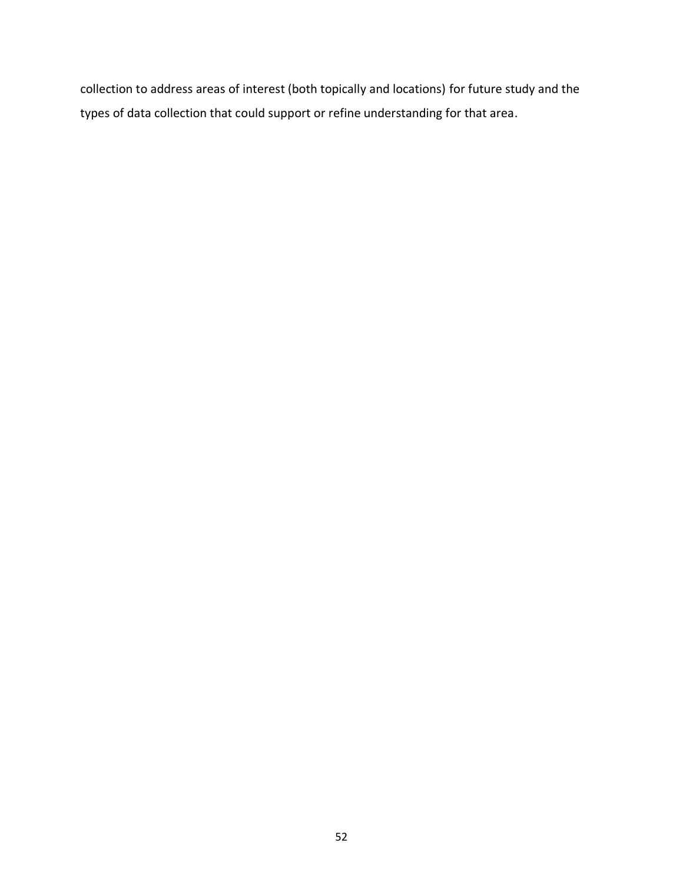collection to address areas of interest (both topically and locations) for future study and the types of data collection that could support or refine understanding for that area.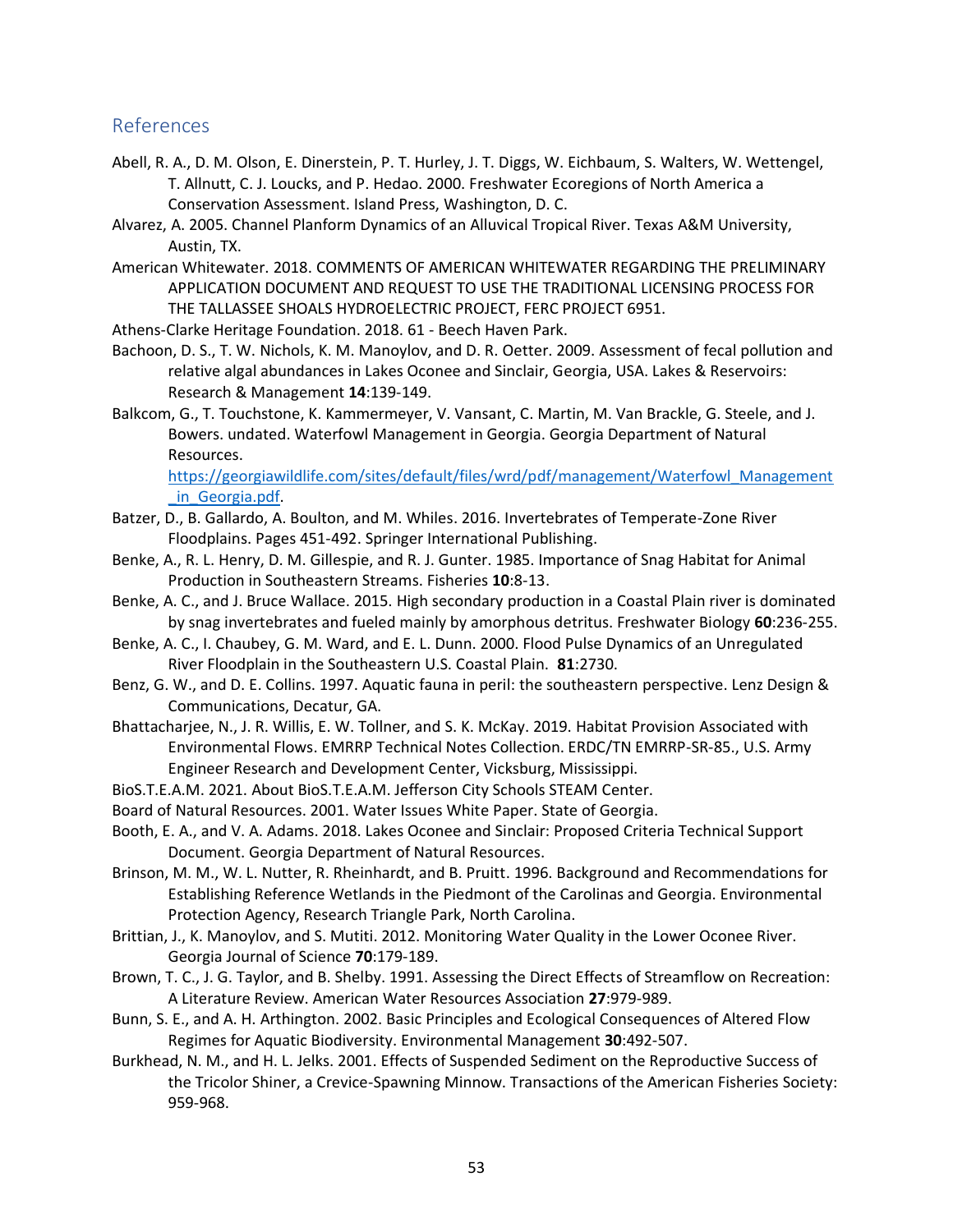## References

Abell, R. A., D. M. Olson, E. Dinerstein, P. T. Hurley, J. T. Diggs, W. Eichbaum, S. Walters, W. Wettengel, T. Allnutt, C. J. Loucks, and P. Hedao. 2000. Freshwater Ecoregions of North America a Conservation Assessment. Island Press, Washington, D. C.

Alvarez, A. 2005. Channel Planform Dynamics of an Alluvical Tropical River. Texas A&M University, Austin, TX.

American Whitewater. 2018. COMMENTS OF AMERICAN WHITEWATER REGARDING THE PRELIMINARY APPLICATION DOCUMENT AND REQUEST TO USE THE TRADITIONAL LICENSING PROCESS FOR THE TALLASSEE SHOALS HYDROELECTRIC PROJECT, FERC PROJECT 6951.

Athens-Clarke Heritage Foundation. 2018. 61 - Beech Haven Park.

Bachoon, D. S., T. W. Nichols, K. M. Manoylov, and D. R. Oetter. 2009. Assessment of fecal pollution and relative algal abundances in Lakes Oconee and Sinclair, Georgia, USA. Lakes & Reservoirs: Research & Management **14**:139-149.

Balkcom, G., T. Touchstone, K. Kammermeyer, V. Vansant, C. Martin, M. Van Brackle, G. Steele, and J. Bowers. undated. Waterfowl Management in Georgia. Georgia Department of Natural Resources. [https://georgiawildlife.com/sites/default/files/wrd/pdf/management/Waterfowl_Management_in_Georgia.pdf](https://georgiawildlife.com/sites/default/files/wrd/pdf/management/Waterfowl_Management_in_Georgia.pdf).

Batzer, D., B. Gallardo, A. Boulton, and M. Whiles. 2016. Invertebrates of Temperate-Zone River Floodplains. Pages 451-492. Springer International Publishing.

Benke, A., R. L. Henry, D. M. Gillespie, and R. J. Gunter. 1985. Importance of Snag Habitat for Animal Production in Southeastern Streams. Fisheries **10**:8-13.

Benke, A. C., and J. Bruce Wallace. 2015. High secondary production in a Coastal Plain river is dominated by snag invertebrates and fueled mainly by amorphous detritus. Freshwater Biology **60**:236-255.

Benke, A. C., I. Chaubey, G. M. Ward, and E. L. Dunn. 2000. Flood Pulse Dynamics of an Unregulated River Floodplain in the Southeastern U.S. Coastal Plain. **81**:2730.

Benz, G. W., and D. E. Collins. 1997. Aquatic fauna in peril: the southeastern perspective. Lenz Design & Communications, Decatur, GA.

Bhattacharjee, N., J. R. Willis, E. W. Tollner, and S. K. McKay. 2019. Habitat Provision Associated with Environmental Flows. EMRRP Technical Notes Collection. ERDC/TN EMRRP-SR-85., U.S. Army Engineer Research and Development Center, Vicksburg, Mississippi.

BioS.T.E.A.M. 2021. About BioS.T.E.A.M. Jefferson City Schools STEAM Center.

Board of Natural Resources. 2001. Water Issues White Paper. State of Georgia.

Booth, E. A., and V. A. Adams. 2018. Lakes Oconee and Sinclair: Proposed Criteria Technical Support Document. Georgia Department of Natural Resources.

Brinson, M. M., W. L. Nutter, R. Rheinhardt, and B. Pruitt. 1996. Background and Recommendations for Establishing Reference Wetlands in the Piedmont of the Carolinas and Georgia. Environmental Protection Agency, Research Triangle Park, North Carolina.

Brittian, J., K. Manoylov, and S. Mutiti. 2012. Monitoring Water Quality in the Lower Oconee River. Georgia Journal of Science **70**:179-189.

Brown, T. C., J. G. Taylor, and B. Shelby. 1991. Assessing the Direct Effects of Streamflow on Recreation: A Literature Review. American Water Resources Association **27**:979-989.

Bunn, S. E., and A. H. Arthington. 2002. Basic Principles and Ecological Consequences of Altered Flow Regimes for Aquatic Biodiversity. Environmental Management **30**:492-507.

Burkhead, N. M., and H. L. Jelks. 2001. Effects of Suspended Sediment on the Reproductive Success of the Tricolor Shiner, a Crevice-Spawning Minnow. Transactions of the American Fisheries Society: 959-968.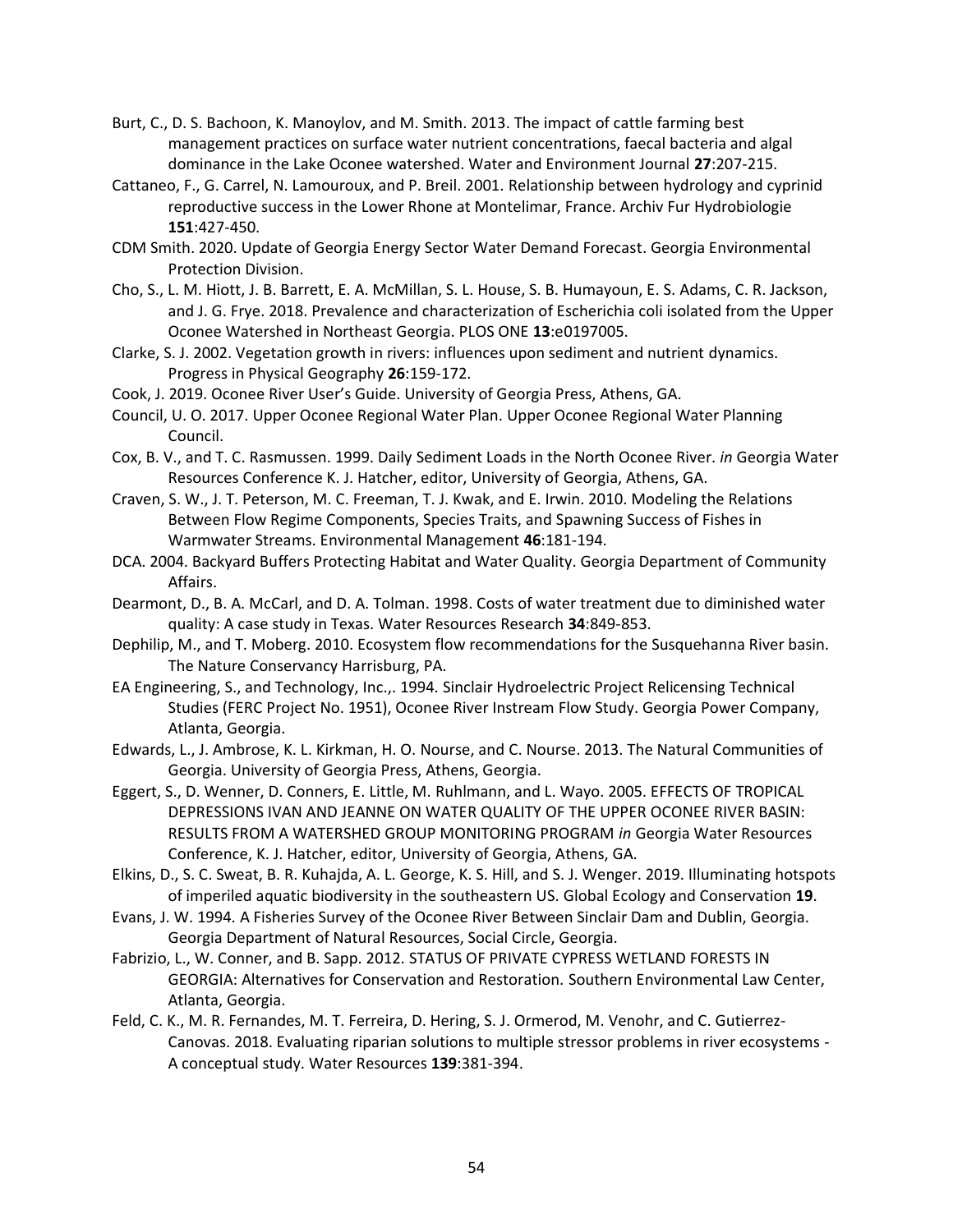Burt, C., D. S. Bachoon, K. Manoylov, and M. Smith. 2013. The impact of cattle farming best management practices on surface water nutrient concentrations, faecal bacteria and algal dominance in the Lake Oconee watershed. Water and Environment Journal **27**:207-215.

Cattaneo, F., G. Carrel, N. Lamouroux, and P. Breil. 2001. Relationship between hydrology and cyprinid reproductive success in the Lower Rhone at Montelimar, France. Archiv Fur Hydrobiologie **151**:427-450.

CDM Smith. 2020. Update of Georgia Energy Sector Water Demand Forecast. Georgia Environmental Protection Division.

Cho, S., L. M. Hiott, J. B. Barrett, E. A. McMillan, S. L. House, S. B. Humayoun, E. S. Adams, C. R. Jackson, and J. G. Frye. 2018. Prevalence and characterization of Escherichia coli isolated from the Upper Oconee Watershed in Northeast Georgia. PLOS ONE **13**:e0197005.

Clarke, S. J. 2002. Vegetation growth in rivers: influences upon sediment and nutrient dynamics. Progress in Physical Geography **26**:159-172.

Cook, J. 2019. Oconee River User's Guide. University of Georgia Press, Athens, GA.

Council, U. O. 2017. Upper Oconee Regional Water Plan. Upper Oconee Regional Water Planning Council.

Cox, B. V., and T. C. Rasmussen. 1999. Daily Sediment Loads in the North Oconee River. *in* Georgia Water Resources Conference K. J. Hatcher, editor, University of Georgia, Athens, GA.

Craven, S. W., J. T. Peterson, M. C. Freeman, T. J. Kwak, and E. Irwin. 2010. Modeling the Relations Between Flow Regime Components, Species Traits, and Spawning Success of Fishes in Warmwater Streams. Environmental Management **46**:181-194.

DCA. 2004. Backyard Buffers Protecting Habitat and Water Quality. Georgia Department of Community Affairs.

Dearmont, D., B. A. McCarl, and D. A. Tolman. 1998. Costs of water treatment due to diminished water quality: A case study in Texas. Water Resources Research **34**:849-853.

Dephilip, M., and T. Moberg. 2010. Ecosystem flow recommendations for the Susquehanna River basin. The Nature Conservancy Harrisburg, PA.

EA Engineering, S., and Technology, Inc.,. 1994. Sinclair Hydroelectric Project Relicensing Technical Studies (FERC Project No. 1951), Oconee River Instream Flow Study. Georgia Power Company, Atlanta, Georgia.

Edwards, L., J. Ambrose, K. L. Kirkman, H. O. Nourse, and C. Nourse. 2013. The Natural Communities of Georgia. University of Georgia Press, Athens, Georgia.

Eggert, S., D. Wenner, D. Conners, E. Little, M. Ruhlmann, and L. Wayo. 2005. EFFECTS OF TROPICAL DEPRESSIONS IVAN AND JEANNE ON WATER QUALITY OF THE UPPER OCONEE RIVER BASIN: RESULTS FROM A WATERSHED GROUP MONITORING PROGRAM *in* Georgia Water Resources Conference, K. J. Hatcher, editor, University of Georgia, Athens, GA.

Elkins, D., S. C. Sweat, B. R. Kuhajda, A. L. George, K. S. Hill, and S. J. Wenger. 2019. Illuminating hotspots of imperiled aquatic biodiversity in the southeastern US. Global Ecology and Conservation **19**.

Evans, J. W. 1994. A Fisheries Survey of the Oconee River Between Sinclair Dam and Dublin, Georgia. Georgia Department of Natural Resources, Social Circle, Georgia.

Fabrizio, L., W. Conner, and B. Sapp. 2012. STATUS OF PRIVATE CYPRESS WETLAND FORESTS IN GEORGIA: Alternatives for Conservation and Restoration. Southern Environmental Law Center, Atlanta, Georgia.

Feld, C. K., M. R. Fernandes, M. T. Ferreira, D. Hering, S. J. Ormerod, M. Venohr, and C. Gutierrez-Canovas. 2018. Evaluating riparian solutions to multiple stressor problems in river ecosystems - A conceptual study. Water Resources **139**:381-394.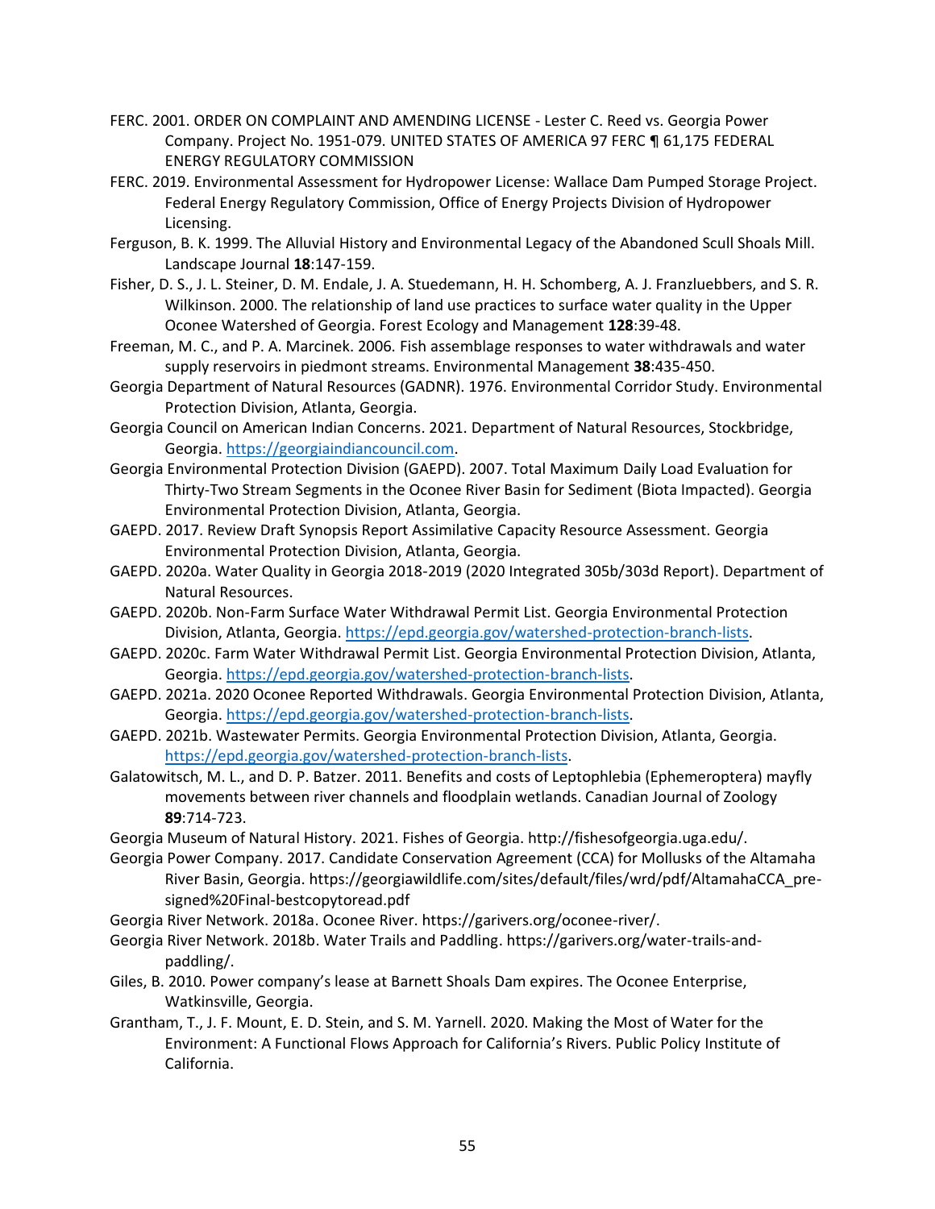FERC. 2001. ORDER ON COMPLAINT AND AMENDING LICENSE - Lester C. Reed vs. Georgia Power Company. Project No. 1951-079. UNITED STATES OF AMERICA 97 FERC ¶ 61,175 FEDERAL ENERGY REGULATORY COMMISSION

FERC. 2019. Environmental Assessment for Hydropower License: Wallace Dam Pumped Storage Project. Federal Energy Regulatory Commission, Office of Energy Projects Division of Hydropower Licensing.

Ferguson, B. K. 1999. The Alluvial History and Environmental Legacy of the Abandoned Scull Shoals Mill. Landscape Journal **18**:147-159.

Fisher, D. S., J. L. Steiner, D. M. Endale, J. A. Stuedemann, H. H. Schomberg, A. J. Franzluebbers, and S. R. Wilkinson. 2000. The relationship of land use practices to surface water quality in the Upper Oconee Watershed of Georgia. Forest Ecology and Management **128**:39-48.

Freeman, M. C., and P. A. Marcinek. 2006. Fish assemblage responses to water withdrawals and water supply reservoirs in piedmont streams. Environmental Management **38**:435-450.

Georgia Department of Natural Resources (GADNR). 1976. Environmental Corridor Study. Environmental Protection Division, Atlanta, Georgia.

Georgia Council on American Indian Concerns. 2021. Department of Natural Resources, Stockbridge, Georgia. https://georgiaindiancouncil.com.

Georgia Environmental Protection Division (GAEPD). 2007. Total Maximum Daily Load Evaluation for Thirty-Two Stream Segments in the Oconee River Basin for Sediment (Biota Impacted). Georgia Environmental Protection Division, Atlanta, Georgia.

GAEPD. 2017. Review Draft Synopsis Report Assimilative Capacity Resource Assessment. Georgia Environmental Protection Division, Atlanta, Georgia.

GAEPD. 2020a. Water Quality in Georgia 2018-2019 (2020 Integrated 305b/303d Report). Department of Natural Resources.

GAEPD. 2020b. Non-Farm Surface Water Withdrawal Permit List. Georgia Environmental Protection Division, Atlanta, Georgia. https://epd.georgia.gov/watershed-protection-branch-lists.

GAEPD. 2020c. Farm Water Withdrawal Permit List. Georgia Environmental Protection Division, Atlanta, Georgia. https://epd.georgia.gov/watershed-protection-branch-lists.

GAEPD. 2021a. 2020 Oconee Reported Withdrawals. Georgia Environmental Protection Division, Atlanta, Georgia. https://epd.georgia.gov/watershed-protection-branch-lists.

GAEPD. 2021b. Wastewater Permits. Georgia Environmental Protection Division, Atlanta, Georgia. https://epd.georgia.gov/watershed-protection-branch-lists.

Galatowitsch, M. L., and D. P. Batzer. 2011. Benefits and costs of Leptophlebia (Ephemeroptera) mayfly movements between river channels and floodplain wetlands. Canadian Journal of Zoology **89**:714-723.

Georgia Museum of Natural History. 2021. Fishes of Georgia. http://fishesofgeorgia.uga.edu/.

Georgia Power Company. 2017. Candidate Conservation Agreement (CCA) for Mollusks of the Altamaha River Basin, Georgia. https://georgiawildlife.com/sites/default/files/wrd/pdf/AltamahaCCA_pre-signed%20Final-bestcopytoread.pdf

Georgia River Network. 2018a. Oconee River. https://garivers.org/oconee-river/.

Georgia River Network. 2018b. Water Trails and Paddling. https://garivers.org/water-trails-and-paddling/.

Giles, B. 2010. Power company's lease at Barnett Shoals Dam expires. The Oconee Enterprise, Watkinsville, Georgia.

Grantham, T., J. F. Mount, E. D. Stein, and S. M. Yarnell. 2020. Making the Most of Water for the Environment: A Functional Flows Approach for California's Rivers. Public Policy Institute of California.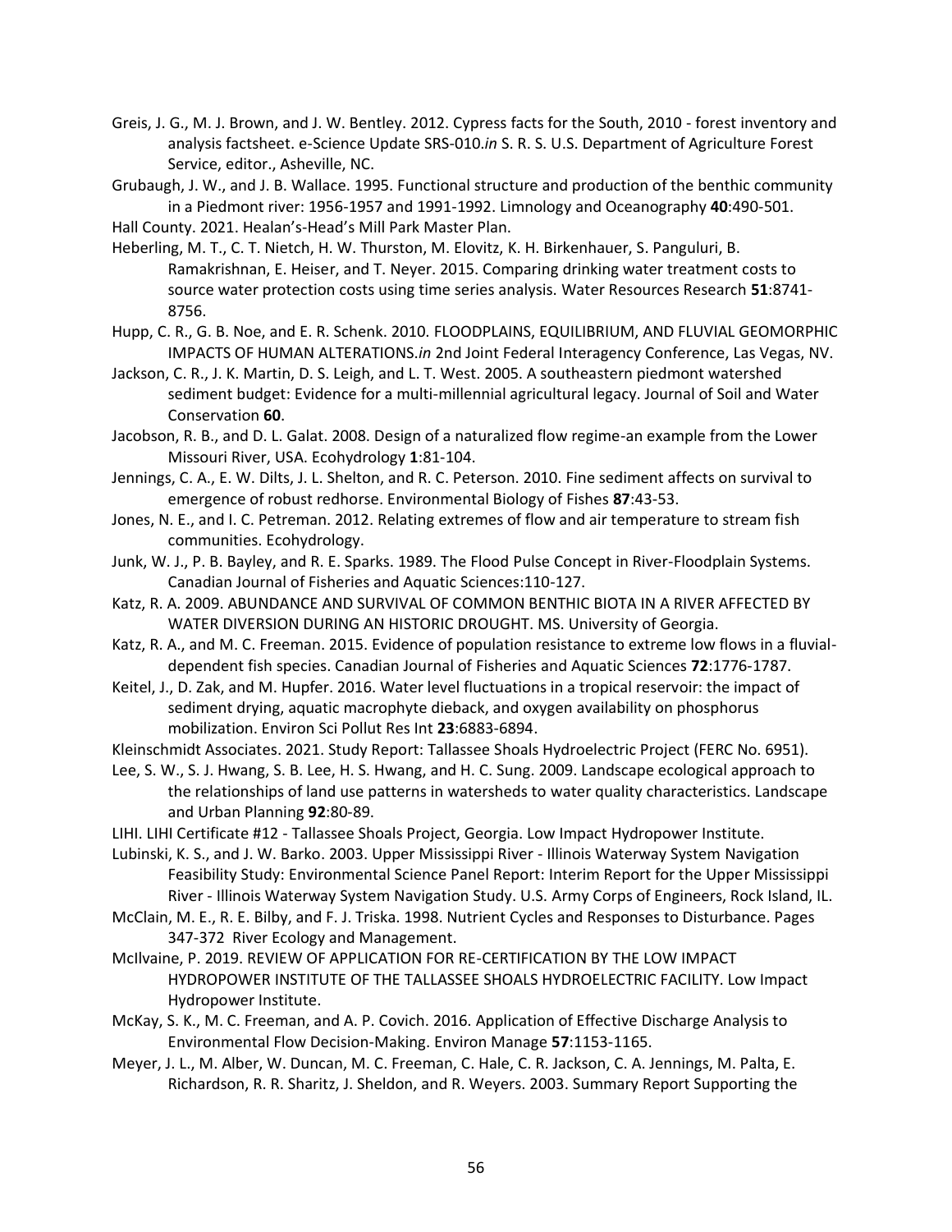Greis, J. G., M. J. Brown, and J. W. Bentley. 2012. Cypress facts for the South, 2010 - forest inventory and analysis factsheet. e-Science Update SRS-010.*in* S. R. S. U.S. Department of Agriculture Forest Service, editor., Asheville, NC.

Grubaugh, J. W., and J. B. Wallace. 1995. Functional structure and production of the benthic community in a Piedmont river: 1956-1957 and 1991-1992. Limnology and Oceanography **40**:490-501.

Hall County. 2021. Healan's-Head's Mill Park Master Plan.

Heberling, M. T., C. T. Nietch, H. W. Thurston, M. Elovitz, K. H. Birkenhauer, S. Panguluri, B. Ramakrishnan, E. Heiser, and T. Neyer. 2015. Comparing drinking water treatment costs to source water protection costs using time series analysis. Water Resources Research **51**:8741-8756.

Hupp, C. R., G. B. Noe, and E. R. Schenk. 2010. FLOODPLAINS, EQUILIBRIUM, AND FLUVIAL GEOMORPHIC IMPACTS OF HUMAN ALTERATIONS.*in* 2nd Joint Federal Interagency Conference, Las Vegas, NV.

Jackson, C. R., J. K. Martin, D. S. Leigh, and L. T. West. 2005. A southeastern piedmont watershed sediment budget: Evidence for a multi-millennial agricultural legacy. Journal of Soil and Water Conservation **60**.

Jacobson, R. B., and D. L. Galat. 2008. Design of a naturalized flow regime-an example from the Lower Missouri River, USA. Ecohydrology **1**:81-104.

Jennings, C. A., E. W. Dilts, J. L. Shelton, and R. C. Peterson. 2010. Fine sediment affects on survival to emergence of robust redhorse. Environmental Biology of Fishes **87**:43-53.

Jones, N. E., and I. C. Petreman. 2012. Relating extremes of flow and air temperature to stream fish communities. Ecohydrology.

Junk, W. J., P. B. Bayley, and R. E. Sparks. 1989. The Flood Pulse Concept in River-Floodplain Systems. Canadian Journal of Fisheries and Aquatic Sciences:110-127.

Katz, R. A. 2009. ABUNDANCE AND SURVIVAL OF COMMON BENTHIC BIOTA IN A RIVER AFFECTED BY WATER DIVERSION DURING AN HISTORIC DROUGHT. MS. University of Georgia.

Katz, R. A., and M. C. Freeman. 2015. Evidence of population resistance to extreme low flows in a fluvial-dependent fish species. Canadian Journal of Fisheries and Aquatic Sciences **72**:1776-1787.

Keitel, J., D. Zak, and M. Hupfer. 2016. Water level fluctuations in a tropical reservoir: the impact of sediment drying, aquatic macrophyte dieback, and oxygen availability on phosphorus mobilization. Environ Sci Pollut Res Int **23**:6883-6894.

Kleinschmidt Associates. 2021. Study Report: Tallassee Shoals Hydroelectric Project (FERC No. 6951).

Lee, S. W., S. J. Hwang, S. B. Lee, H. S. Hwang, and H. C. Sung. 2009. Landscape ecological approach to the relationships of land use patterns in watersheds to water quality characteristics. Landscape and Urban Planning **92**:80-89.

LIHI. LIHI Certificate #12 - Tallassee Shoals Project, Georgia. Low Impact Hydropower Institute.

Lubinski, K. S., and J. W. Barko. 2003. Upper Mississippi River - Illinois Waterway System Navigation Feasibility Study: Environmental Science Panel Report: Interim Report for the Upper Mississippi River - Illinois Waterway System Navigation Study. U.S. Army Corps of Engineers, Rock Island, IL.

McClain, M. E., R. E. Bilby, and F. J. Triska. 1998. Nutrient Cycles and Responses to Disturbance. Pages 347-372 River Ecology and Management.

McIlvaine, P. 2019. REVIEW OF APPLICATION FOR RE-CERTIFICATION BY THE LOW IMPACT HYDROPOWER INSTITUTE OF THE TALLASSEE SHOALS HYDROELECTRIC FACILITY. Low Impact Hydropower Institute.

McKay, S. K., M. C. Freeman, and A. P. Covich. 2016. Application of Effective Discharge Analysis to Environmental Flow Decision-Making. Environ Manage **57**:1153-1165.

Meyer, J. L., M. Alber, W. Duncan, M. C. Freeman, C. Hale, C. R. Jackson, C. A. Jennings, M. Palta, E. Richardson, R. R. Sharitz, J. Sheldon, and R. Weyers. 2003. Summary Report Supporting the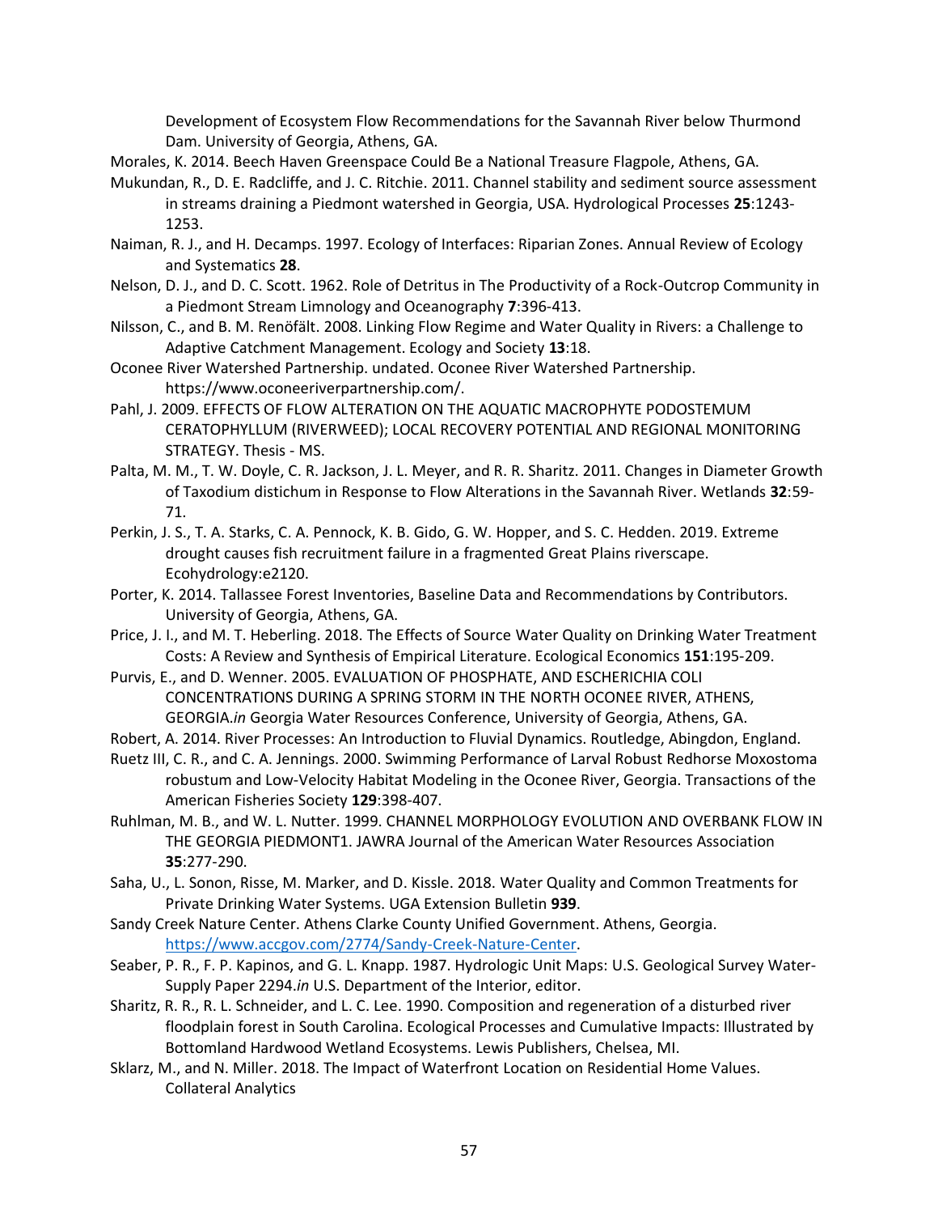Development of Ecosystem Flow Recommendations for the Savannah River below Thurmond Dam. University of Georgia, Athens, GA.

Morales, K. 2014. Beech Haven Greenspace Could Be a National Treasure Flagpole, Athens, GA.

Mukundan, R., D. E. Radcliffe, and J. C. Ritchie. 2011. Channel stability and sediment source assessment in streams draining a Piedmont watershed in Georgia, USA. Hydrological Processes **25**:1243-1253.

Naiman, R. J., and H. Decamps. 1997. Ecology of Interfaces: Riparian Zones. Annual Review of Ecology and Systematics **28**.

Nelson, D. J., and D. C. Scott. 1962. Role of Detritus in The Productivity of a Rock-Outcrop Community in a Piedmont Stream Limnology and Oceanography **7**:396-413.

Nilsson, C., and B. M. Renöfält. 2008. Linking Flow Regime and Water Quality in Rivers: a Challenge to Adaptive Catchment Management. Ecology and Society **13**:18.

Oconee River Watershed Partnership. undated. Oconee River Watershed Partnership. https://www.oconeeriverpartnership.com/.

Pahl, J. 2009. EFFECTS OF FLOW ALTERATION ON THE AQUATIC MACROPHYTE PODOSTEMUM CERATOPHYLLUM (RIVERWEED); LOCAL RECOVERY POTENTIAL AND REGIONAL MONITORING STRATEGY. Thesis - MS.

Palta, M. M., T. W. Doyle, C. R. Jackson, J. L. Meyer, and R. R. Sharitz. 2011. Changes in Diameter Growth of Taxodium distichum in Response to Flow Alterations in the Savannah River. Wetlands **32**:59-71.

Perkin, J. S., T. A. Starks, C. A. Pennock, K. B. Gido, G. W. Hopper, and S. C. Hedden. 2019. Extreme drought causes fish recruitment failure in a fragmented Great Plains riverscape. Ecohydrology:e2120.

Porter, K. 2014. Tallassee Forest Inventories, Baseline Data and Recommendations by Contributors. University of Georgia, Athens, GA.

Price, J. I., and M. T. Heberling. 2018. The Effects of Source Water Quality on Drinking Water Treatment Costs: A Review and Synthesis of Empirical Literature. Ecological Economics **151**:195-209.

Purvis, E., and D. Wenner. 2005. EVALUATION OF PHOSPHATE, AND ESCHERICHIA COLI CONCENTRATIONS DURING A SPRING STORM IN THE NORTH OCONEE RIVER, ATHENS, GEORGIA.*in* Georgia Water Resources Conference, University of Georgia, Athens, GA.

Robert, A. 2014. River Processes: An Introduction to Fluvial Dynamics. Routledge, Abingdon, England.

Ruetz III, C. R., and C. A. Jennings. 2000. Swimming Performance of Larval Robust Redhorse Moxostoma robustum and Low-Velocity Habitat Modeling in the Oconee River, Georgia. Transactions of the American Fisheries Society **129**:398-407.

Ruhlman, M. B., and W. L. Nutter. 1999. CHANNEL MORPHOLOGY EVOLUTION AND OVERBANK FLOW IN THE GEORGIA PIEDMONT1. JAWRA Journal of the American Water Resources Association **35**:277-290.

Saha, U., L. Sonon, Risse, M. Marker, and D. Kissle. 2018. Water Quality and Common Treatments for Private Drinking Water Systems. UGA Extension Bulletin **939**.

Sandy Creek Nature Center. Athens Clarke County Unified Government. Athens, Georgia. https://www.accgov.com/2774/Sandy-Creek-Nature-Center.

Seaber, P. R., F. P. Kapinos, and G. L. Knapp. 1987. Hydrologic Unit Maps: U.S. Geological Survey Water-Supply Paper 2294.*in* U.S. Department of the Interior, editor.

Sharitz, R. R., R. L. Schneider, and L. C. Lee. 1990. Composition and regeneration of a disturbed river floodplain forest in South Carolina. Ecological Processes and Cumulative Impacts: Illustrated by Bottomland Hardwood Wetland Ecosystems. Lewis Publishers, Chelsea, MI.

Sklarz, M., and N. Miller. 2018. The Impact of Waterfront Location on Residential Home Values. Collateral Analytics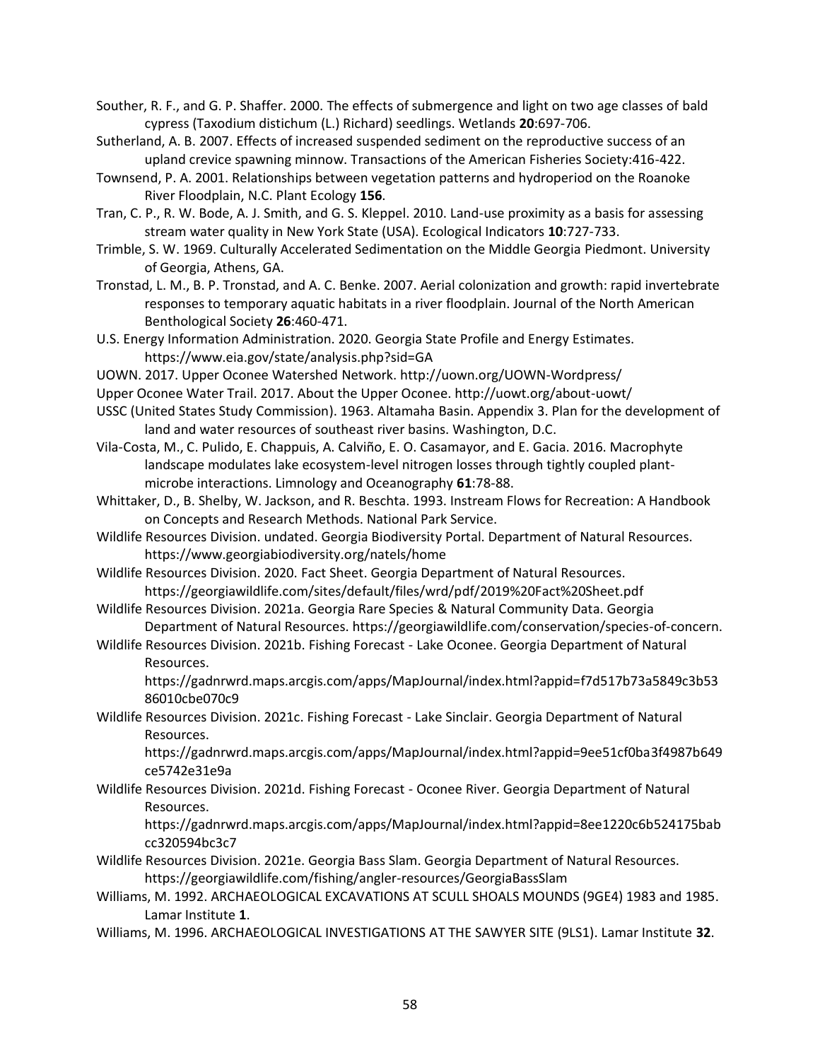Souther, R. F., and G. P. Shaffer. 2000. The effects of submergence and light on two age classes of bald cypress (Taxodium distichum (L.) Richard) seedlings. Wetlands **20**:697-706.

Sutherland, A. B. 2007. Effects of increased suspended sediment on the reproductive success of an upland crevice spawning minnow. Transactions of the American Fisheries Society:416-422.

Townsend, P. A. 2001. Relationships between vegetation patterns and hydroperiod on the Roanoke River Floodplain, N.C. Plant Ecology **156**.

Tran, C. P., R. W. Bode, A. J. Smith, and G. S. Kleppel. 2010. Land-use proximity as a basis for assessing stream water quality in New York State (USA). Ecological Indicators **10**:727-733.

Trimble, S. W. 1969. Culturally Accelerated Sedimentation on the Middle Georgia Piedmont. University of Georgia, Athens, GA.

Tronstad, L. M., B. P. Tronstad, and A. C. Benke. 2007. Aerial colonization and growth: rapid invertebrate responses to temporary aquatic habitats in a river floodplain. Journal of the North American Benthological Society **26**:460-471.

U.S. Energy Information Administration. 2020. Georgia State Profile and Energy Estimates. https://www.eia.gov/state/analysis.php?sid=GA

UOWN. 2017. Upper Oconee Watershed Network. http://uown.org/UOWN-Wordpress/

Upper Oconee Water Trail. 2017. About the Upper Oconee. http://uowt.org/about-uowt/

USSC (United States Study Commission). 1963. Altamaha Basin. Appendix 3. Plan for the development of land and water resources of southeast river basins. Washington, D.C.

Vila-Costa, M., C. Pulido, E. Chappuis, A. Calviño, E. O. Casamayor, and E. Gacia. 2016. Macrophyte landscape modulates lake ecosystem-level nitrogen losses through tightly coupled plant-microbe interactions. Limnology and Oceanography **61**:78-88.

Whittaker, D., B. Shelby, W. Jackson, and R. Beschta. 1993. Instream Flows for Recreation: A Handbook on Concepts and Research Methods. National Park Service.

Wildlife Resources Division. undated. Georgia Biodiversity Portal. Department of Natural Resources. https://www.georgiabiodiversity.org/natels/home

Wildlife Resources Division. 2020. Fact Sheet. Georgia Department of Natural Resources. https://georgiawildlife.com/sites/default/files/wrd/pdf/2019%20Fact%20Sheet.pdf

Wildlife Resources Division. 2021a. Georgia Rare Species & Natural Community Data. Georgia Department of Natural Resources. https://georgiawildlife.com/conservation/species-of-concern.

Wildlife Resources Division. 2021b. Fishing Forecast - Lake Oconee. Georgia Department of Natural Resources. https://gadnrwrd.maps.arcgis.com/apps/MapJournal/index.html?appid=f7d517b73a5849c3b5386010cbe070c9

Wildlife Resources Division. 2021c. Fishing Forecast - Lake Sinclair. Georgia Department of Natural Resources. https://gadnrwrd.maps.arcgis.com/apps/MapJournal/index.html?appid=9ee51cf0ba3f4987b649ce5742e31e9a

Wildlife Resources Division. 2021d. Fishing Forecast - Oconee River. Georgia Department of Natural Resources. https://gadnrwrd.maps.arcgis.com/apps/MapJournal/index.html?appid=8ee1220c6b524175babcc320594bc3c7

Wildlife Resources Division. 2021e. Georgia Bass Slam. Georgia Department of Natural Resources. https://georgiawildlife.com/fishing/angler-resources/GeorgiaBassSlam

Williams, M. 1992. ARCHAEOLOGICAL EXCAVATIONS AT SCULL SHOALS MOUNDS (9GE4) 1983 and 1985. Lamar Institute **1**.

Williams, M. 1996. ARCHAEOLOGICAL INVESTIGATIONS AT THE SAWYER SITE (9LS1). Lamar Institute **32**.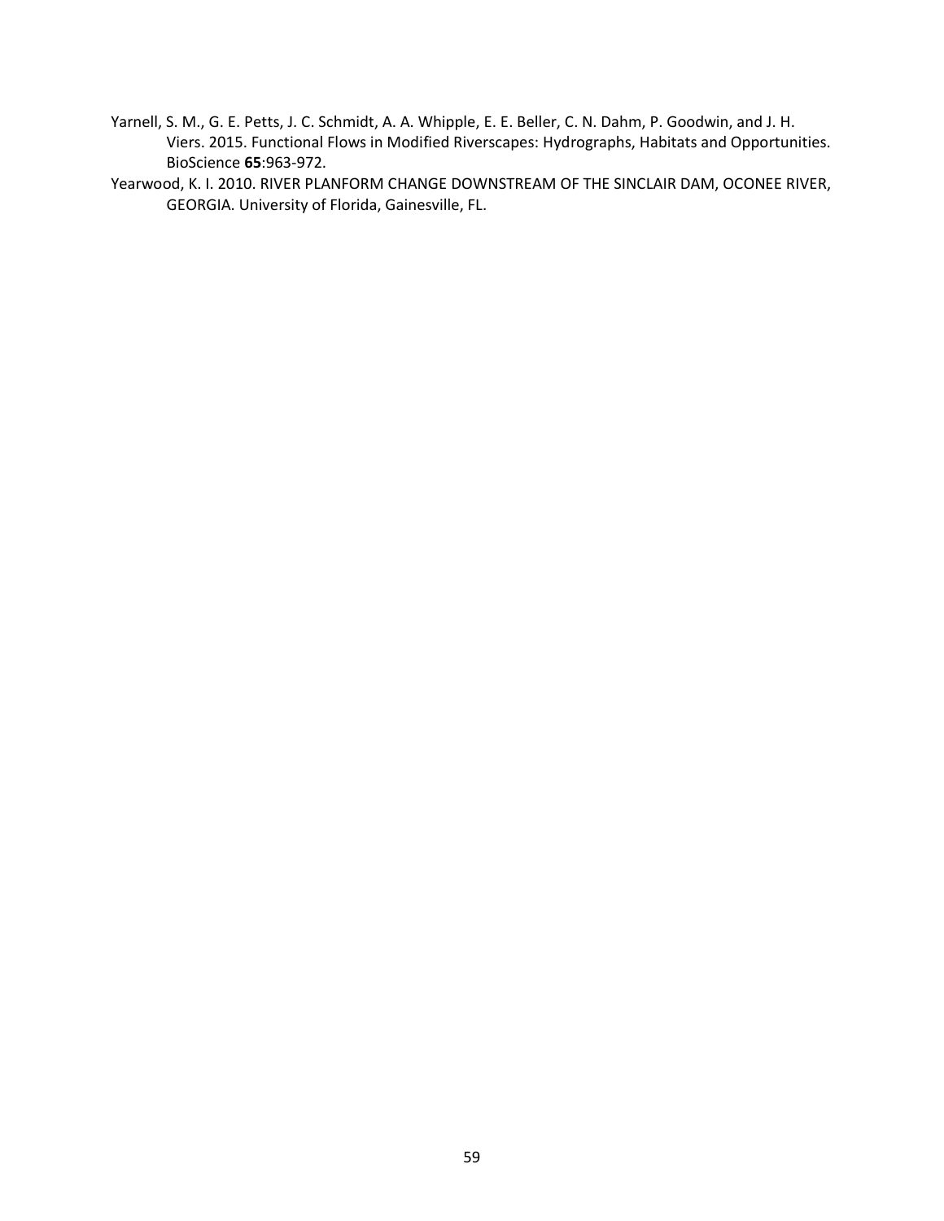Yarnell, S. M., G. E. Petts, J. C. Schmidt, A. A. Whipple, E. E. Beller, C. N. Dahm, P. Goodwin, and J. H. Viers. 2015. Functional Flows in Modified Riverscapes: Hydrographs, Habitats and Opportunities. BioScience **65**:963-972.

Yearwood, K. I. 2010. RIVER PLANFORM CHANGE DOWNSTREAM OF THE SINCLAIR DAM, OCONEE RIVER, GEORGIA. University of Florida, Gainesville, FL.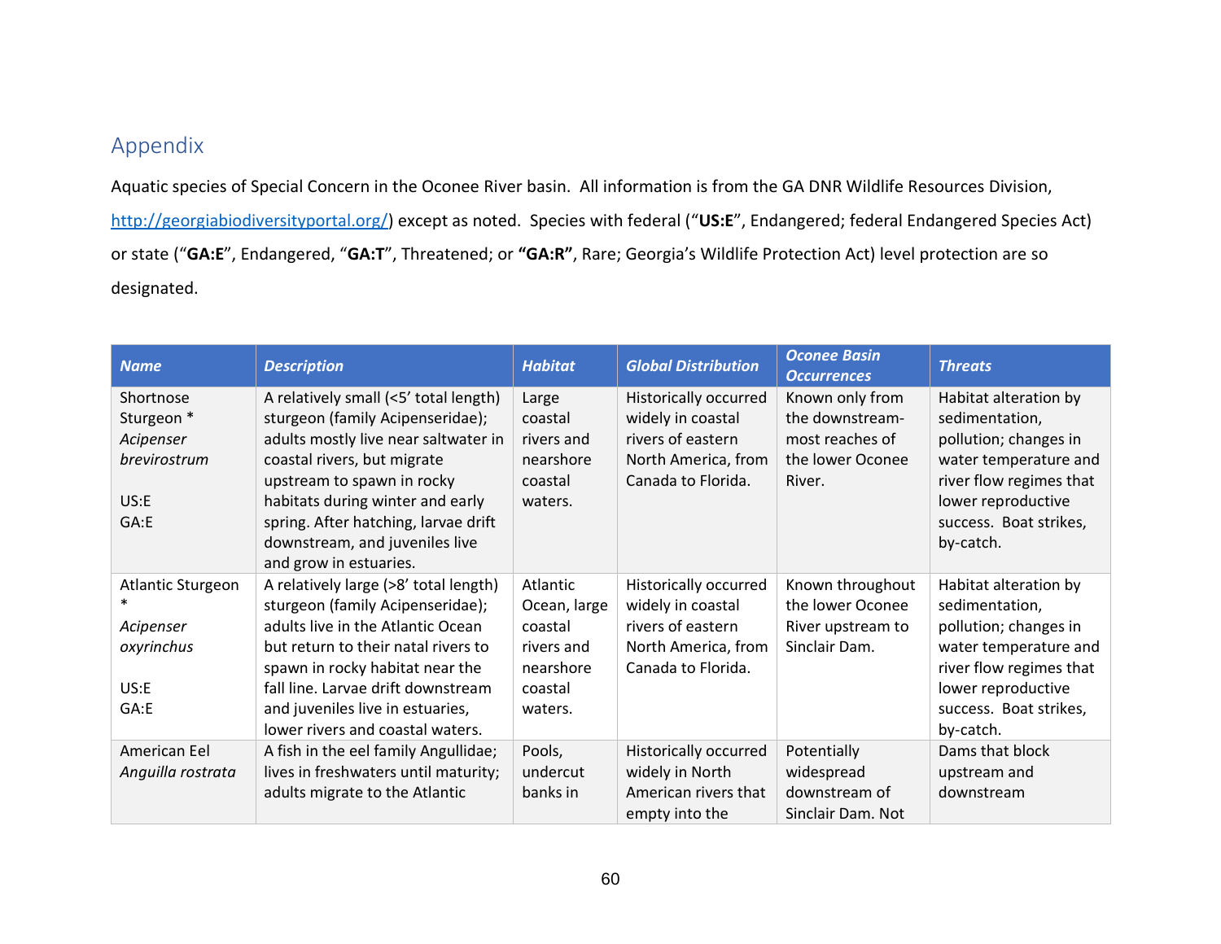## Appendix

Aquatic species of Special Concern in the Oconee River basin. All information is from the GA DNR Wildlife Resources Division, [http://georgiabiodiversityportal.org/](http://georgiabiodiversityportal.org/)) except as noted. Species with federal (“**US:E**”, Endangered; federal Endangered Species Act) or state (“**GA:E**”, Endangered, “**GA:T**”, Threatened; or **“GA:R”**, Rare; Georgia’s Wildlife Protection Act) level protection are so designated.

| ***Name*** | ***Description*** | ***Habitat*** | ***Global Distribution*** | ***Oconee Basin Occurrences*** | ***Threats*** |
|---|---|---|---|---|---|
| Shortnose Sturgeon * *Acipenser brevirostrum* <br><br> US:E <br> GA:E | A relatively small (<5’ total length) sturgeon (family Acipenseridae); adults mostly live near saltwater in coastal rivers, but migrate upstream to spawn in rocky habitats during winter and early spring. After hatching, larvae drift downstream, and juveniles live and grow in estuaries. | Large coastal rivers and nearshore coastal waters. | Historically occurred widely in coastal rivers of eastern North America, from Canada to Florida. | Known only from the downstream-most reaches of the lower Oconee River. | Habitat alteration by sedimentation, pollution; changes in water temperature and river flow regimes that lower reproductive success. Boat strikes, by-catch. |
| Atlantic Sturgeon * *Acipenser oxyrinchus* <br><br> US:E <br> GA:E | A relatively large (>8’ total length) sturgeon (family Acipenseridae); adults live in the Atlantic Ocean but return to their natal rivers to spawn in rocky habitat near the fall line. Larvae drift downstream and juveniles live in estuaries, lower rivers and coastal waters. | Atlantic Ocean, large coastal rivers and nearshore coastal waters. | Historically occurred widely in coastal rivers of eastern North America, from Canada to Florida. | Known throughout the lower Oconee River upstream to Sinclair Dam. | Habitat alteration by sedimentation, pollution; changes in water temperature and river flow regimes that lower reproductive success. Boat strikes, by-catch. |
| American Eel *Anguilla rostrata* | A fish in the eel family Angullidae; lives in freshwaters until maturity; adults migrate to the Atlantic | Pools, undercut banks in | Historically occurred widely in North American rivers that empty into the | Potentially widespread downstream of Sinclair Dam. Not | Dams that block upstream and downstream |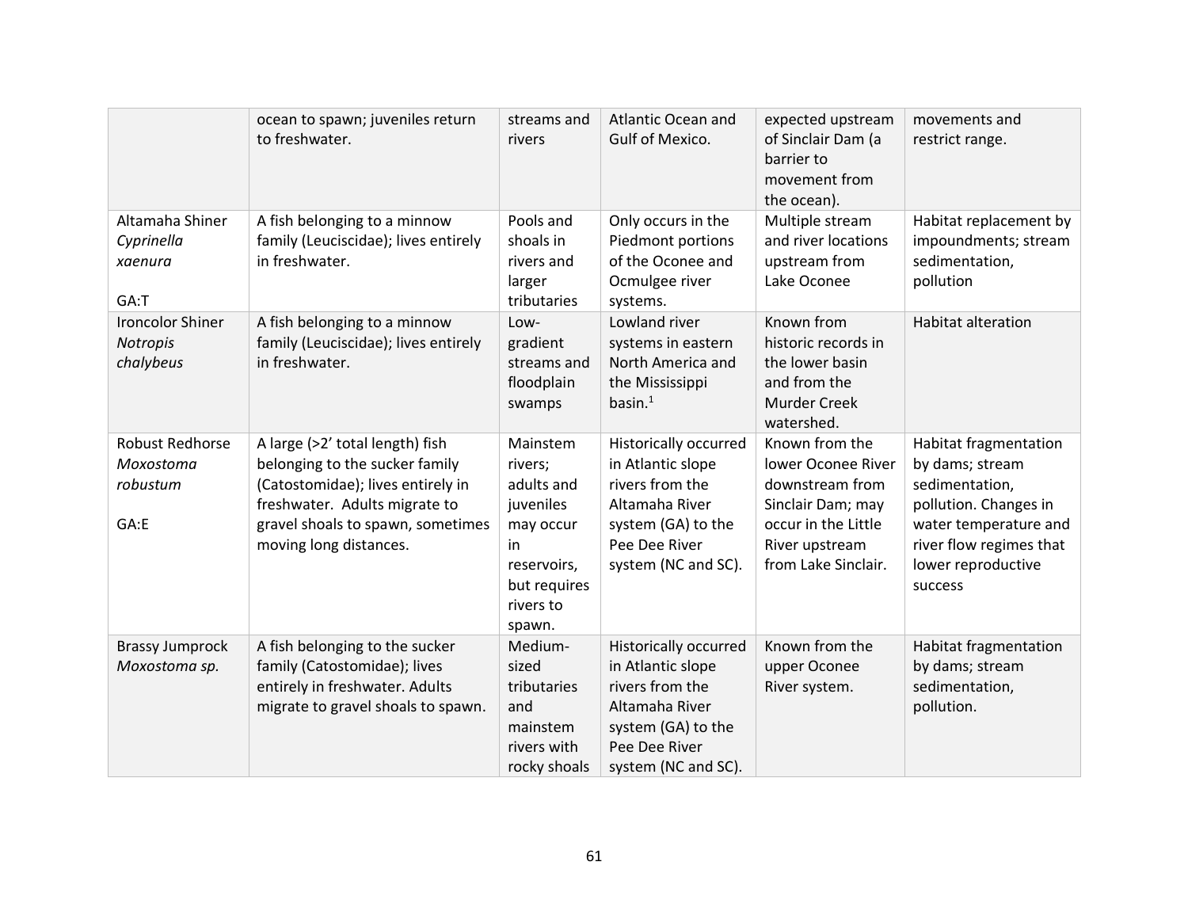| | | | | | |
|---|---|---|---|---|---|
| | ocean to spawn; juveniles return to freshwater. | streams and rivers | Atlantic Ocean and Gulf of Mexico. | expected upstream of Sinclair Dam (a barrier to movement from the ocean). | movements and restrict range. |
| Altamaha Shiner *Cyprinella xaenura* GA:T | A fish belonging to a minnow family (Leuciscidae); lives entirely in freshwater. | Pools and shoals in rivers and larger tributaries | Only occurs in the Piedmont portions of the Oconee and Ocmulgee river systems. | Multiple stream and river locations upstream from Lake Oconee | Habitat replacement by impoundments; stream sedimentation, pollution |
| Ironcolor Shiner *Notropis chalybeus* | A fish belonging to a minnow family (Leuciscidae); lives entirely in freshwater. | Low-gradient streams and floodplain swamps | Lowland river systems in eastern North America and the Mississippi basin.[1] | Known from historic records in the lower basin and from the Murder Creek watershed. | Habitat alteration |
| Robust Redhorse *Moxostoma robustum* GA:E | A large (>2' total length) fish belonging to the sucker family (Catostomidae); lives entirely in freshwater. Adults migrate to gravel shoals to spawn, sometimes moving long distances. | Mainstem rivers; adults and juveniles may occur in reservoirs, but requires rivers to spawn. | Historically occurred in Atlantic slope rivers from the Altamaha River system (GA) to the Pee Dee River system (NC and SC). | Known from the lower Oconee River downstream from Sinclair Dam; may occur in the Little River upstream from Lake Sinclair. | Habitat fragmentation by dams; stream sedimentation, pollution. Changes in water temperature and river flow regimes that lower reproductive success |
| Brassy Jumprock *Moxostoma sp.* | A fish belonging to the sucker family (Catostomidae); lives entirely in freshwater. Adults migrate to gravel shoals to spawn. | Medium-sized tributaries and mainstem rivers with rocky shoals | Historically occurred in Atlantic slope rivers from the Altamaha River system (GA) to the Pee Dee River system (NC and SC). | Known from the upper Oconee River system. | Habitat fragmentation by dams; stream sedimentation, pollution. |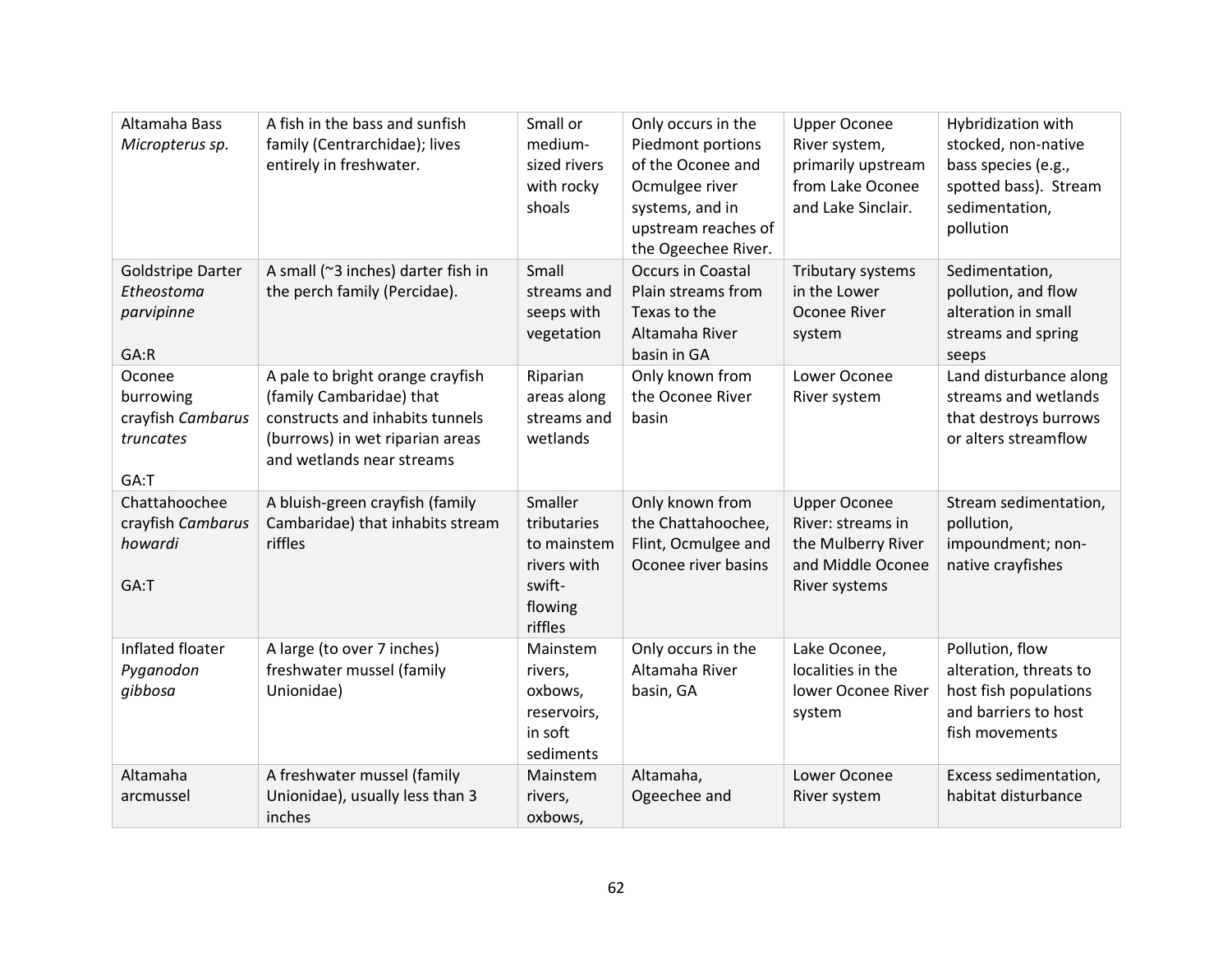| | | | | | |
|---|---|---|---|---|---|
| Altamaha Bass *Micropterus sp.* | A fish in the bass and sunfish family (Centrarchidae); lives entirely in freshwater. | Small or medium-sized rivers with rocky shoals | Only occurs in the Piedmont portions of the Oconee and Ocmulgee river systems, and in upstream reaches of the Ogeechee River. | Upper Oconee River system, primarily upstream from Lake Oconee and Lake Sinclair. | Hybridization with stocked, non-native bass species (e.g., spotted bass). Stream sedimentation, pollution |
| Goldstripe Darter *Etheostoma parvipinne*<br><br>GA:R | A small (~3 inches) darter fish in the perch family (Percidae). | Small streams and seeps with vegetation | Occurs in Coastal Plain streams from Texas to the Altamaha River basin in GA | Tributary systems in the Lower Oconee River system | Sedimentation, pollution, and flow alteration in small streams and spring seeps |
| Oconee burrowing crayfish *Cambarus truncates*<br><br>GA:T | A pale to bright orange crayfish (family Cambaridae) that constructs and inhabits tunnels (burrows) in wet riparian areas and wetlands near streams | Riparian areas along streams and wetlands | Only known from the Oconee River basin | Lower Oconee River system | Land disturbance along streams and wetlands that destroys burrows or alters streamflow |
| Chattahoochee crayfish *Cambarus howardi*<br><br>GA:T | A bluish-green crayfish (family Cambaridae) that inhabits stream riffles | Smaller tributaries to mainstem rivers with swift-flowing riffles | Only known from the Chattahoochee, Flint, Ocmulgee and Oconee river basins | Upper Oconee River: streams in the Mulberry River and Middle Oconee River systems | Stream sedimentation, pollution, impoundment; non-native crayfishes |
| Inflated floater *Pyganodon gibbosa* | A large (to over 7 inches) freshwater mussel (family Unionidae) | Mainstem rivers, oxbows, reservoirs, in soft sediments | Only occurs in the Altamaha River basin, GA | Lake Oconee, localities in the lower Oconee River system | Pollution, flow alteration, threats to host fish populations and barriers to host fish movements |
| Altamaha arcmussel | A freshwater mussel (family Unionidae), usually less than 3 inches | Mainstem rivers, oxbows, | Altamaha, Ogeechee and | Lower Oconee River system | Excess sedimentation, habitat disturbance |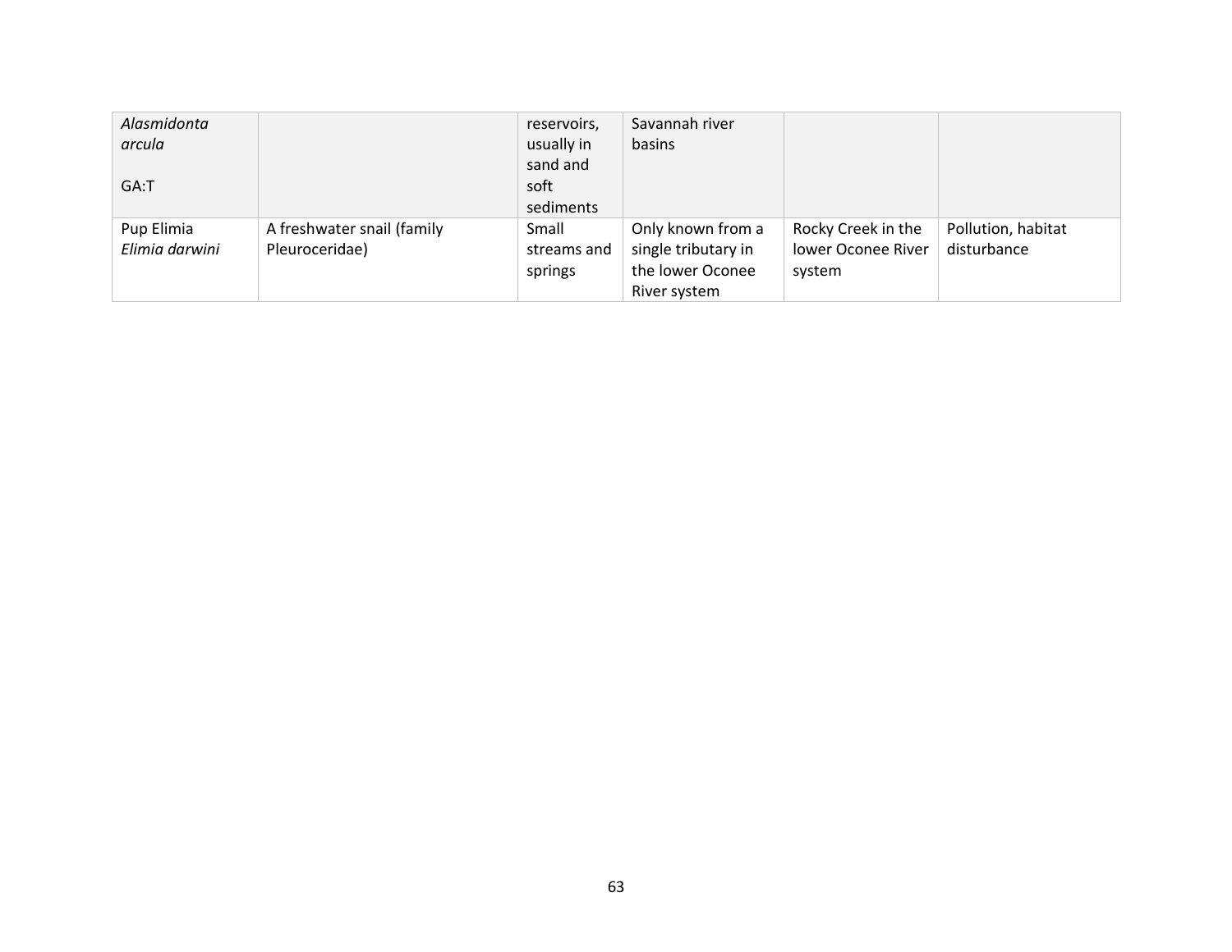| | | | | | |
|---|---|---|---|---|---|
| *Alasmidonta arcula*<br><br>GA:T | | reservoirs, usually in sand and soft sediments | Savannah river basins | | |
| Pup Elimia<br>*Elimia darwini* | A freshwater snail (family Pleuroceridae) | Small streams and springs | Only known from a single tributary in the lower Oconee River system | Rocky Creek in the lower Oconee River system | Pollution, habitat disturbance |